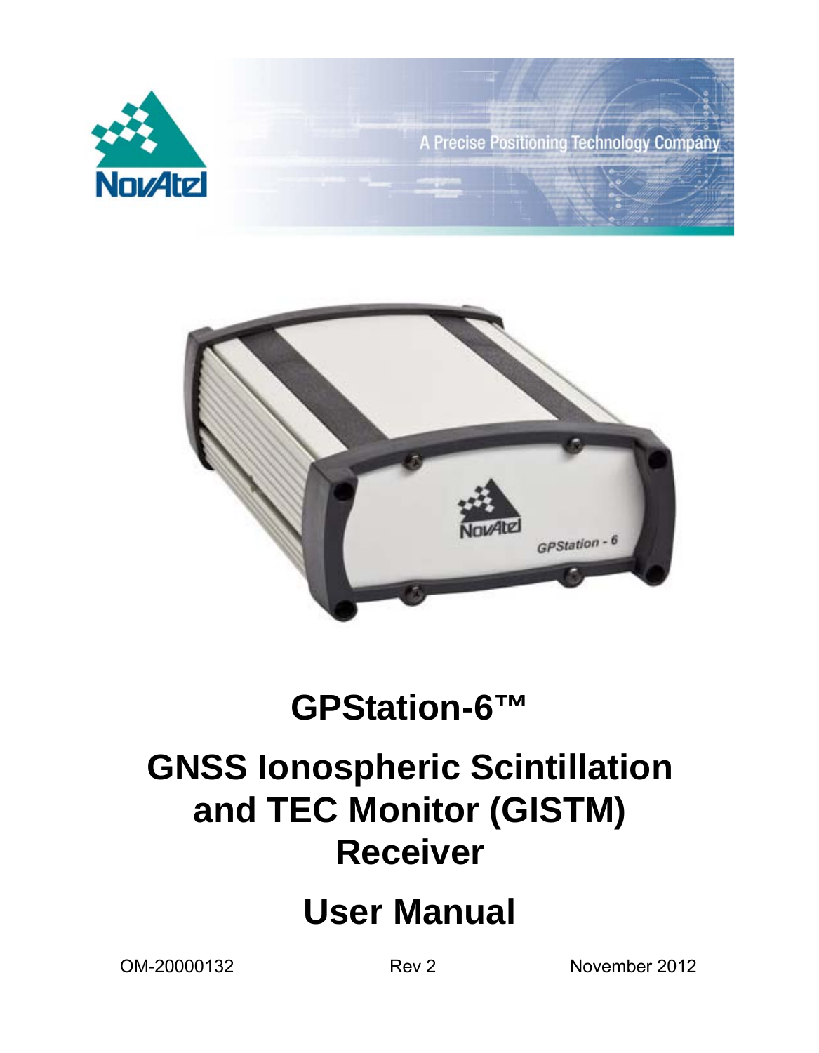NovAtel

A Precise Positioning Technology Company

# GPStation-6™

# GNSS Ionospheric Scintillation and TEC Monitor (GISTM) Receiver

# User Manual

OM-20000132 Rev 2 November 2012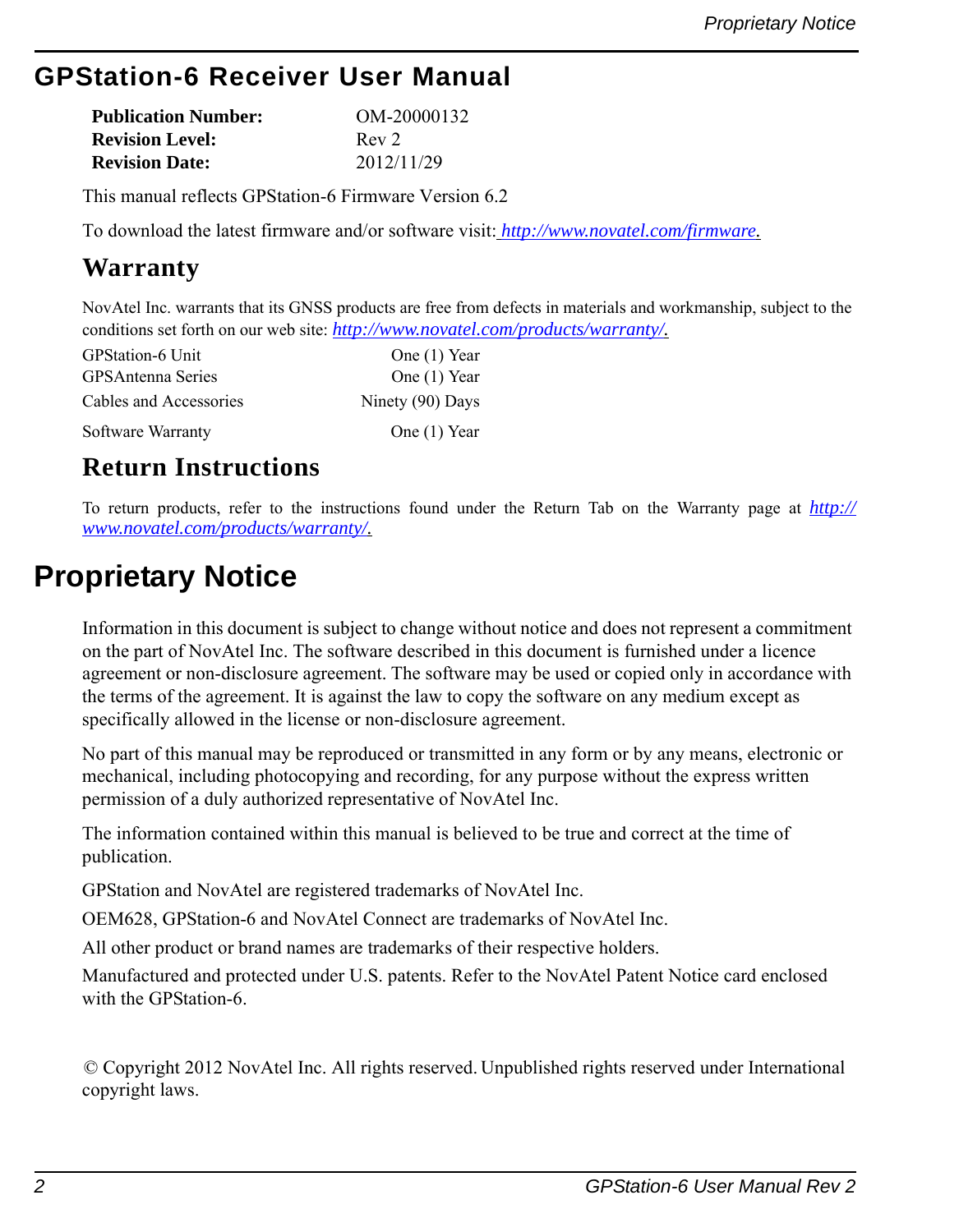# GPStation-6 Receiver User Manual

| | |
|---|---|
| **Publication Number:** | OM-20000132 |
| **Revision Level:** | Rev 2 |
| **Revision Date:** | 2012/11/29 |

This manual reflects GPStation-6 Firmware Version 6.2

To download the latest firmware and/or software visit: *http://www.novatel.com/firmware.*

## Warranty

NovAtel Inc. warrants that its GNSS products are free from defects in materials and workmanship, subject to the conditions set forth on our web site: *http://www.novatel.com/products/warranty/.*

| | |
|---|---|
| GPStation-6 Unit | One (1) Year |
| GPSAntenna Series | One (1) Year |
| Cables and Accessories | Ninety (90) Days |
| Software Warranty | One (1) Year |

## Return Instructions

To return products, refer to the instructions found under the Return Tab on the Warranty page at *http://www.novatel.com/products/warranty/.*

# Proprietary Notice

Information in this document is subject to change without notice and does not represent a commitment on the part of NovAtel Inc. The software described in this document is furnished under a licence agreement or non-disclosure agreement. The software may be used or copied only in accordance with the terms of the agreement. It is against the law to copy the software on any medium except as specifically allowed in the license or non-disclosure agreement.

No part of this manual may be reproduced or transmitted in any form or by any means, electronic or mechanical, including photocopying and recording, for any purpose without the express written permission of a duly authorized representative of NovAtel Inc.

The information contained within this manual is believed to be true and correct at the time of publication.

GPStation and NovAtel are registered trademarks of NovAtel Inc.

OEM628, GPStation-6 and NovAtel Connect are trademarks of NovAtel Inc.

All other product or brand names are trademarks of their respective holders.

Manufactured and protected under U.S. patents. Refer to the NovAtel Patent Notice card enclosed with the GPStation-6.

© Copyright 2012 NovAtel Inc. All rights reserved. Unpublished rights reserved under International copyright laws.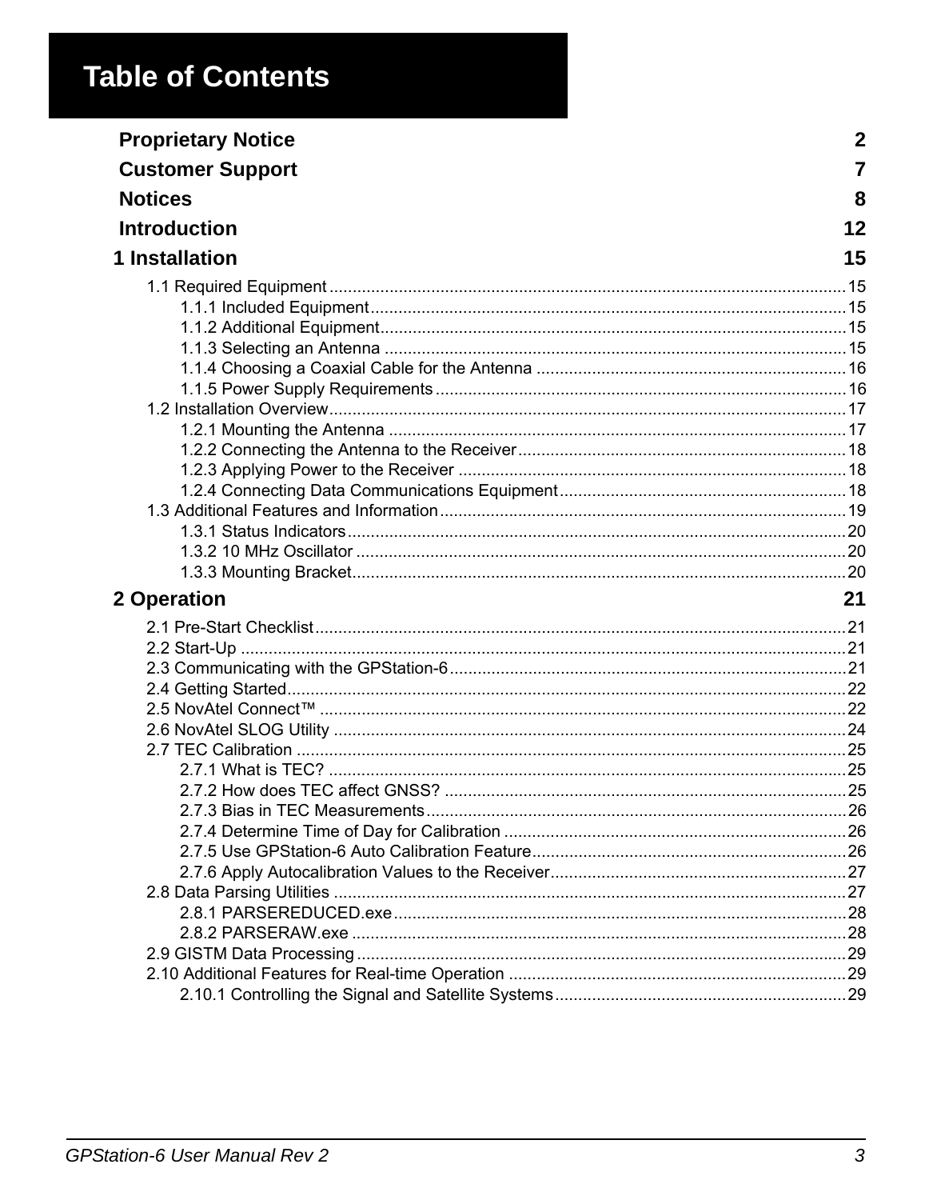# Table of Contents

**Proprietary Notice** 2

**Customer Support** 7

**Notices** 8

**Introduction** 12

**1 Installation** 15

- 1.1 Required Equipment ..... 15
  - 1.1.1 Included Equipment ..... 15
  - 1.1.2 Additional Equipment ..... 15
  - 1.1.3 Selecting an Antenna ..... 15
  - 1.1.4 Choosing a Coaxial Cable for the Antenna ..... 16
  - 1.1.5 Power Supply Requirements ..... 16
- 1.2 Installation Overview ..... 17
  - 1.2.1 Mounting the Antenna ..... 17
  - 1.2.2 Connecting the Antenna to the Receiver ..... 18
  - 1.2.3 Applying Power to the Receiver ..... 18
  - 1.2.4 Connecting Data Communications Equipment ..... 18
- 1.3 Additional Features and Information ..... 19
  - 1.3.1 Status Indicators ..... 20
  - 1.3.2 10 MHz Oscillator ..... 20
  - 1.3.3 Mounting Bracket ..... 20

**2 Operation** 21

- 2.1 Pre-Start Checklist ..... 21
- 2.2 Start-Up ..... 21
- 2.3 Communicating with the GPStation-6 ..... 21
- 2.4 Getting Started ..... 22
- 2.5 NovAtel Connect™ ..... 22
- 2.6 NovAtel SLOG Utility ..... 24
- 2.7 TEC Calibration ..... 25
  - 2.7.1 What is TEC? ..... 25
  - 2.7.2 How does TEC affect GNSS? ..... 25
  - 2.7.3 Bias in TEC Measurements ..... 26
  - 2.7.4 Determine Time of Day for Calibration ..... 26
  - 2.7.5 Use GPStation-6 Auto Calibration Feature ..... 26
  - 2.7.6 Apply Autocalibration Values to the Receiver ..... 27
- 2.8 Data Parsing Utilities ..... 27
  - 2.8.1 PARSEREDUCED.exe ..... 28
  - 2.8.2 PARSERAW.exe ..... 28
- 2.9 GISTM Data Processing ..... 29
- 2.10 Additional Features for Real-time Operation ..... 29
  - 2.10.1 Controlling the Signal and Satellite Systems ..... 29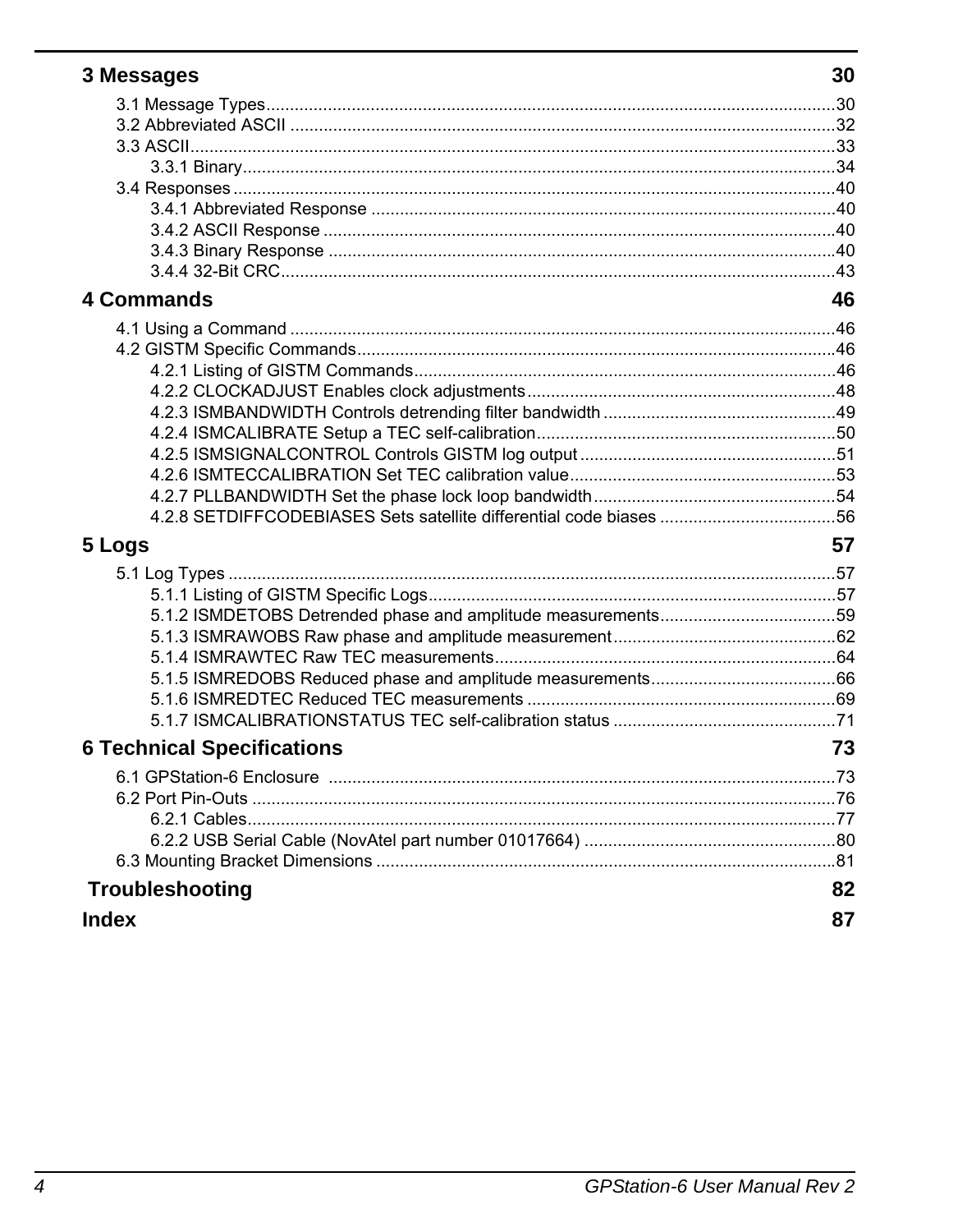**3 Messages 30**

3.1 Message Types....................................................................................................................30
3.2 Abbreviated ASCII ...............................................................................................................32
3.3 ASCII....................................................................................................................................33
    3.3.1 Binary.............................................................................................................................34
3.4 Responses ............................................................................................................................40
    3.4.1 Abbreviated Response ..................................................................................................40
    3.4.2 ASCII Response ............................................................................................................40
    3.4.3 Binary Response ...........................................................................................................40
    3.4.4 32-Bit CRC.....................................................................................................................43

**4 Commands 46**

4.1 Using a Command ...............................................................................................................46
4.2 GISTM Specific Commands..................................................................................................46
    4.2.1 Listing of GISTM Commands.........................................................................................46
    4.2.2 CLOCKADJUST Enables clock adjustments.................................................................48
    4.2.3 ISMBANDWIDTH Controls detrending filter bandwidth .................................................49
    4.2.4 ISMCALIBRATE Setup a TEC self-calibration...............................................................50
    4.2.5 ISMSIGNALCONTROL Controls GISTM log output ......................................................51
    4.2.6 ISMTECCALIBRATION Set TEC calibration value........................................................53
    4.2.7 PLLBANDWIDTH Set the phase lock loop bandwidth...................................................54
    4.2.8 SETDIFFCODEBIASES Sets satellite differential code biases .....................................56

**5 Logs 57**

5.1 Log Types ............................................................................................................................57
    5.1.1 Listing of GISTM Specific Logs......................................................................................57
    5.1.2 ISMDETOBS Detrended phase and amplitude measurements.....................................59
    5.1.3 ISMRAWOBS Raw phase and amplitude measurement...............................................62
    5.1.4 ISMRAWTEC Raw TEC measurements........................................................................64
    5.1.5 ISMREDOBS Reduced phase and amplitude measurements.......................................66
    5.1.6 ISMREDTEC Reduced TEC measurements .................................................................69
    5.1.7 ISMCALIBRATIONSTATUS TEC self-calibration status ...............................................71

**6 Technical Specifications 73**

6.1 GPStation-6 Enclosure ........................................................................................................73
6.2 Port Pin-Outs .......................................................................................................................76
    6.2.1 Cables............................................................................................................................77
    6.2.2 USB Serial Cable (NovAtel part number 01017664) .....................................................80
6.3 Mounting Bracket Dimensions .............................................................................................81

**Troubleshooting 82**

**Index 87**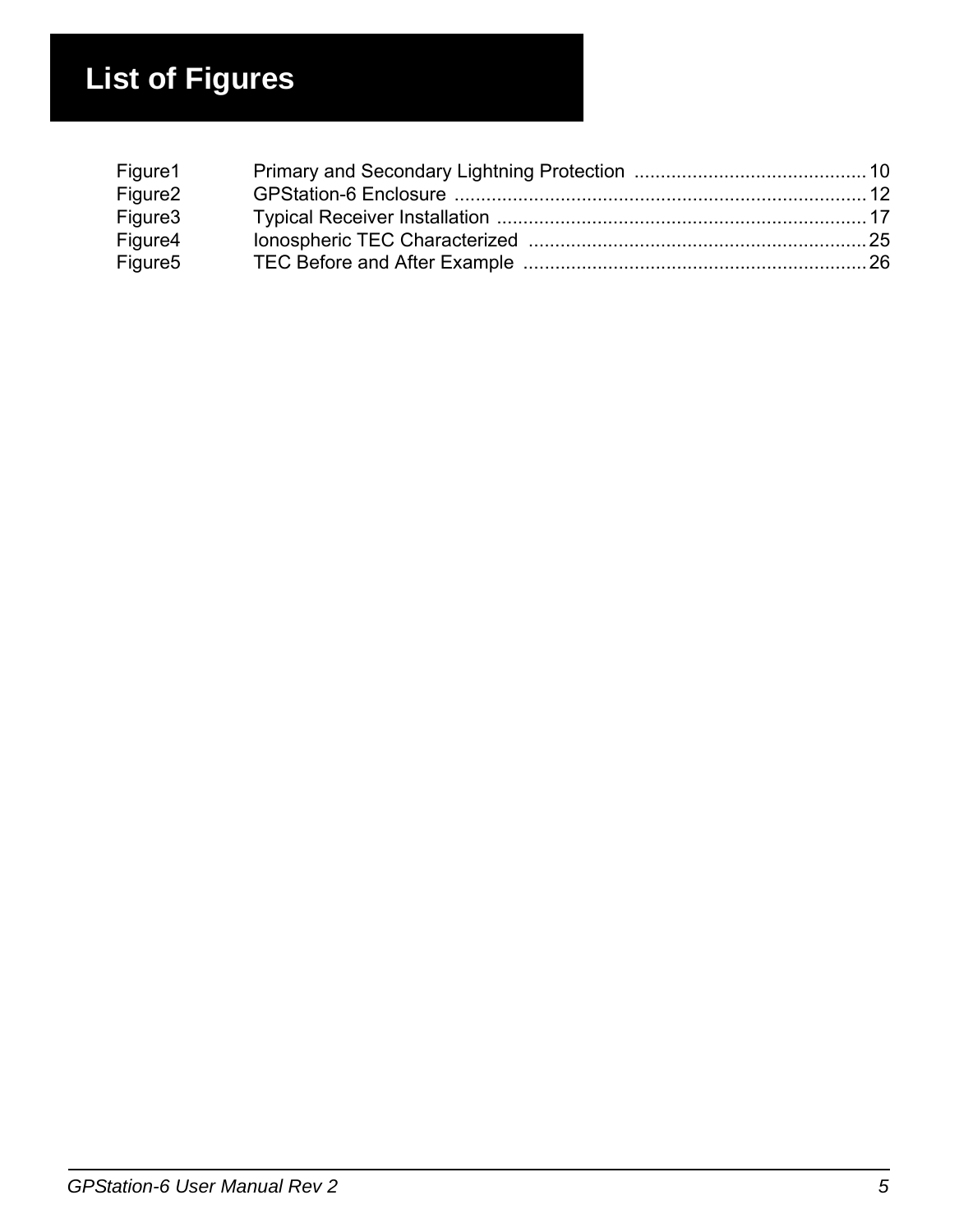# List of Figures

Figure1 Primary and Secondary Lightning Protection ........................................... 10
Figure2 GPStation-6 Enclosure ............................................................................ 12
Figure3 Typical Receiver Installation .................................................................... 17
Figure4 Ionospheric TEC Characterized ............................................................... 25
Figure5 TEC Before and After Example ................................................................ 26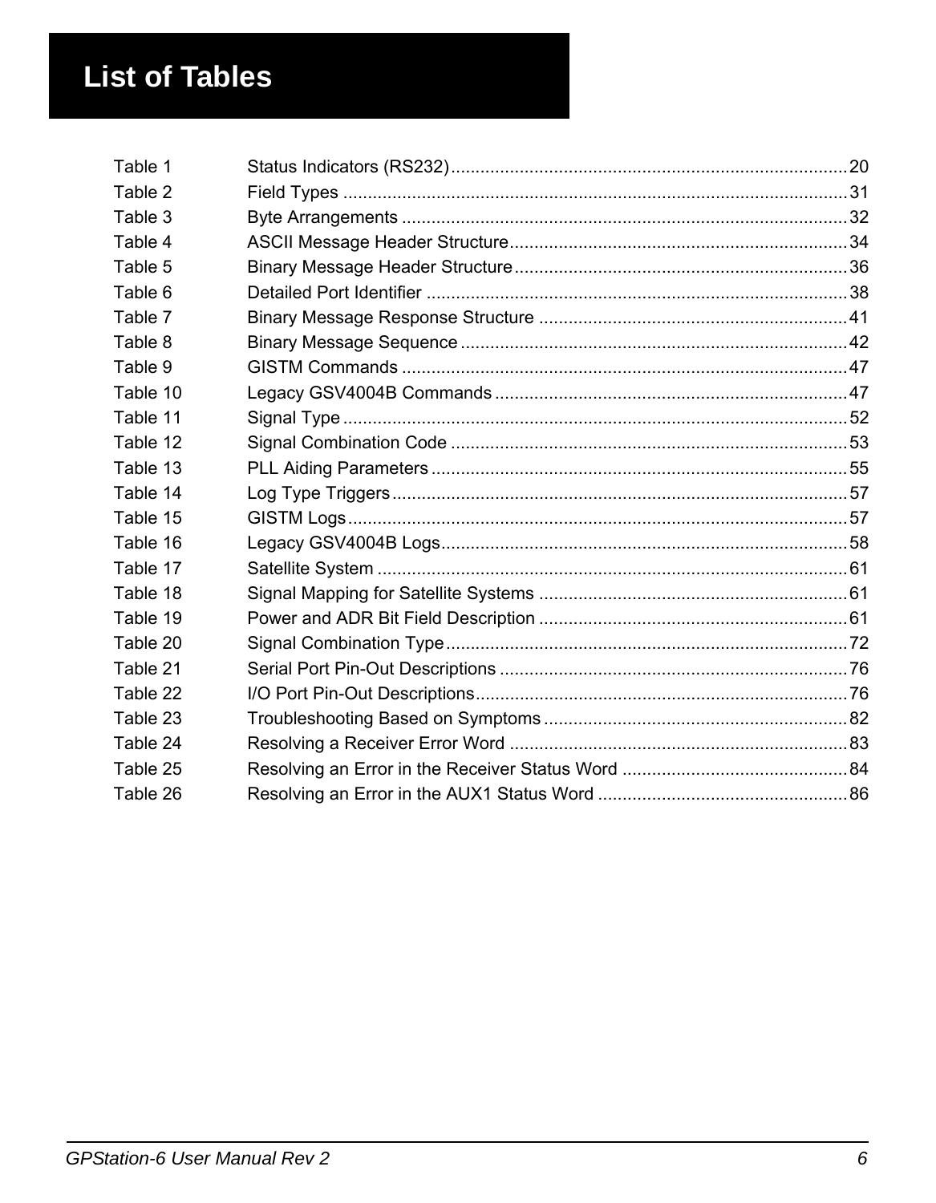# List of Tables

| Table | Title | Page |
|---|---|---|
| Table 1 | Status Indicators (RS232) | 20 |
| Table 2 | Field Types | 31 |
| Table 3 | Byte Arrangements | 32 |
| Table 4 | ASCII Message Header Structure | 34 |
| Table 5 | Binary Message Header Structure | 36 |
| Table 6 | Detailed Port Identifier | 38 |
| Table 7 | Binary Message Response Structure | 41 |
| Table 8 | Binary Message Sequence | 42 |
| Table 9 | GISTM Commands | 47 |
| Table 10 | Legacy GSV4004B Commands | 47 |
| Table 11 | Signal Type | 52 |
| Table 12 | Signal Combination Code | 53 |
| Table 13 | PLL Aiding Parameters | 55 |
| Table 14 | Log Type Triggers | 57 |
| Table 15 | GISTM Logs | 57 |
| Table 16 | Legacy GSV4004B Logs | 58 |
| Table 17 | Satellite System | 61 |
| Table 18 | Signal Mapping for Satellite Systems | 61 |
| Table 19 | Power and ADR Bit Field Description | 61 |
| Table 20 | Signal Combination Type | 72 |
| Table 21 | Serial Port Pin-Out Descriptions | 76 |
| Table 22 | I/O Port Pin-Out Descriptions | 76 |
| Table 23 | Troubleshooting Based on Symptoms | 82 |
| Table 24 | Resolving a Receiver Error Word | 83 |
| Table 25 | Resolving an Error in the Receiver Status Word | 84 |
| Table 26 | Resolving an Error in the AUX1 Status Word | 86 |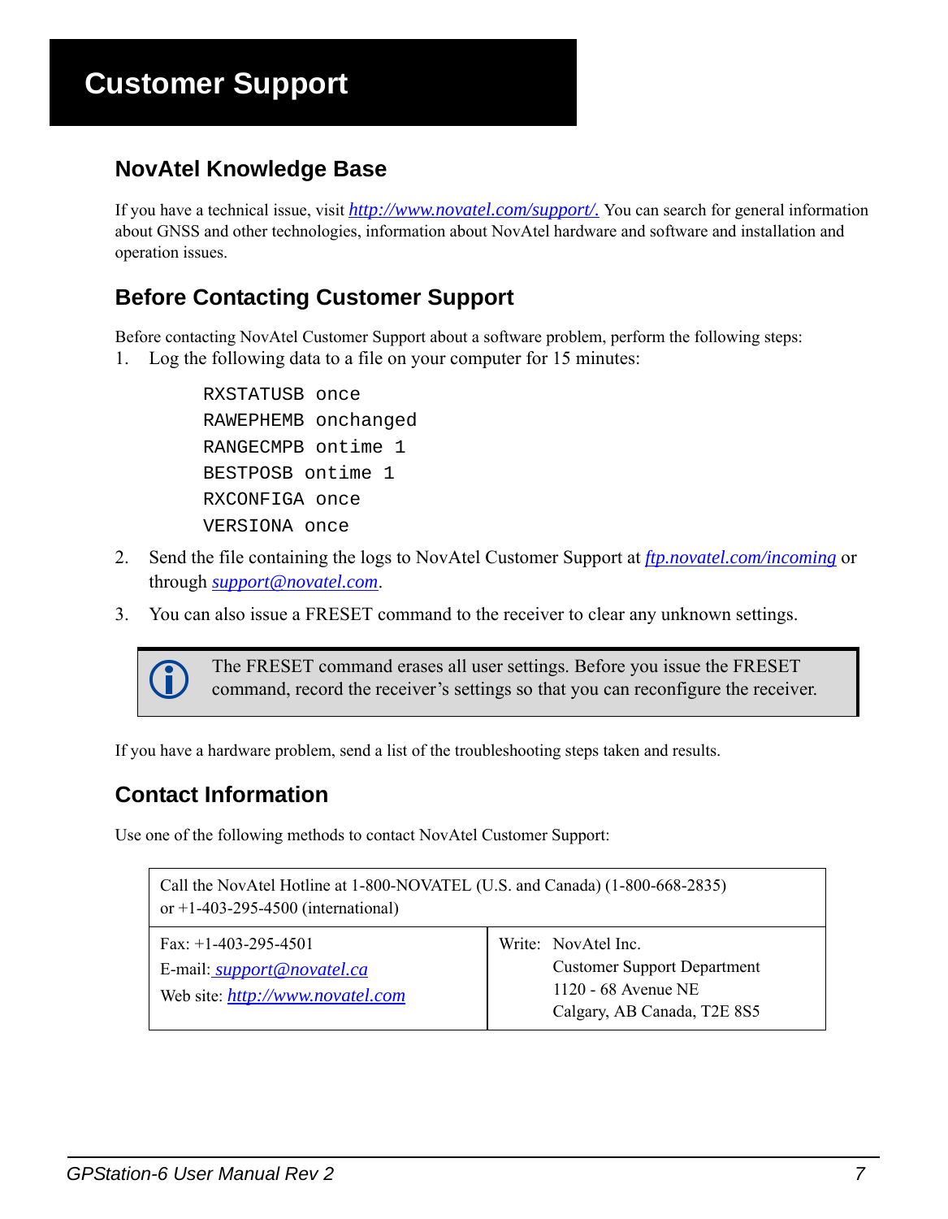# Customer Support

## NovAtel Knowledge Base

If you have a technical issue, visit http://www.novatel.com/support/. You can search for general information about GNSS and other technologies, information about NovAtel hardware and software and installation and operation issues.

## Before Contacting Customer Support

Before contacting NovAtel Customer Support about a software problem, perform the following steps:

1. Log the following data to a file on your computer for 15 minutes:

```
RXSTATUSB once
RAWEPHEMB onchanged
RANGECMPB ontime 1
BESTPOSB ontime 1
RXCONFIGA once
VERSIONA once
```

2. Send the file containing the logs to NovAtel Customer Support at ftp.novatel.com/incoming or through support@novatel.com.

3. You can also issue a FRESET command to the receiver to clear any unknown settings.

> The FRESET command erases all user settings. Before you issue the FRESET command, record the receiver's settings so that you can reconfigure the receiver.

If you have a hardware problem, send a list of the troubleshooting steps taken and results.

## Contact Information

Use one of the following methods to contact NovAtel Customer Support:

| Call the NovAtel Hotline at 1-800-NOVATEL (U.S. and Canada) (1-800-668-2835) or +1-403-295-4500 (international) | |
|---|---|
| Fax: +1-403-295-4501<br>E-mail: support@novatel.ca<br>Web site: http://www.novatel.com | Write: NovAtel Inc.<br>Customer Support Department<br>1120 - 68 Avenue NE<br>Calgary, AB Canada, T2E 8S5 |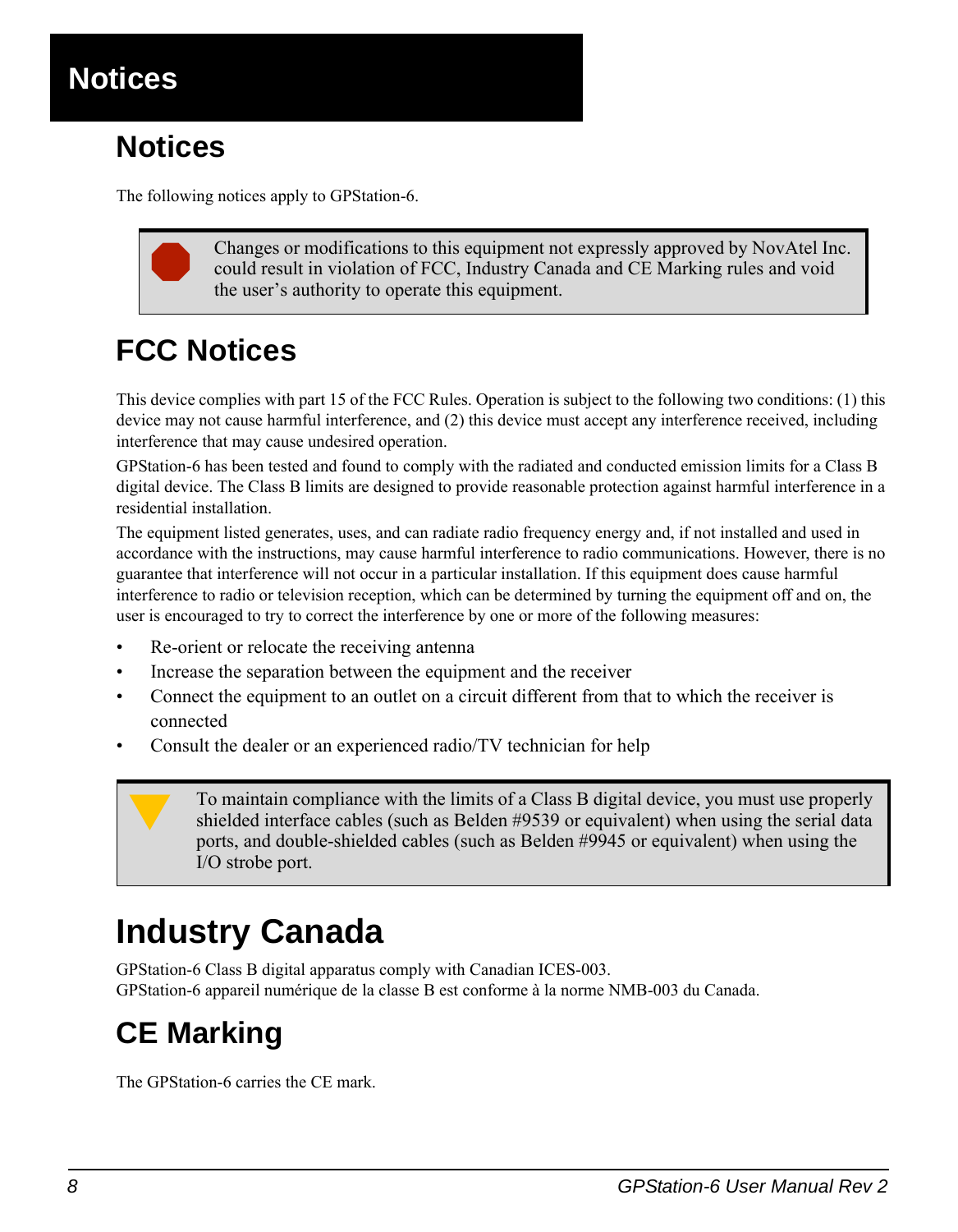# Notices

## Notices

The following notices apply to GPStation-6.

> Changes or modifications to this equipment not expressly approved by NovAtel Inc. could result in violation of FCC, Industry Canada and CE Marking rules and void the user's authority to operate this equipment.

## FCC Notices

This device complies with part 15 of the FCC Rules. Operation is subject to the following two conditions: (1) this device may not cause harmful interference, and (2) this device must accept any interference received, including interference that may cause undesired operation.

GPStation-6 has been tested and found to comply with the radiated and conducted emission limits for a Class B digital device. The Class B limits are designed to provide reasonable protection against harmful interference in a residential installation.

The equipment listed generates, uses, and can radiate radio frequency energy and, if not installed and used in accordance with the instructions, may cause harmful interference to radio communications. However, there is no guarantee that interference will not occur in a particular installation. If this equipment does cause harmful interference to radio or television reception, which can be determined by turning the equipment off and on, the user is encouraged to try to correct the interference by one or more of the following measures:

- Re-orient or relocate the receiving antenna
- Increase the separation between the equipment and the receiver
- Connect the equipment to an outlet on a circuit different from that to which the receiver is connected
- Consult the dealer or an experienced radio/TV technician for help

> To maintain compliance with the limits of a Class B digital device, you must use properly shielded interface cables (such as Belden #9539 or equivalent) when using the serial data ports, and double-shielded cables (such as Belden #9945 or equivalent) when using the I/O strobe port.

## Industry Canada

GPStation-6 Class B digital apparatus comply with Canadian ICES-003.
GPStation-6 appareil numérique de la classe B est conforme à la norme NMB-003 du Canada.

## CE Marking

The GPStation-6 carries the CE mark.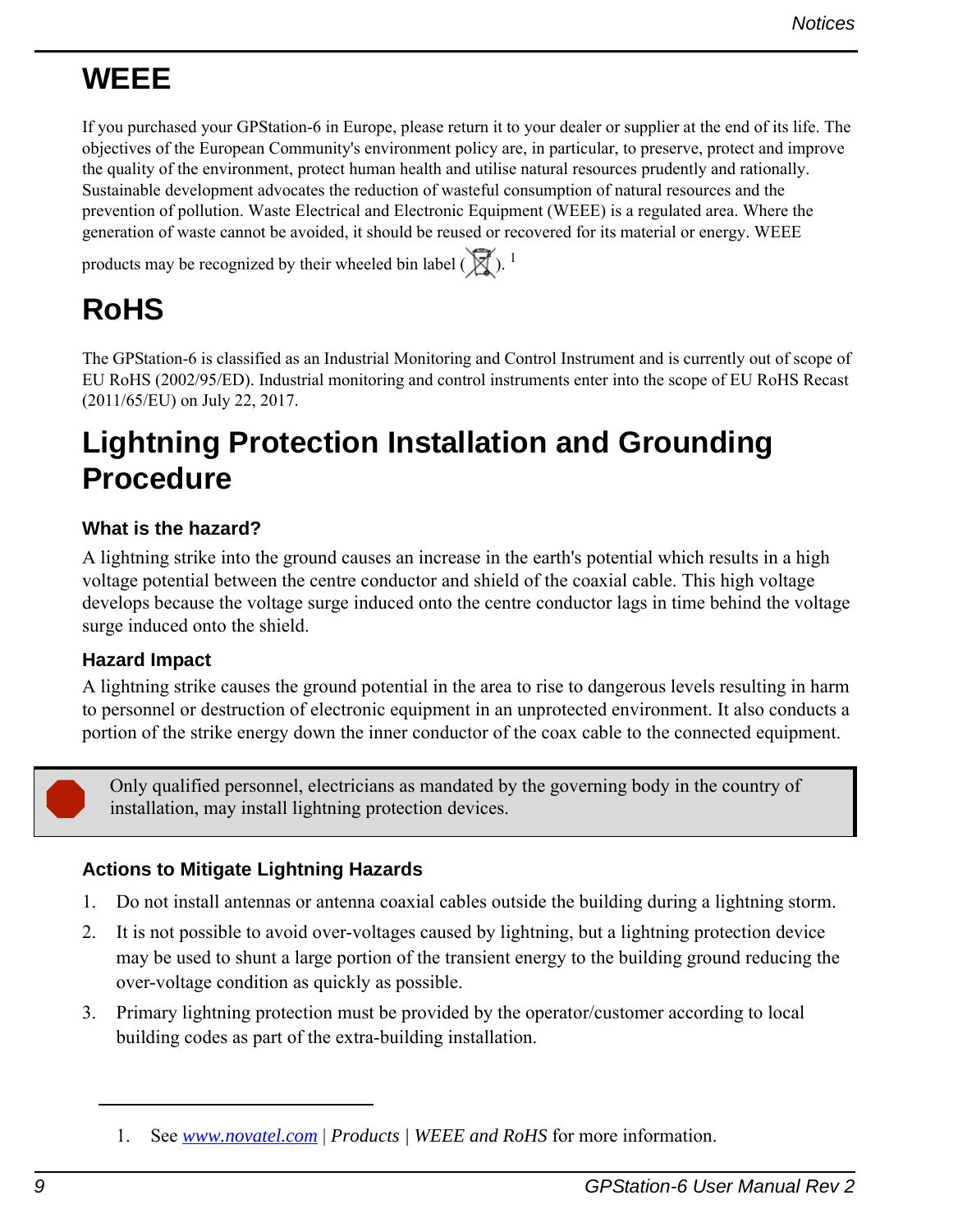# WEEE

If you purchased your GPStation-6 in Europe, please return it to your dealer or supplier at the end of its life. The objectives of the European Community's environment policy are, in particular, to preserve, protect and improve the quality of the environment, protect human health and utilise natural resources prudently and rationally. Sustainable development advocates the reduction of wasteful consumption of natural resources and the prevention of pollution. Waste Electrical and Electronic Equipment (WEEE) is a regulated area. Where the generation of waste cannot be avoided, it should be reused or recovered for its material or energy. WEEE products may be recognized by their wheeled bin label ( ).[1]

# RoHS

The GPStation-6 is classified as an Industrial Monitoring and Control Instrument and is currently out of scope of EU RoHS (2002/95/ED). Industrial monitoring and control instruments enter into the scope of EU RoHS Recast (2011/65/EU) on July 22, 2017.

# Lightning Protection Installation and Grounding Procedure

### What is the hazard?

A lightning strike into the ground causes an increase in the earth's potential which results in a high voltage potential between the centre conductor and shield of the coaxial cable. This high voltage develops because the voltage surge induced onto the centre conductor lags in time behind the voltage surge induced onto the shield.

### Hazard Impact

A lightning strike causes the ground potential in the area to rise to dangerous levels resulting in harm to personnel or destruction of electronic equipment in an unprotected environment. It also conducts a portion of the strike energy down the inner conductor of the coax cable to the connected equipment.

> Only qualified personnel, electricians as mandated by the governing body in the country of installation, may install lightning protection devices.

### Actions to Mitigate Lightning Hazards

1. Do not install antennas or antenna coaxial cables outside the building during a lightning storm.
2. It is not possible to avoid over-voltages caused by lightning, but a lightning protection device may be used to shunt a large portion of the transient energy to the building ground reducing the over-voltage condition as quickly as possible.
3. Primary lightning protection must be provided by the operator/customer according to local building codes as part of the extra-building installation.

---

1. See [www.novatel.com](http://www.novatel.com) | *Products* | *WEEE and RoHS* for more information.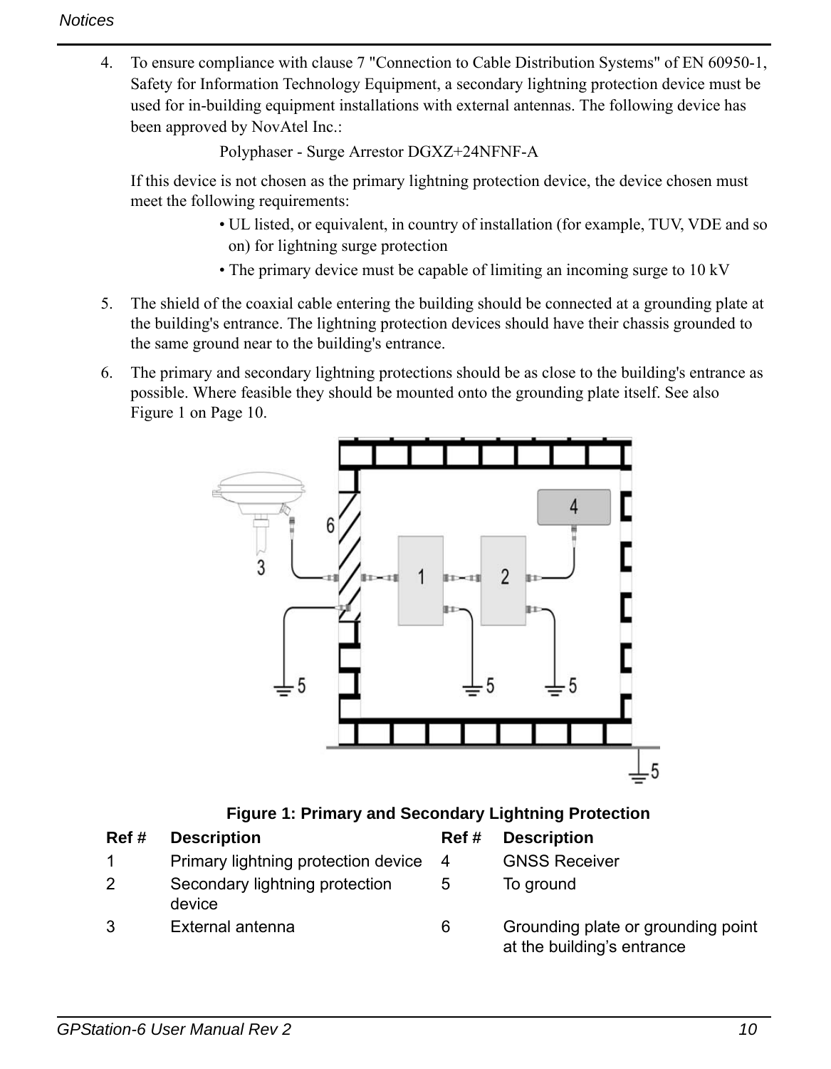4. To ensure compliance with clause 7 "Connection to Cable Distribution Systems" of EN 60950-1, Safety for Information Technology Equipment, a secondary lightning protection device must be used for in-building equipment installations with external antennas. The following device has been approved by NovAtel Inc.:

   Polyphaser - Surge Arrestor DGXZ+24NFNF-A

   If this device is not chosen as the primary lightning protection device, the device chosen must meet the following requirements:

   - UL listed, or equivalent, in country of installation (for example, TUV, VDE and so on) for lightning surge protection
   - The primary device must be capable of limiting an incoming surge to 10 kV

5. The shield of the coaxial cable entering the building should be connected at a grounding plate at the building's entrance. The lightning protection devices should have their chassis grounded to the same ground near to the building's entrance.

6. The primary and secondary lightning protections should be as close to the building's entrance as possible. Where feasible they should be mounted onto the grounding plate itself. See also Figure 1 on Page 10.

**Figure 1: Primary and Secondary Lightning Protection**

| Ref # | Description | Ref # | Description |
| --- | --- | --- | --- |
| 1 | Primary lightning protection device | 4 | GNSS Receiver |
| 2 | Secondary lightning protection device | 5 | To ground |
| 3 | External antenna | 6 | Grounding plate or grounding point at the building's entrance |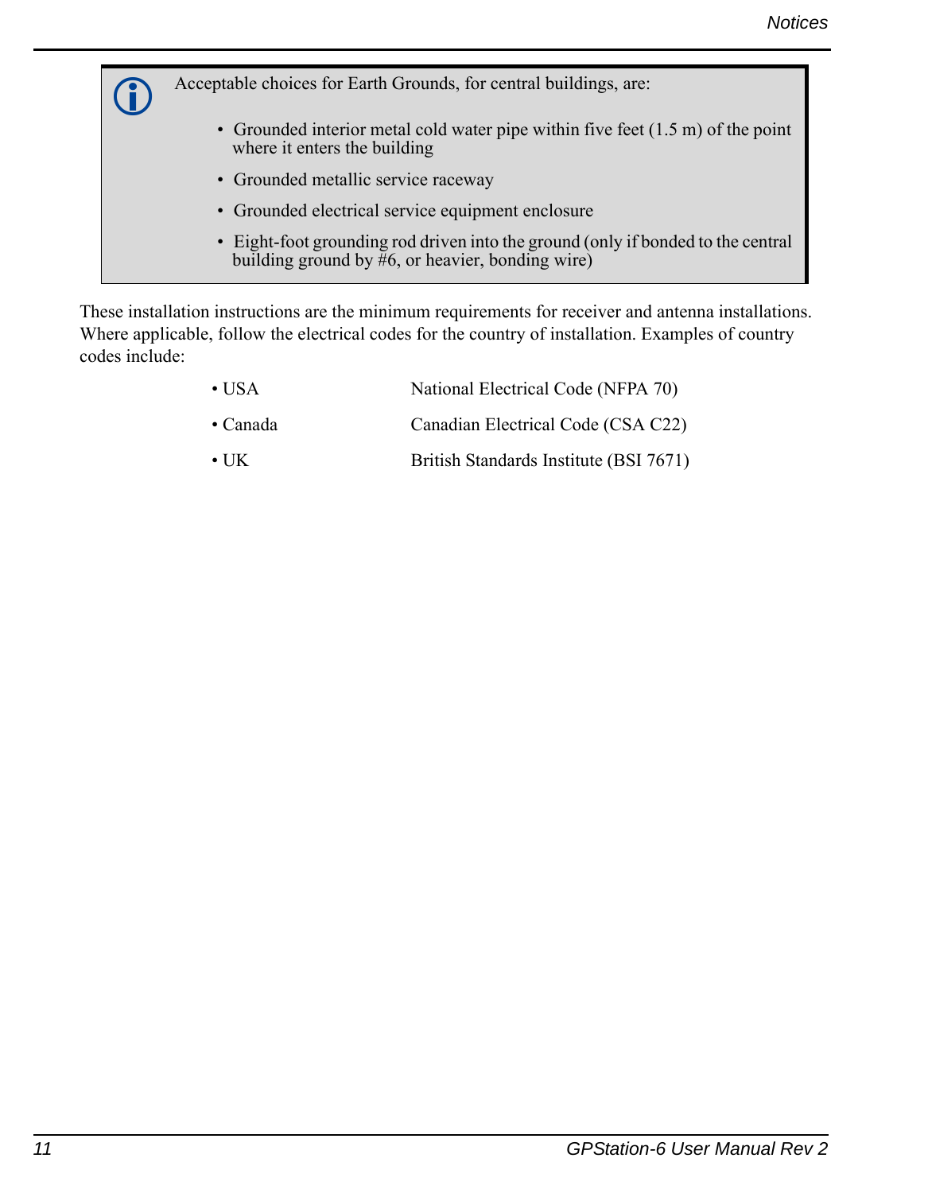> Acceptable choices for Earth Grounds, for central buildings, are:
>
> - Grounded interior metal cold water pipe within five feet (1.5 m) of the point where it enters the building
> - Grounded metallic service raceway
> - Grounded electrical service equipment enclosure
> - Eight-foot grounding rod driven into the ground (only if bonded to the central building ground by #6, or heavier, bonding wire)

These installation instructions are the minimum requirements for receiver and antenna installations. Where applicable, follow the electrical codes for the country of installation. Examples of country codes include:

| | |
|---|---|
| • USA | National Electrical Code (NFPA 70) |
| • Canada | Canadian Electrical Code (CSA C22) |
| • UK | British Standards Institute (BSI 7671) |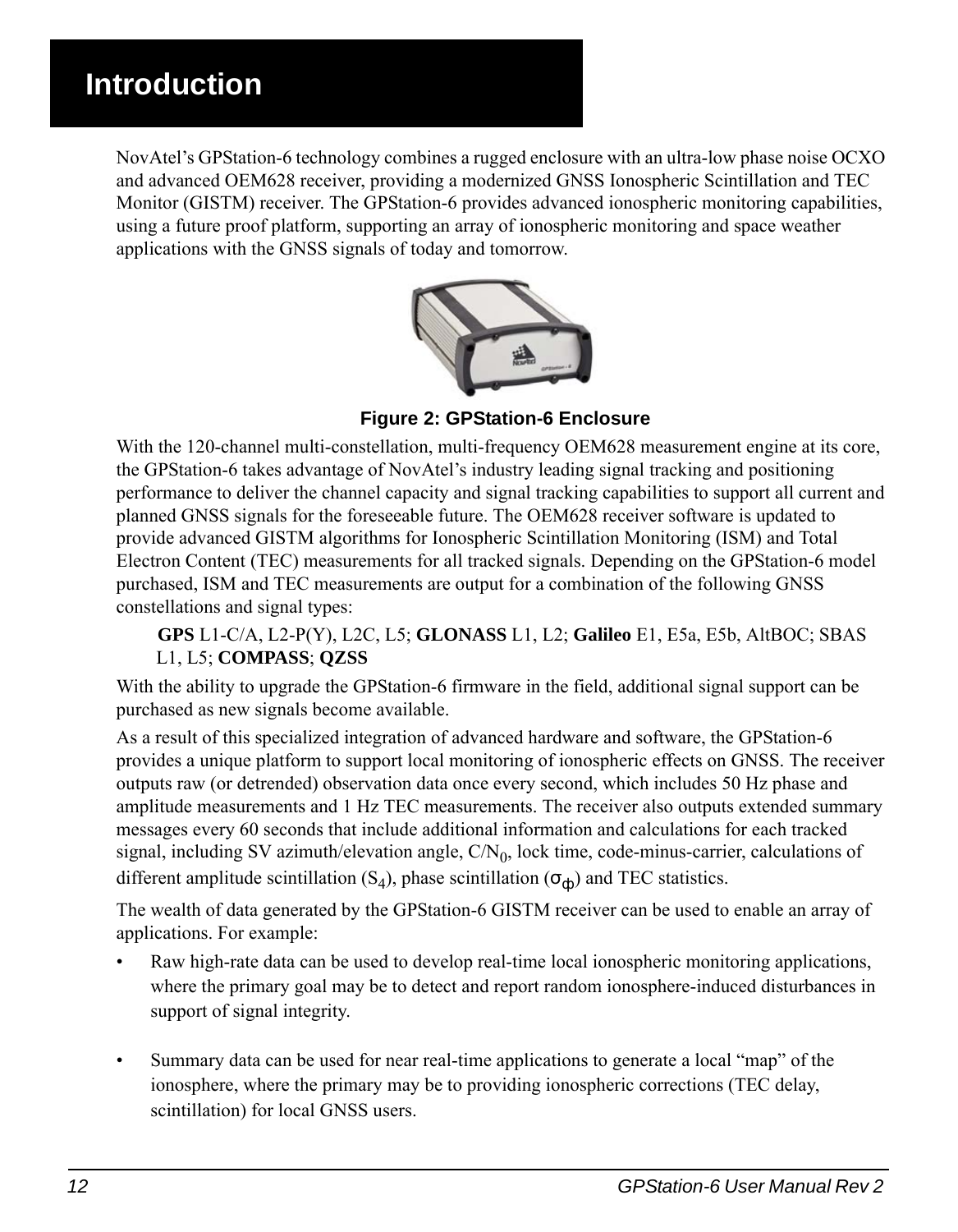# Introduction

NovAtel's GPStation-6 technology combines a rugged enclosure with an ultra-low phase noise OCXO and advanced OEM628 receiver, providing a modernized GNSS Ionospheric Scintillation and TEC Monitor (GISTM) receiver. The GPStation-6 provides advanced ionospheric monitoring capabilities, using a future proof platform, supporting an array of ionospheric monitoring and space weather applications with the GNSS signals of today and tomorrow.

**Figure 2: GPStation-6 Enclosure**

With the 120-channel multi-constellation, multi-frequency OEM628 measurement engine at its core, the GPStation-6 takes advantage of NovAtel's industry leading signal tracking and positioning performance to deliver the channel capacity and signal tracking capabilities to support all current and planned GNSS signals for the foreseeable future. The OEM628 receiver software is updated to provide advanced GISTM algorithms for Ionospheric Scintillation Monitoring (ISM) and Total Electron Content (TEC) measurements for all tracked signals. Depending on the GPStation-6 model purchased, ISM and TEC measurements are output for a combination of the following GNSS constellations and signal types:

> **GPS** L1-C/A, L2-P(Y), L2C, L5; **GLONASS** L1, L2; **Galileo** E1, E5a, E5b, AltBOC; SBAS L1, L5; **COMPASS**; **QZSS**

With the ability to upgrade the GPStation-6 firmware in the field, additional signal support can be purchased as new signals become available.

As a result of this specialized integration of advanced hardware and software, the GPStation-6 provides a unique platform to support local monitoring of ionospheric effects on GNSS. The receiver outputs raw (or detrended) observation data once every second, which includes 50 Hz phase and amplitude measurements and 1 Hz TEC measurements. The receiver also outputs extended summary messages every 60 seconds that include additional information and calculations for each tracked signal, including SV azimuth/elevation angle, $C/N_0$, lock time, code-minus-carrier, calculations of different amplitude scintillation ($S_4$), phase scintillation ($\sigma_\phi$) and TEC statistics.

The wealth of data generated by the GPStation-6 GISTM receiver can be used to enable an array of applications. For example:

- Raw high-rate data can be used to develop real-time local ionospheric monitoring applications, where the primary goal may be to detect and report random ionosphere-induced disturbances in support of signal integrity.

- Summary data can be used for near real-time applications to generate a local "map" of the ionosphere, where the primary may be to providing ionospheric corrections (TEC delay, scintillation) for local GNSS users.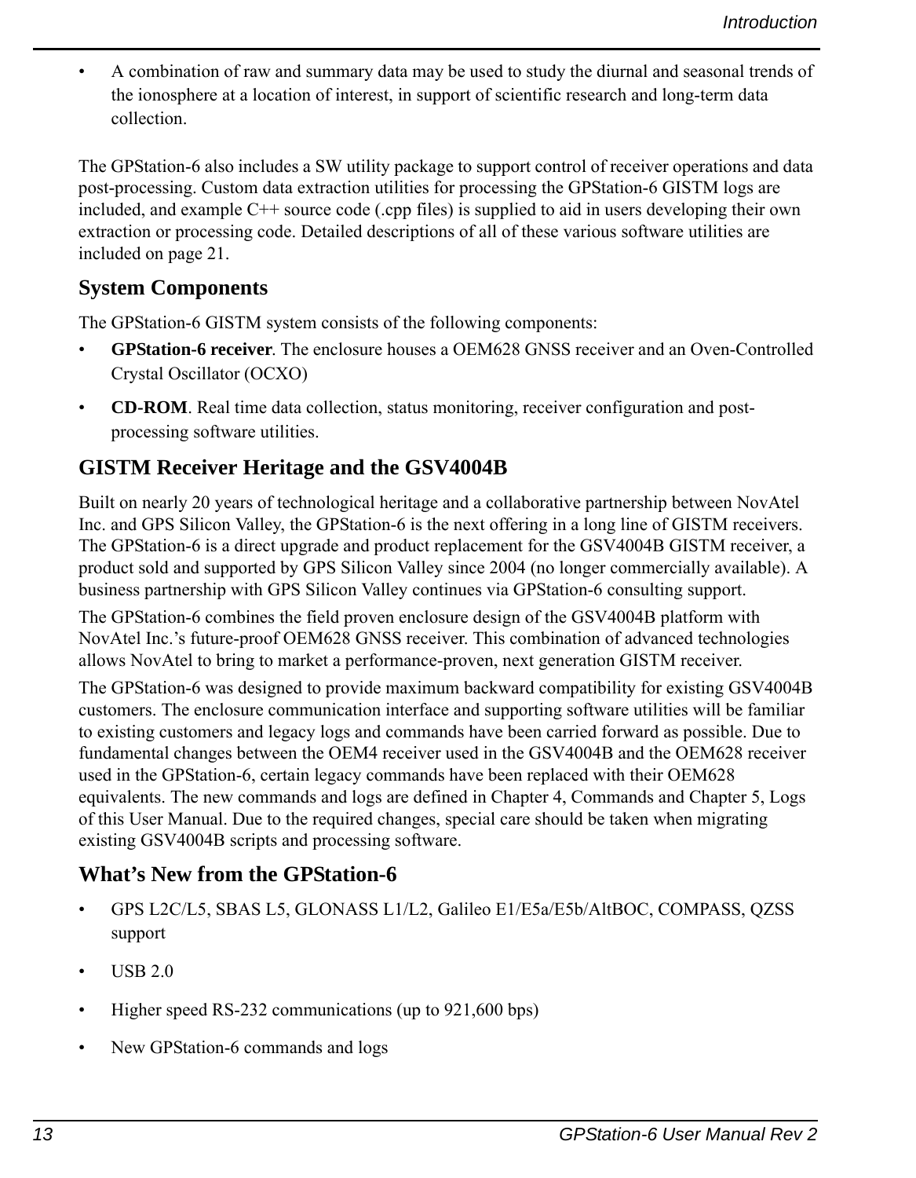- A combination of raw and summary data may be used to study the diurnal and seasonal trends of the ionosphere at a location of interest, in support of scientific research and long-term data collection.

The GPStation-6 also includes a SW utility package to support control of receiver operations and data post-processing. Custom data extraction utilities for processing the GPStation-6 GISTM logs are included, and example C++ source code (.cpp files) is supplied to aid in users developing their own extraction or processing code. Detailed descriptions of all of these various software utilities are included on page 21.

## System Components

The GPStation-6 GISTM system consists of the following components:

- **GPStation-6 receiver**. The enclosure houses a OEM628 GNSS receiver and an Oven-Controlled Crystal Oscillator (OCXO)
- **CD-ROM**. Real time data collection, status monitoring, receiver configuration and post-processing software utilities.

## GISTM Receiver Heritage and the GSV4004B

Built on nearly 20 years of technological heritage and a collaborative partnership between NovAtel Inc. and GPS Silicon Valley, the GPStation-6 is the next offering in a long line of GISTM receivers. The GPStation-6 is a direct upgrade and product replacement for the GSV4004B GISTM receiver, a product sold and supported by GPS Silicon Valley since 2004 (no longer commercially available). A business partnership with GPS Silicon Valley continues via GPStation-6 consulting support.

The GPStation-6 combines the field proven enclosure design of the GSV4004B platform with NovAtel Inc.'s future-proof OEM628 GNSS receiver. This combination of advanced technologies allows NovAtel to bring to market a performance-proven, next generation GISTM receiver.

The GPStation-6 was designed to provide maximum backward compatibility for existing GSV4004B customers. The enclosure communication interface and supporting software utilities will be familiar to existing customers and legacy logs and commands have been carried forward as possible. Due to fundamental changes between the OEM4 receiver used in the GSV4004B and the OEM628 receiver used in the GPStation-6, certain legacy commands have been replaced with their OEM628 equivalents. The new commands and logs are defined in Chapter 4, Commands and Chapter 5, Logs of this User Manual. Due to the required changes, special care should be taken when migrating existing GSV4004B scripts and processing software.

## What's New from the GPStation-6

- GPS L2C/L5, SBAS L5, GLONASS L1/L2, Galileo E1/E5a/E5b/AltBOC, COMPASS, QZSS support
- USB 2.0
- Higher speed RS-232 communications (up to 921,600 bps)
- New GPStation-6 commands and logs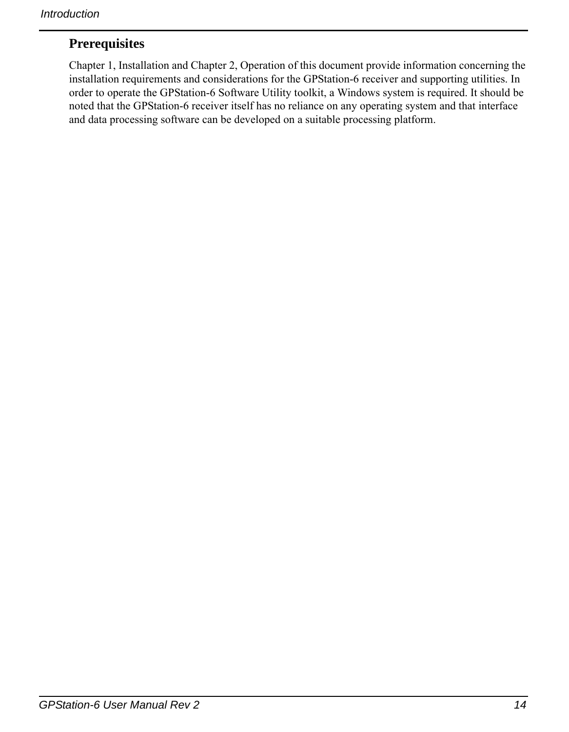## Prerequisites

Chapter 1, Installation and Chapter 2, Operation of this document provide information concerning the installation requirements and considerations for the GPStation-6 receiver and supporting utilities. In order to operate the GPStation-6 Software Utility toolkit, a Windows system is required. It should be noted that the GPStation-6 receiver itself has no reliance on any operating system and that interface and data processing software can be developed on a suitable processing platform.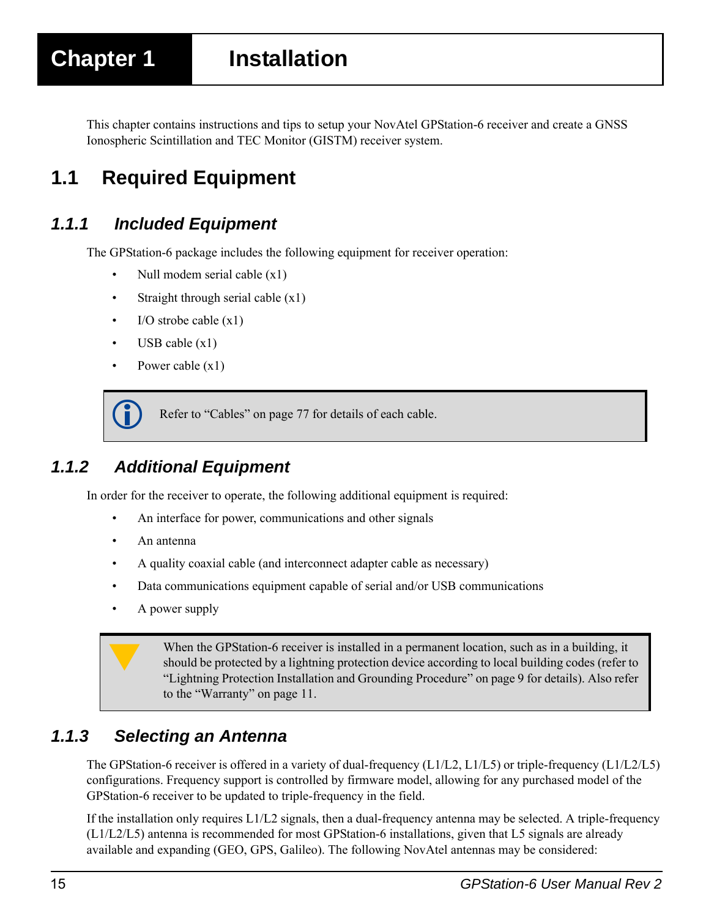# Chapter 1 Installation

This chapter contains instructions and tips to setup your NovAtel GPStation-6 receiver and create a GNSS Ionospheric Scintillation and TEC Monitor (GISTM) receiver system.

## 1.1 Required Equipment

### *1.1.1 Included Equipment*

The GPStation-6 package includes the following equipment for receiver operation:

- Null modem serial cable (x1)
- Straight through serial cable (x1)
- I/O strobe cable (x1)
- USB cable (x1)
- Power cable (x1)

> Refer to "Cables" on page 77 for details of each cable.

### *1.1.2 Additional Equipment*

In order for the receiver to operate, the following additional equipment is required:

- An interface for power, communications and other signals
- An antenna
- A quality coaxial cable (and interconnect adapter cable as necessary)
- Data communications equipment capable of serial and/or USB communications
- A power supply

> When the GPStation-6 receiver is installed in a permanent location, such as in a building, it should be protected by a lightning protection device according to local building codes (refer to "Lightning Protection Installation and Grounding Procedure" on page 9 for details). Also refer to the "Warranty" on page 11.

### *1.1.3 Selecting an Antenna*

The GPStation-6 receiver is offered in a variety of dual-frequency (L1/L2, L1/L5) or triple-frequency (L1/L2/L5) configurations. Frequency support is controlled by firmware model, allowing for any purchased model of the GPStation-6 receiver to be updated to triple-frequency in the field.

If the installation only requires L1/L2 signals, then a dual-frequency antenna may be selected. A triple-frequency (L1/L2/L5) antenna is recommended for most GPStation-6 installations, given that L5 signals are already available and expanding (GEO, GPS, Galileo). The following NovAtel antennas may be considered: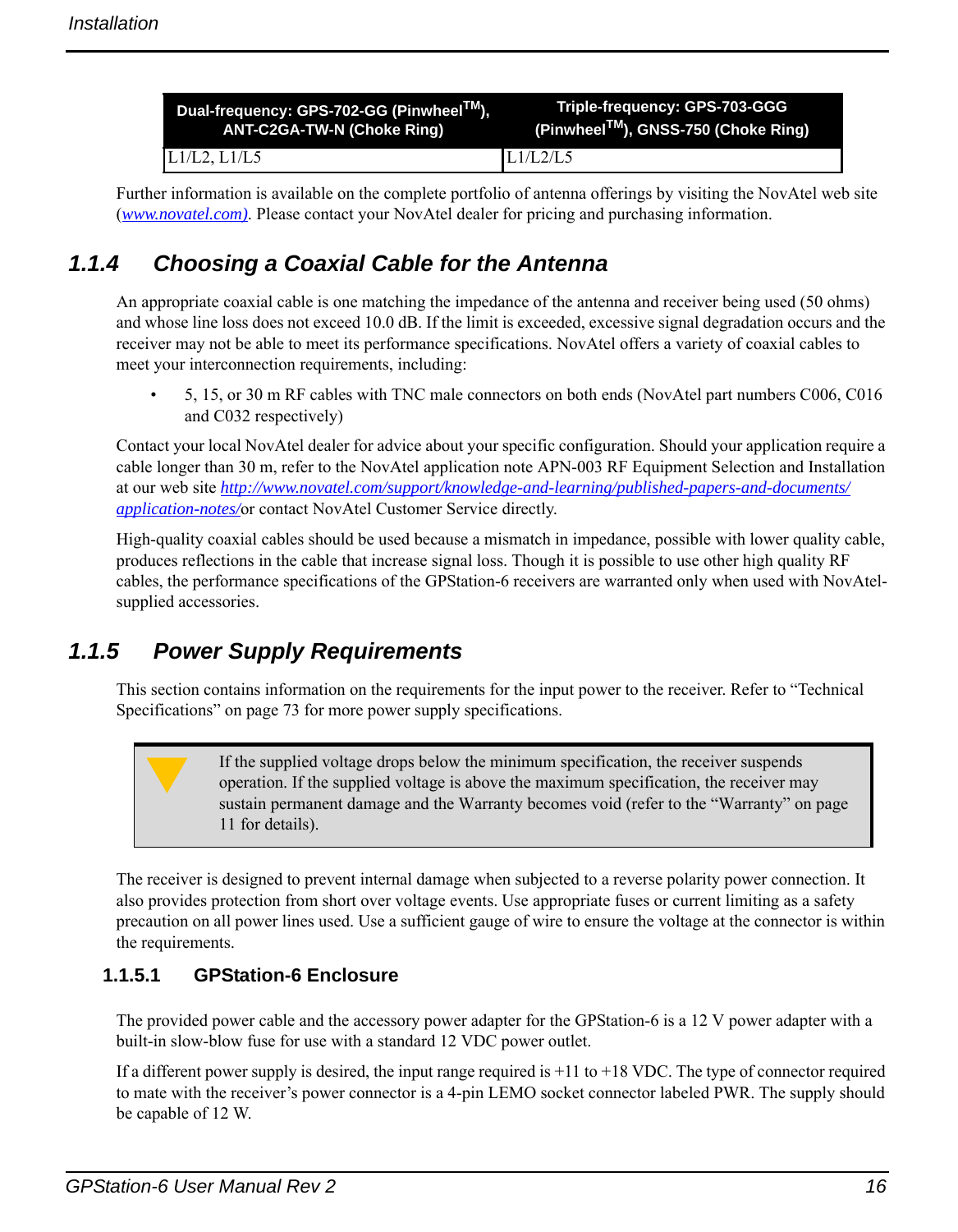| Dual-frequency: GPS-702-GG (Pinwheel™), ANT-C2GA-TW-N (Choke Ring) | Triple-frequency: GPS-703-GGG (Pinwheel™), GNSS-750 (Choke Ring) |
| --- | --- |
| L1/L2, L1/L5 | L1/L2/L5 |

Further information is available on the complete portfolio of antenna offerings by visiting the NovAtel web site (*www.novatel.com)*. Please contact your NovAtel dealer for pricing and purchasing information.

## 1.1.4 Choosing a Coaxial Cable for the Antenna

An appropriate coaxial cable is one matching the impedance of the antenna and receiver being used (50 ohms) and whose line loss does not exceed 10.0 dB. If the limit is exceeded, excessive signal degradation occurs and the receiver may not be able to meet its performance specifications. NovAtel offers a variety of coaxial cables to meet your interconnection requirements, including:

- 5, 15, or 30 m RF cables with TNC male connectors on both ends (NovAtel part numbers C006, C016 and C032 respectively)

Contact your local NovAtel dealer for advice about your specific configuration. Should your application require a cable longer than 30 m, refer to the NovAtel application note APN-003 RF Equipment Selection and Installation at our web site *http://www.novatel.com/support/knowledge-and-learning/published-papers-and-documents/application-notes/* or contact NovAtel Customer Service directly.

High-quality coaxial cables should be used because a mismatch in impedance, possible with lower quality cable, produces reflections in the cable that increase signal loss. Though it is possible to use other high quality RF cables, the performance specifications of the GPStation-6 receivers are warranted only when used with NovAtel-supplied accessories.

## 1.1.5 Power Supply Requirements

This section contains information on the requirements for the input power to the receiver. Refer to "Technical Specifications" on page 73 for more power supply specifications.

> If the supplied voltage drops below the minimum specification, the receiver suspends operation. If the supplied voltage is above the maximum specification, the receiver may sustain permanent damage and the Warranty becomes void (refer to the "Warranty" on page 11 for details).

The receiver is designed to prevent internal damage when subjected to a reverse polarity power connection. It also provides protection from short over voltage events. Use appropriate fuses or current limiting as a safety precaution on all power lines used. Use a sufficient gauge of wire to ensure the voltage at the connector is within the requirements.

### 1.1.5.1 GPStation-6 Enclosure

The provided power cable and the accessory power adapter for the GPStation-6 is a 12 V power adapter with a built-in slow-blow fuse for use with a standard 12 VDC power outlet.

If a different power supply is desired, the input range required is +11 to +18 VDC. The type of connector required to mate with the receiver's power connector is a 4-pin LEMO socket connector labeled PWR. The supply should be capable of 12 W.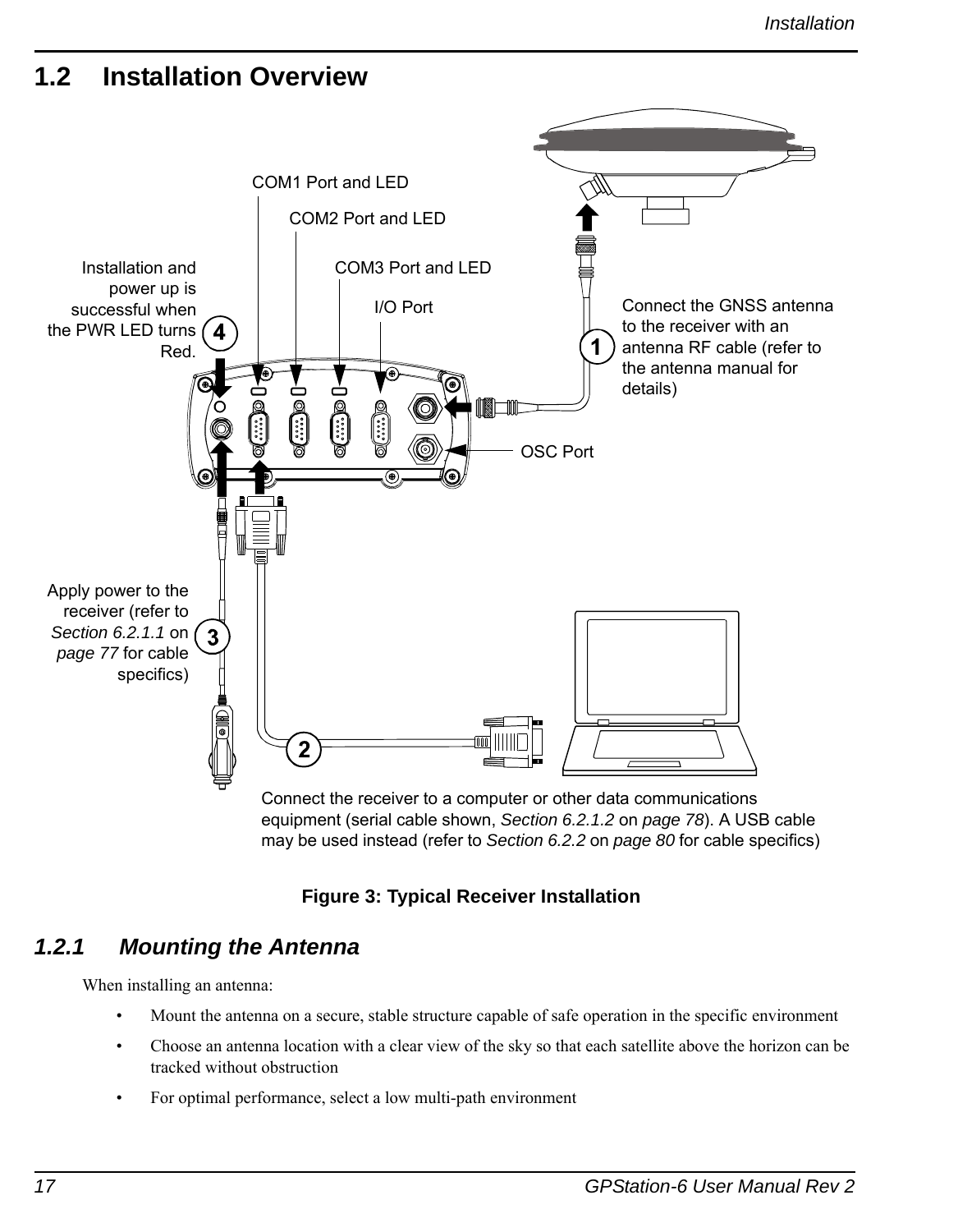## 1.2 Installation Overview

COM1 Port and LED

COM2 Port and LED

COM3 Port and LED

I/O Port

Installation and power up is successful when the PWR LED turns Red.

Connect the GNSS antenna to the receiver with an antenna RF cable (refer to the antenna manual for details)

OSC Port

Apply power to the receiver (refer to *Section 6.2.1.1* on *page 77* for cable specifics)

Connect the receiver to a computer or other data communications equipment (serial cable shown, *Section 6.2.1.2* on *page 78*). A USB cable may be used instead (refer to *Section 6.2.2* on *page 80* for cable specifics)

**Figure 3: Typical Receiver Installation**

### *1.2.1 Mounting the Antenna*

When installing an antenna:

- Mount the antenna on a secure, stable structure capable of safe operation in the specific environment
- Choose an antenna location with a clear view of the sky so that each satellite above the horizon can be tracked without obstruction
- For optimal performance, select a low multi-path environment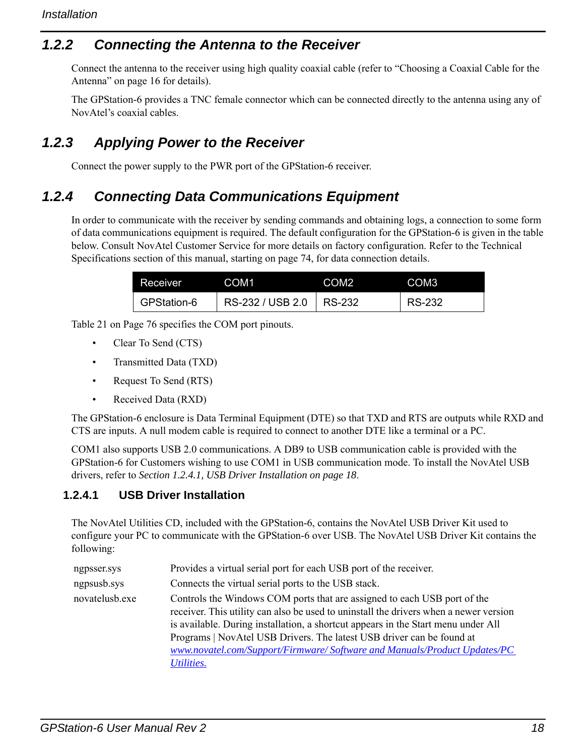## 1.2.2 Connecting the Antenna to the Receiver

Connect the antenna to the receiver using high quality coaxial cable (refer to “Choosing a Coaxial Cable for the Antenna” on page 16 for details).

The GPStation-6 provides a TNC female connector which can be connected directly to the antenna using any of NovAtel’s coaxial cables.

## 1.2.3 Applying Power to the Receiver

Connect the power supply to the PWR port of the GPStation-6 receiver.

## 1.2.4 Connecting Data Communications Equipment

In order to communicate with the receiver by sending commands and obtaining logs, a connection to some form of data communications equipment is required. The default configuration for the GPStation-6 is given in the table below. Consult NovAtel Customer Service for more details on factory configuration. Refer to the Technical Specifications section of this manual, starting on page 74, for data connection details.

| Receiver | COM1 | COM2 | COM3 |
| --- | --- | --- | --- |
| GPStation-6 | RS-232 / USB 2.0 | RS-232 | RS-232 |

Table 21 on Page 76 specifies the COM port pinouts.

- Clear To Send (CTS)
- Transmitted Data (TXD)
- Request To Send (RTS)
- Received Data (RXD)

The GPStation-6 enclosure is Data Terminal Equipment (DTE) so that TXD and RTS are outputs while RXD and CTS are inputs. A null modem cable is required to connect to another DTE like a terminal or a PC.

COM1 also supports USB 2.0 communications. A DB9 to USB communication cable is provided with the GPStation-6 for Customers wishing to use COM1 in USB communication mode. To install the NovAtel USB drivers, refer to *Section 1.2.4.1, USB Driver Installation on page 18*.

### 1.2.4.1 USB Driver Installation

The NovAtel Utilities CD, included with the GPStation-6, contains the NovAtel USB Driver Kit used to configure your PC to communicate with the GPStation-6 over USB. The NovAtel USB Driver Kit contains the following:

| | |
| --- | --- |
| ngpsser.sys | Provides a virtual serial port for each USB port of the receiver. |
| ngpsusb.sys | Connects the virtual serial ports to the USB stack. |
| novatelusb.exe | Controls the Windows COM ports that are assigned to each USB port of the receiver. This utility can also be used to uninstall the drivers when a newer version is available. During installation, a shortcut appears in the Start menu under All Programs \| NovAtel USB Drivers. The latest USB driver can be found at *www.novatel.com/Support/Firmware/ Software and Manuals/Product Updates/PC Utilities.* |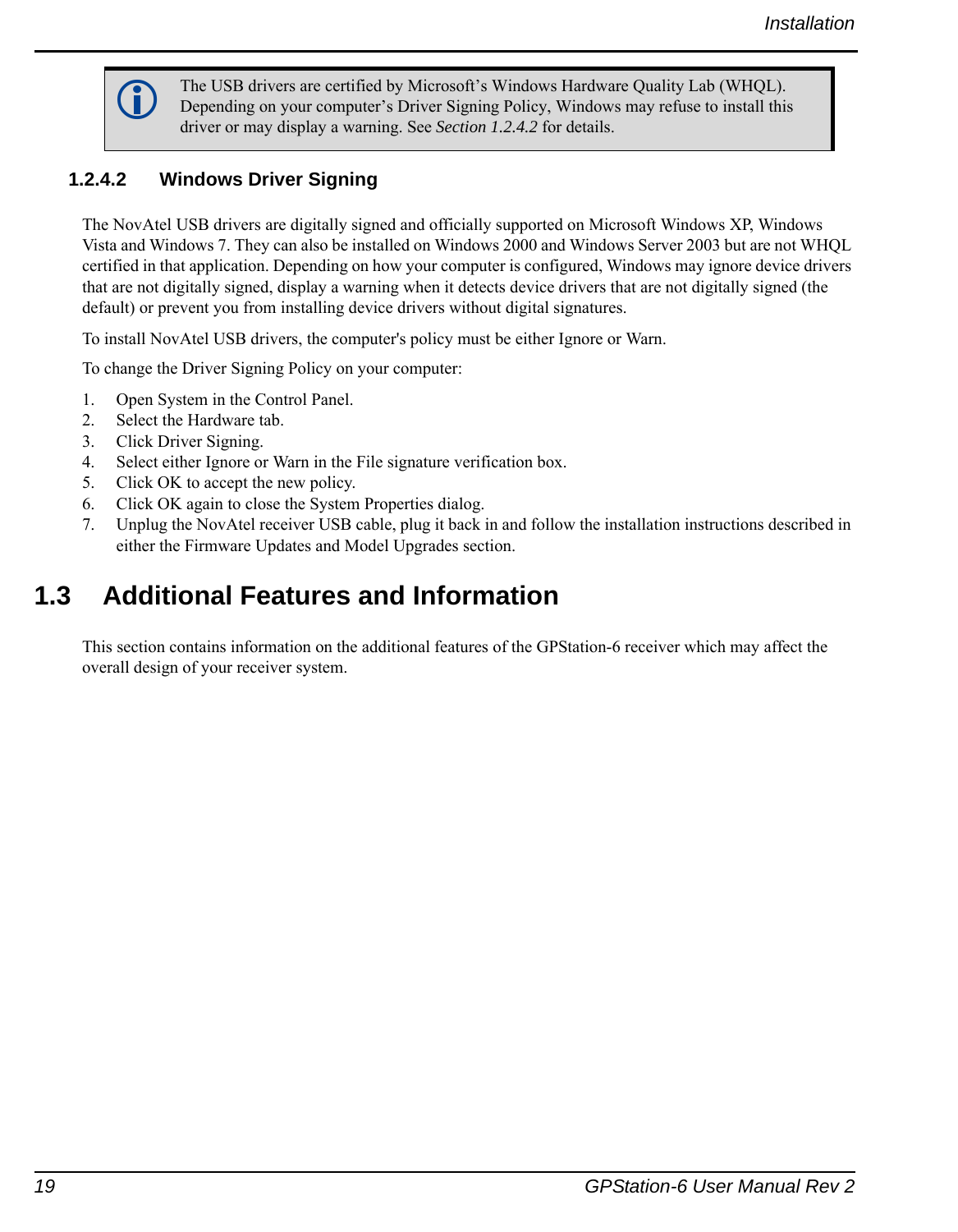> The USB drivers are certified by Microsoft's Windows Hardware Quality Lab (WHQL). Depending on your computer's Driver Signing Policy, Windows may refuse to install this driver or may display a warning. See *Section 1.2.4.2* for details.

#### 1.2.4.2 Windows Driver Signing

The NovAtel USB drivers are digitally signed and officially supported on Microsoft Windows XP, Windows Vista and Windows 7. They can also be installed on Windows 2000 and Windows Server 2003 but are not WHQL certified in that application. Depending on how your computer is configured, Windows may ignore device drivers that are not digitally signed, display a warning when it detects device drivers that are not digitally signed (the default) or prevent you from installing device drivers without digital signatures.

To install NovAtel USB drivers, the computer's policy must be either Ignore or Warn.

To change the Driver Signing Policy on your computer:

1. Open System in the Control Panel.
2. Select the Hardware tab.
3. Click Driver Signing.
4. Select either Ignore or Warn in the File signature verification box.
5. Click OK to accept the new policy.
6. Click OK again to close the System Properties dialog.
7. Unplug the NovAtel receiver USB cable, plug it back in and follow the installation instructions described in either the Firmware Updates and Model Upgrades section.

## 1.3 Additional Features and Information

This section contains information on the additional features of the GPStation-6 receiver which may affect the overall design of your receiver system.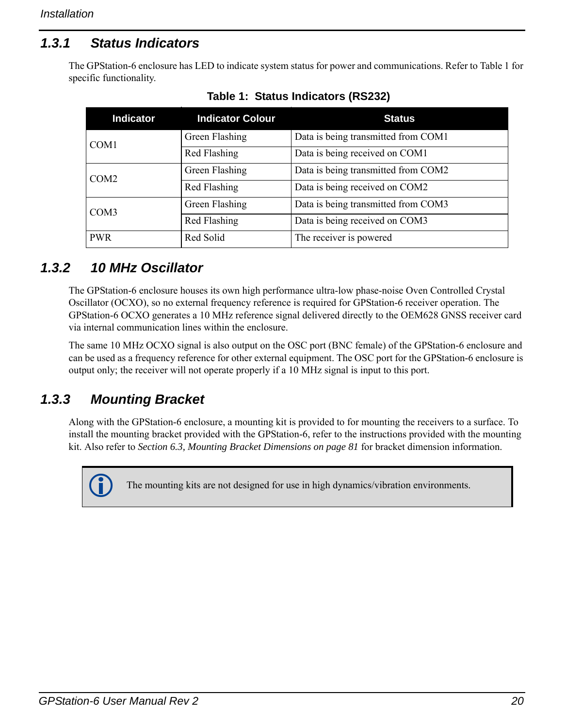### 1.3.1 Status Indicators

The GPStation-6 enclosure has LED to indicate system status for power and communications. Refer to Table 1 for specific functionality.

**Table 1: Status Indicators (RS232)**

| Indicator | Indicator Colour | Status |
|---|---|---|
| COM1 | Green Flashing | Data is being transmitted from COM1 |
| | Red Flashing | Data is being received on COM1 |
| COM2 | Green Flashing | Data is being transmitted from COM2 |
| | Red Flashing | Data is being received on COM2 |
| COM3 | Green Flashing | Data is being transmitted from COM3 |
| | Red Flashing | Data is being received on COM3 |
| PWR | Red Solid | The receiver is powered |

### 1.3.2 10 MHz Oscillator

The GPStation-6 enclosure houses its own high performance ultra-low phase-noise Oven Controlled Crystal Oscillator (OCXO), so no external frequency reference is required for GPStation-6 receiver operation. The GPStation-6 OCXO generates a 10 MHz reference signal delivered directly to the OEM628 GNSS receiver card via internal communication lines within the enclosure.

The same 10 MHz OCXO signal is also output on the OSC port (BNC female) of the GPStation-6 enclosure and can be used as a frequency reference for other external equipment. The OSC port for the GPStation-6 enclosure is output only; the receiver will not operate properly if a 10 MHz signal is input to this port.

### 1.3.3 Mounting Bracket

Along with the GPStation-6 enclosure, a mounting kit is provided to for mounting the receivers to a surface. To install the mounting bracket provided with the GPStation-6, refer to the instructions provided with the mounting kit. Also refer to *Section 6.3, Mounting Bracket Dimensions on page 81* for bracket dimension information.

> The mounting kits are not designed for use in high dynamics/vibration environments.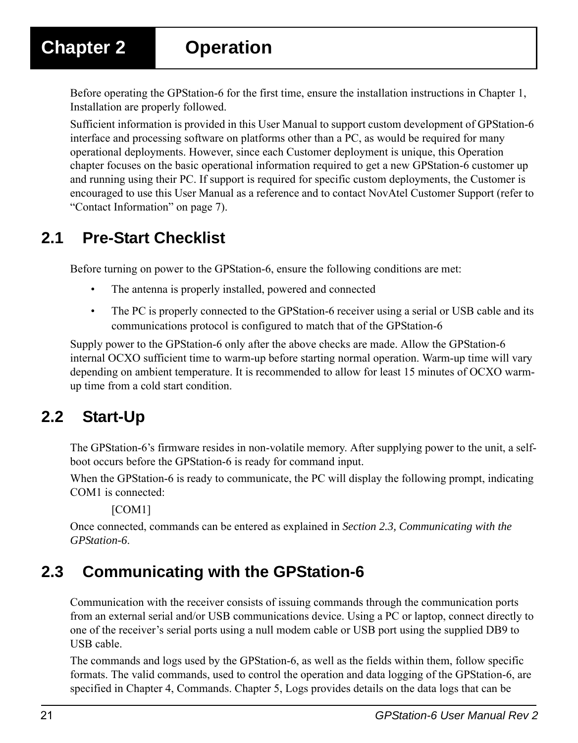# Chapter 2 Operation

Before operating the GPStation-6 for the first time, ensure the installation instructions in Chapter 1, Installation are properly followed.

Sufficient information is provided in this User Manual to support custom development of GPStation-6 interface and processing software on platforms other than a PC, as would be required for many operational deployments. However, since each Customer deployment is unique, this Operation chapter focuses on the basic operational information required to get a new GPStation-6 customer up and running using their PC. If support is required for specific custom deployments, the Customer is encouraged to use this User Manual as a reference and to contact NovAtel Customer Support (refer to "Contact Information" on page 7).

## 2.1 Pre-Start Checklist

Before turning on power to the GPStation-6, ensure the following conditions are met:

- The antenna is properly installed, powered and connected
- The PC is properly connected to the GPStation-6 receiver using a serial or USB cable and its communications protocol is configured to match that of the GPStation-6

Supply power to the GPStation-6 only after the above checks are made. Allow the GPStation-6 internal OCXO sufficient time to warm-up before starting normal operation. Warm-up time will vary depending on ambient temperature. It is recommended to allow for least 15 minutes of OCXO warm-up time from a cold start condition.

## 2.2 Start-Up

The GPStation-6's firmware resides in non-volatile memory. After supplying power to the unit, a self-boot occurs before the GPStation-6 is ready for command input.

When the GPStation-6 is ready to communicate, the PC will display the following prompt, indicating COM1 is connected:

[COM1]

Once connected, commands can be entered as explained in *Section 2.3, Communicating with the GPStation-6*.

## 2.3 Communicating with the GPStation-6

Communication with the receiver consists of issuing commands through the communication ports from an external serial and/or USB communications device. Using a PC or laptop, connect directly to one of the receiver's serial ports using a null modem cable or USB port using the supplied DB9 to USB cable.

The commands and logs used by the GPStation-6, as well as the fields within them, follow specific formats. The valid commands, used to control the operation and data logging of the GPStation-6, are specified in Chapter 4, Commands. Chapter 5, Logs provides details on the data logs that can be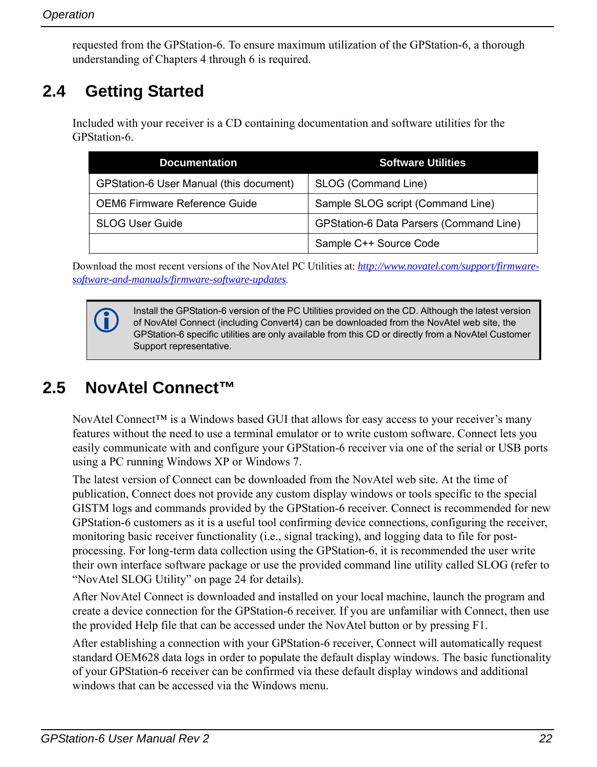requested from the GPStation-6. To ensure maximum utilization of the GPStation-6, a thorough understanding of Chapters 4 through 6 is required.

## 2.4 Getting Started

Included with your receiver is a CD containing documentation and software utilities for the GPStation-6.

| Documentation | Software Utilities |
|---|---|
| GPStation-6 User Manual (this document) | SLOG (Command Line) |
| OEM6 Firmware Reference Guide | Sample SLOG script (Command Line) |
| SLOG User Guide | GPStation-6 Data Parsers (Command Line) |
| | Sample C++ Source Code |

Download the most recent versions of the NovAtel PC Utilities at: *http://www.novatel.com/support/firmware-software-and-manuals/firmware-software-updates.*

> Install the GPStation-6 version of the PC Utilities provided on the CD. Although the latest version of NovAtel Connect (including Convert4) can be downloaded from the NovAtel web site, the GPStation-6 specific utilities are only available from this CD or directly from a NovAtel Customer Support representative.

## 2.5 NovAtel Connect™

NovAtel Connect™ is a Windows based GUI that allows for easy access to your receiver's many features without the need to use a terminal emulator or to write custom software. Connect lets you easily communicate with and configure your GPStation-6 receiver via one of the serial or USB ports using a PC running Windows XP or Windows 7.

The latest version of Connect can be downloaded from the NovAtel web site. At the time of publication, Connect does not provide any custom display windows or tools specific to the special GISTM logs and commands provided by the GPStation-6 receiver. Connect is recommended for new GPStation-6 customers as it is a useful tool confirming device connections, configuring the receiver, monitoring basic receiver functionality (i.e., signal tracking), and logging data to file for post-processing. For long-term data collection using the GPStation-6, it is recommended the user write their own interface software package or use the provided command line utility called SLOG (refer to "NovAtel SLOG Utility" on page 24 for details).

After NovAtel Connect is downloaded and installed on your local machine, launch the program and create a device connection for the GPStation-6 receiver. If you are unfamiliar with Connect, then use the provided Help file that can be accessed under the NovAtel button or by pressing F1.

After establishing a connection with your GPStation-6 receiver, Connect will automatically request standard OEM628 data logs in order to populate the default display windows. The basic functionality of your GPStation-6 receiver can be confirmed via these default display windows and additional windows that can be accessed via the Windows menu.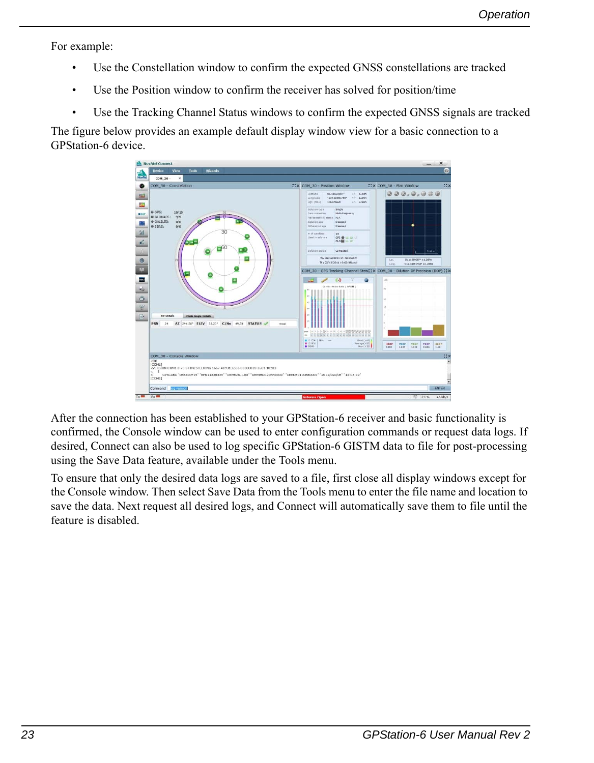For example:

- Use the Constellation window to confirm the expected GNSS constellations are tracked
- Use the Position window to confirm the receiver has solved for position/time
- Use the Tracking Channel Status windows to confirm the expected GNSS signals are tracked

The figure below provides an example default display window view for a basic connection to a GPStation-6 device.

After the connection has been established to your GPStation-6 receiver and basic functionality is confirmed, the Console window can be used to enter configuration commands or request data logs. If desired, Connect can also be used to log specific GPStation-6 GISTM data to file for post-processing using the Save Data feature, available under the Tools menu.

To ensure that only the desired data logs are saved to a file, first close all display windows except for the Console window. Then select Save Data from the Tools menu to enter the file name and location to save the data. Next request all desired logs, and Connect will automatically save them to file until the feature is disabled.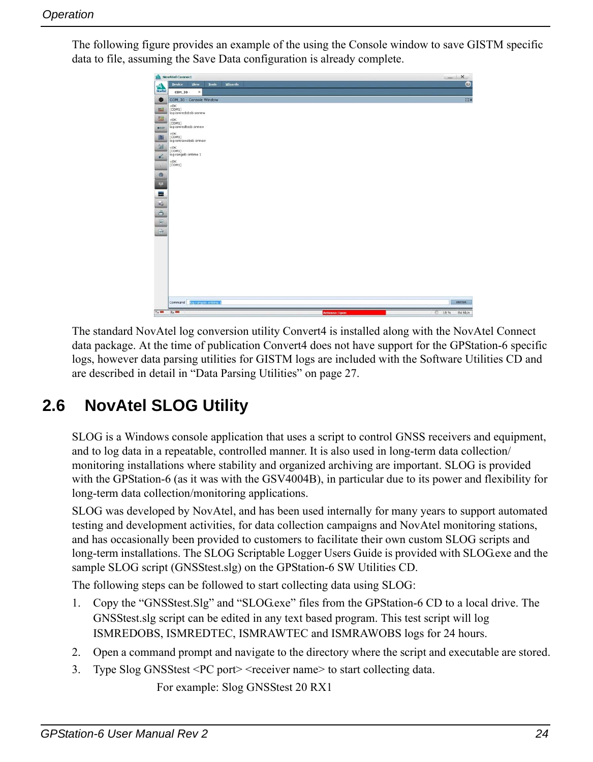The following figure provides an example of the using the Console window to save GISTM specific data to file, assuming the Save Data configuration is already complete.

The standard NovAtel log conversion utility Convert4 is installed along with the NovAtel Connect data package. At the time of publication Convert4 does not have support for the GPStation-6 specific logs, however data parsing utilities for GISTM logs are included with the Software Utilities CD and are described in detail in "Data Parsing Utilities" on page 27.

## 2.6 NovAtel SLOG Utility

SLOG is a Windows console application that uses a script to control GNSS receivers and equipment, and to log data in a repeatable, controlled manner. It is also used in long-term data collection/monitoring installations where stability and organized archiving are important. SLOG is provided with the GPStation-6 (as it was with the GSV4004B), in particular due to its power and flexibility for long-term data collection/monitoring applications.

SLOG was developed by NovAtel, and has been used internally for many years to support automated testing and development activities, for data collection campaigns and NovAtel monitoring stations, and has occasionally been provided to customers to facilitate their own custom SLOG scripts and long-term installations. The SLOG Scriptable Logger Users Guide is provided with SLOG.exe and the sample SLOG script (GNSStest.slg) on the GPStation-6 SW Utilities CD.

The following steps can be followed to start collecting data using SLOG:

1. Copy the "GNSStest.Slg" and "SLOG.exe" files from the GPStation-6 CD to a local drive. The GNSStest.slg script can be edited in any text based program. This test script will log ISMREDOBS, ISMREDTEC, ISMRAWTEC and ISMRAWOBS logs for 24 hours.
2. Open a command prompt and navigate to the directory where the script and executable are stored.
3. Type Slog GNSStest <PC port> <receiver name> to start collecting data.

   For example: Slog GNSStest 20 RX1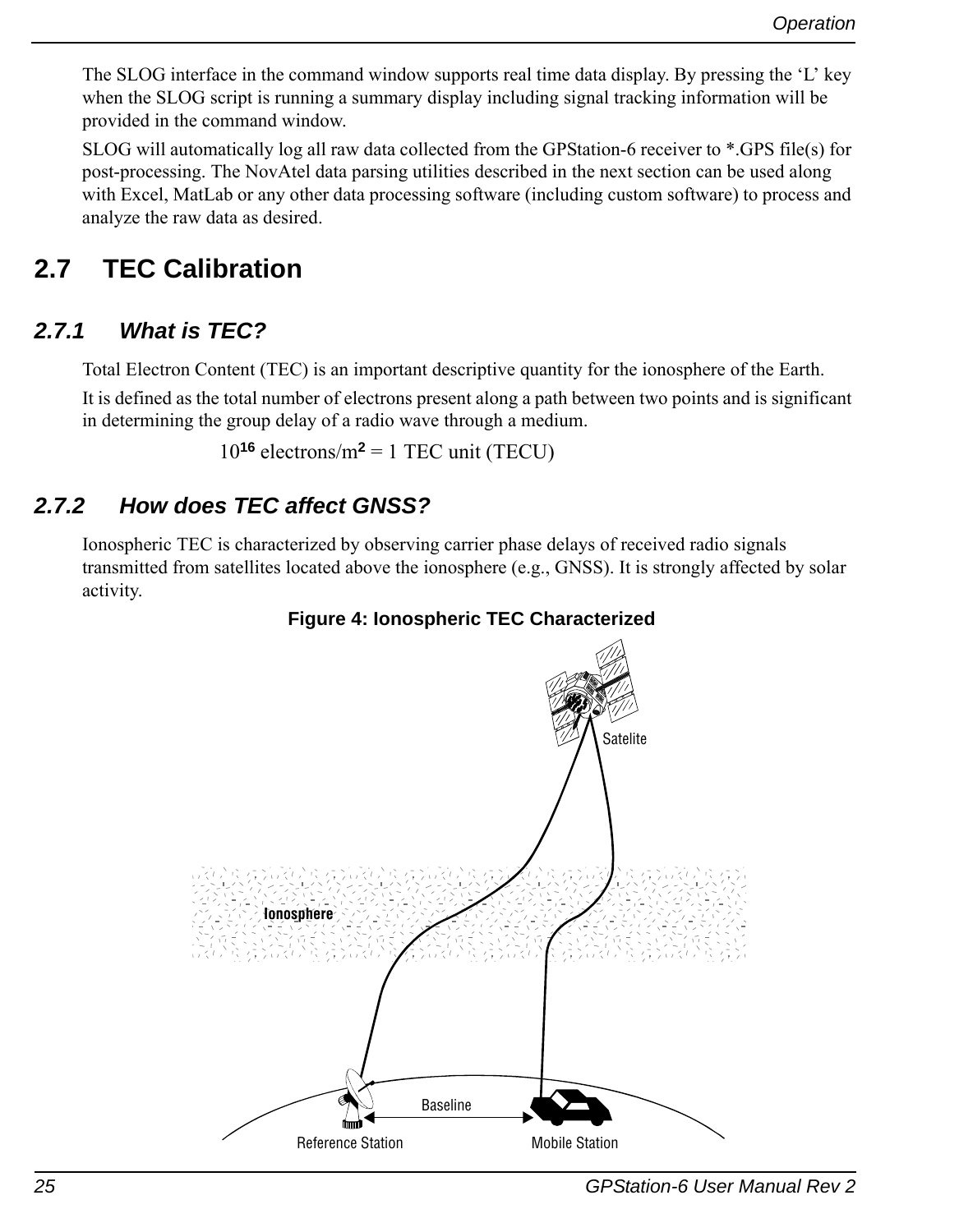The SLOG interface in the command window supports real time data display. By pressing the 'L' key when the SLOG script is running a summary display including signal tracking information will be provided in the command window.

SLOG will automatically log all raw data collected from the GPStation-6 receiver to *.GPS file(s) for post-processing. The NovAtel data parsing utilities described in the next section can be used along with Excel, MatLab or any other data processing software (including custom software) to process and analyze the raw data as desired.

## 2.7 TEC Calibration

### 2.7.1 What is TEC?

Total Electron Content (TEC) is an important descriptive quantity for the ionosphere of the Earth.

It is defined as the total number of electrons present along a path between two points and is significant in determining the group delay of a radio wave through a medium.

$10^{16}$ electrons/$m^2$ = 1 TEC unit (TECU)

### 2.7.2 How does TEC affect GNSS?

Ionospheric TEC is characterized by observing carrier phase delays of received radio signals transmitted from satellites located above the ionosphere (e.g., GNSS). It is strongly affected by solar activity.

**Figure 4: Ionospheric TEC Characterized**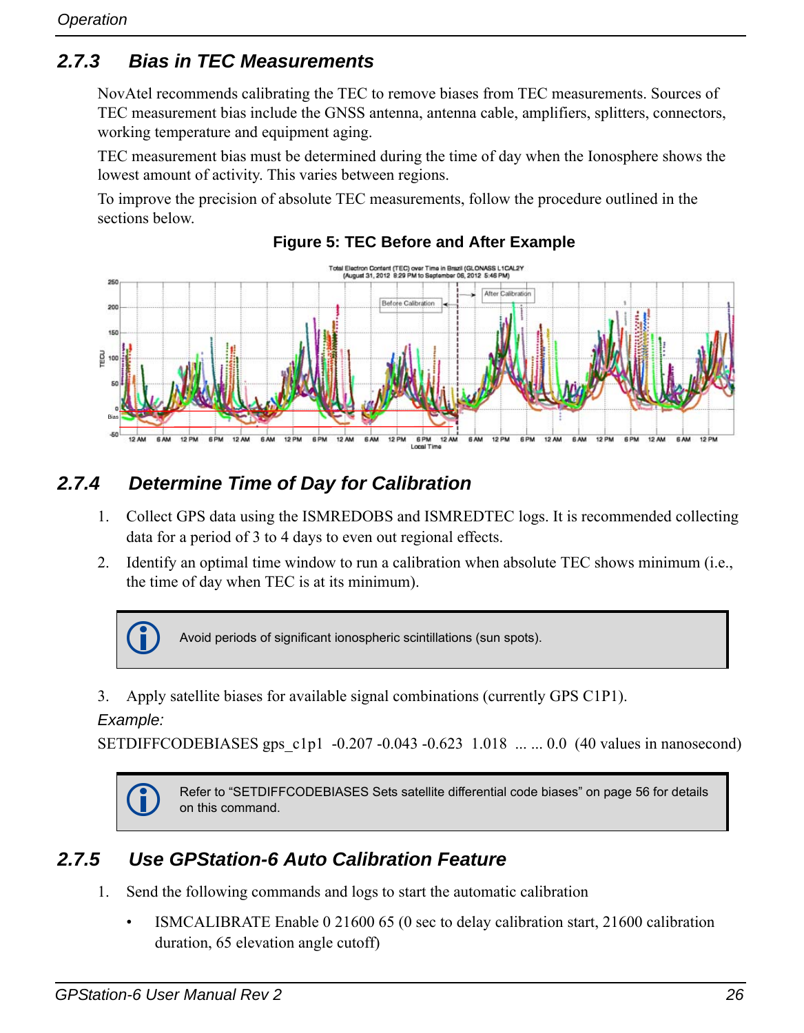### 2.7.3 Bias in TEC Measurements

NovAtel recommends calibrating the TEC to remove biases from TEC measurements. Sources of TEC measurement bias include the GNSS antenna, antenna cable, amplifiers, splitters, connectors, working temperature and equipment aging.

TEC measurement bias must be determined during the time of day when the Ionosphere shows the lowest amount of activity. This varies between regions.

To improve the precision of absolute TEC measurements, follow the procedure outlined in the sections below.

**Figure 5: TEC Before and After Example**

### 2.7.4 Determine Time of Day for Calibration

1. Collect GPS data using the ISMREDOBS and ISMREDTEC logs. It is recommended collecting data for a period of 3 to 4 days to even out regional effects.
2. Identify an optimal time window to run a calibration when absolute TEC shows minimum (i.e., the time of day when TEC is at its minimum).

> Avoid periods of significant ionospheric scintillations (sun spots).

3. Apply satellite biases for available signal combinations (currently GPS C1P1).

*Example:*

SETDIFFCODEBIASES gps_c1p1 -0.207 -0.043 -0.623 1.018 ... ... 0.0 (40 values in nanosecond)

> Refer to "SETDIFFCODEBIASES Sets satellite differential code biases" on page 56 for details on this command.

### 2.7.5 Use GPStation-6 Auto Calibration Feature

1. Send the following commands and logs to start the automatic calibration
   - ISMCALIBRATE Enable 0 21600 65 (0 sec to delay calibration start, 21600 calibration duration, 65 elevation angle cutoff)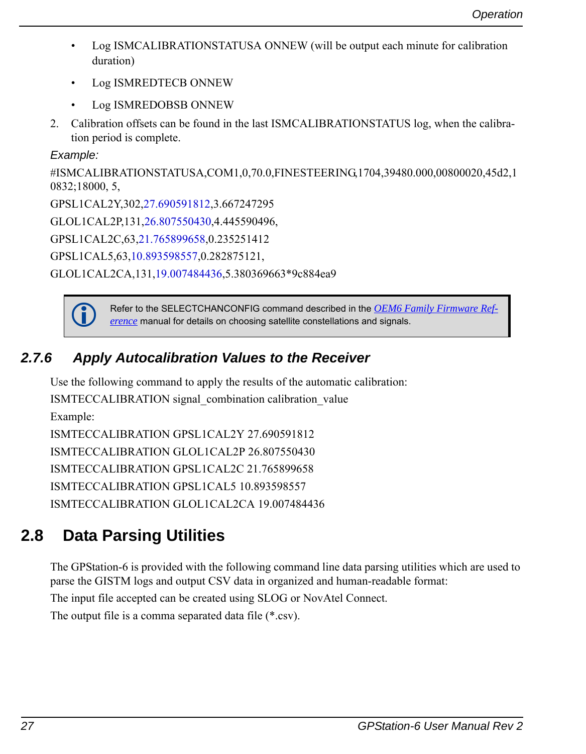- Log ISMCALIBRATIONSTATUSA ONNEW (will be output each minute for calibration duration)
- Log ISMREDTECB ONNEW
- Log ISMREDOBSB ONNEW

2. Calibration offsets can be found in the last ISMCALIBRATIONSTATUS log, when the calibration period is complete.

*Example:*

#ISMCALIBRATIONSTATUSA,COM1,0,70.0,FINESTEERING,1704,39480.000,00800020,45d2,10832;18000, 5,

GPSL1CAL2Y,302,27.690591812,3.667247295

GLOL1CAL2P,131,26.807550430,4.445590496,

GPSL1CAL2C,63,21.765899658,0.235251412

GPSL1CAL5,63,10.893598557,0.282875121,

GLOL1CAL2CA,131,19.007484436,5.380369663*9c884ea9

> Refer to the SELECTCHANCONFIG command described in the *OEM6 Family Firmware Reference* manual for details on choosing satellite constellations and signals.

### 2.7.6 Apply Autocalibration Values to the Receiver

Use the following command to apply the results of the automatic calibration:

ISMTECCALIBRATION signal_combination calibration_value

Example:

ISMTECCALIBRATION GPSL1CAL2Y 27.690591812

ISMTECCALIBRATION GLOL1CAL2P 26.807550430

ISMTECCALIBRATION GPSL1CAL2C 21.765899658

ISMTECCALIBRATION GPSL1CAL5 10.893598557

ISMTECCALIBRATION GLOL1CAL2CA 19.007484436

## 2.8 Data Parsing Utilities

The GPStation-6 is provided with the following command line data parsing utilities which are used to parse the GISTM logs and output CSV data in organized and human-readable format:

The input file accepted can be created using SLOG or NovAtel Connect.

The output file is a comma separated data file (*.csv).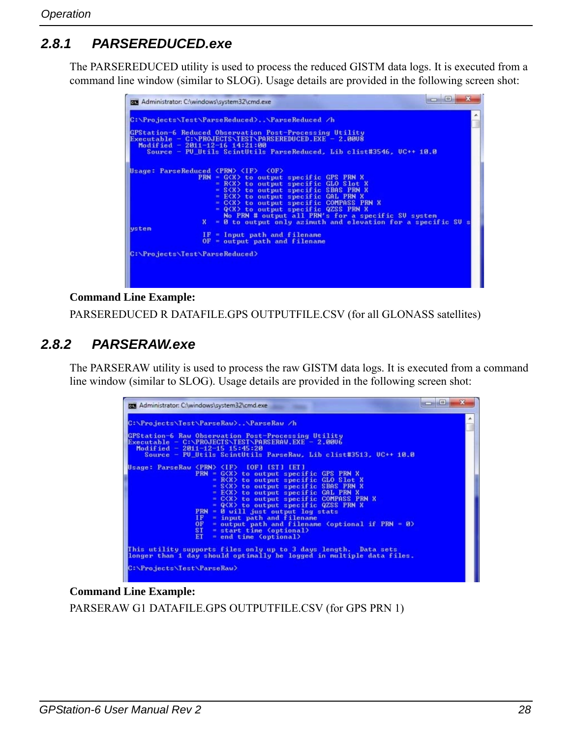## 2.8.1 PARSEREDUCED.exe

The PARSEREDUCED utility is used to process the reduced GISTM data logs. It is executed from a command line window (similar to SLOG). Usage details are provided in the following screen shot:

```
Administrator: C:\windows\system32\cmd.exe

C:\Projects\Test\ParseReduced>..\ParseReduced /h

GPStation-6 Reduced Observation Post-Processing Utility
Executable - C:\PROJECTS\TEST\PARSEREDUCED.EXE - 2.00U8
   Modified - 2011-12-16 14:21:00
     Source - PU_Utils ScintUtils ParseReduced, Lib clist#3546, UC++ 10.0

Usage: ParseReduced <PRN> <IF>  <OF>
                PRN = G<X> to output specific GPS PRN X
                    = R<X> to output specific GLO Slot X
                    = S<X> to output specific SBAS PRN X
                    = E<X> to output specific GAL PRN X
                    = C<X> to output specific COMPASS PRN X
                    = Q<X> to output specific QZSS PRN X
                      No PRN # output all PRN's for a specific SV system
                  X  = 0 to output only azimuth and elevation for a specific SV s
ystem
                 IF = Input path and filename
                 OF = output path and filename

C:\Projects\Test\ParseReduced>
```

**Command Line Example:**

PARSEREDUCED R DATAFILE.GPS OUTPUTFILE.CSV (for all GLONASS satellites)

## 2.8.2 PARSERAW.exe

The PARSERAW utility is used to process the raw GISTM data logs. It is executed from a command line window (similar to SLOG). Usage details are provided in the following screen shot:

```
Administrator: C:\windows\system32\cmd.exe

C:\Projects\Test\ParseRaw>..\ParseRaw /h

GPStation-6 Raw Observation Post-Processing Utility
Executable - C:\PROJECTS\TEST\PARSERAW.EXE - 2.00U6
   Modified - 2011-12-15 15:45:20
     Source - PU_Utils ScintUtils ParseRaw, Lib clist#3513, UC++ 10.0

Usage: ParseRaw <PRN> <IF>  [OF] [ST] [ET]
                PRN = G<X> to output specific GPS PRN X
                    = R<X> to output specific GLO Slot X
                    = S<X> to output specific SBAS PRN X
                    = E<X> to output specific GAL PRN X
                    = C<X> to output specific COMPASS PRN X
                    = Q<X> to output specific QZSS PRN X
                PRN = 0 will just output log stats
                IF  = input path and filename
                OF  = output path and filename (optional if PRN = 0)
                ST  = start time (optional)
                ET  = end time (optional)

This utility supports files only up to 3 days length.  Data sets
longer than 1 day should optimally be logged in multiple data files.

C:\Projects\Test\ParseRaw>
```

**Command Line Example:**

PARSERAW G1 DATAFILE.GPS OUTPUTFILE.CSV (for GPS PRN 1)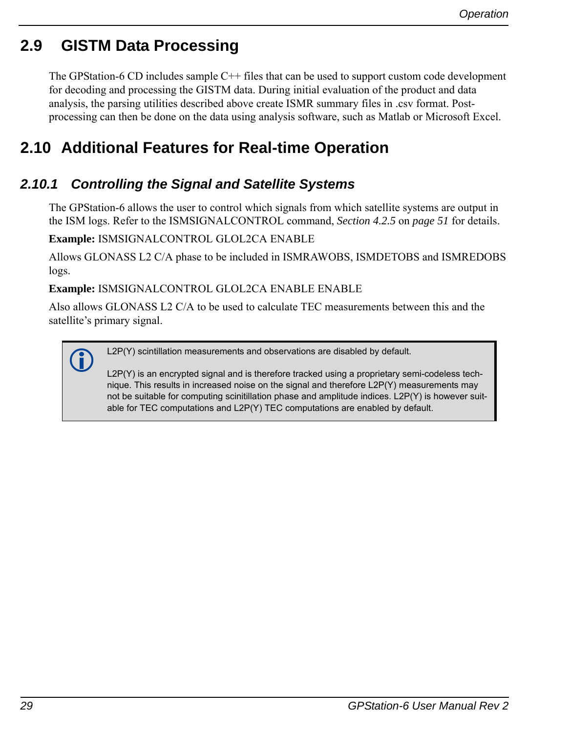## 2.9 GISTM Data Processing

The GPStation-6 CD includes sample C++ files that can be used to support custom code development for decoding and processing the GISTM data. During initial evaluation of the product and data analysis, the parsing utilities described above create ISMR summary files in .csv format. Post-processing can then be done on the data using analysis software, such as Matlab or Microsoft Excel.

## 2.10 Additional Features for Real-time Operation

### 2.10.1 Controlling the Signal and Satellite Systems

The GPStation-6 allows the user to control which signals from which satellite systems are output in the ISM logs. Refer to the ISMSIGNALCONTROL command, *Section 4.2.5* on *page 51* for details.

**Example:** ISMSIGNALCONTROL GLOL2CA ENABLE

Allows GLONASS L2 C/A phase to be included in ISMRAWOBS, ISMDETOBS and ISMREDOBS logs.

**Example:** ISMSIGNALCONTROL GLOL2CA ENABLE ENABLE

Also allows GLONASS L2 C/A to be used to calculate TEC measurements between this and the satellite's primary signal.

> L2P(Y) scintillation measurements and observations are disabled by default.
>
> L2P(Y) is an encrypted signal and is therefore tracked using a proprietary semi-codeless technique. This results in increased noise on the signal and therefore L2P(Y) measurements may not be suitable for computing scinitillation phase and amplitude indices. L2P(Y) is however suitable for TEC computations and L2P(Y) TEC computations are enabled by default.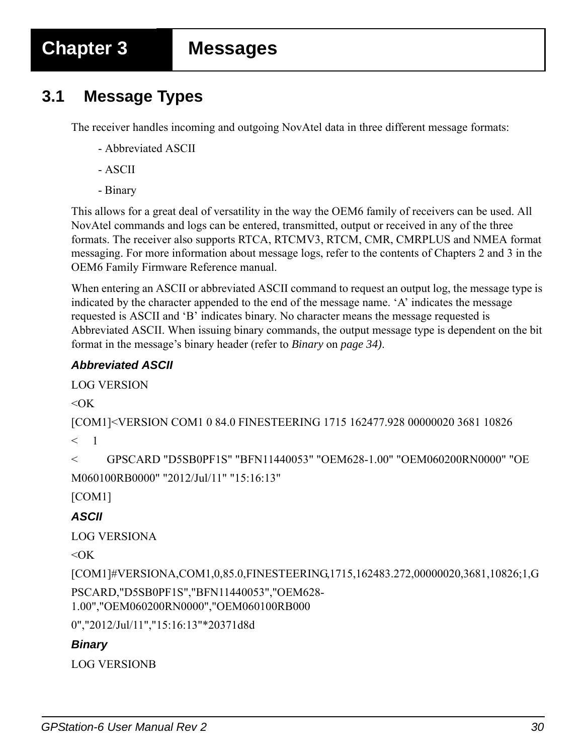# Chapter 3 Messages

## 3.1 Message Types

The receiver handles incoming and outgoing NovAtel data in three different message formats:

- Abbreviated ASCII
- ASCII
- Binary

This allows for a great deal of versatility in the way the OEM6 family of receivers can be used. All NovAtel commands and logs can be entered, transmitted, output or received in any of the three formats. The receiver also supports RTCA, RTCMV3, RTCM, CMR, CMRPLUS and NMEA format messaging. For more information about message logs, refer to the contents of Chapters 2 and 3 in the OEM6 Family Firmware Reference manual.

When entering an ASCII or abbreviated ASCII command to request an output log, the message type is indicated by the character appended to the end of the message name. 'A' indicates the message requested is ASCII and 'B' indicates binary. No character means the message requested is Abbreviated ASCII. When issuing binary commands, the output message type is dependent on the bit format in the message's binary header (refer to *Binary* on *page 34)*.

***Abbreviated ASCII***

```
LOG VERSION
<OK
[COM1]<VERSION COM1 0 84.0 FINESTEERING 1715 162477.928 00000020 3681 10826
<     1
<          GPSCARD "D5SB0PF1S" "BFN11440053" "OEM628-1.00" "OEM060200RN0000" "OE
M060100RB0000" "2012/Jul/11" "15:16:13"
[COM1]
```

***ASCII***

```
LOG VERSIONA
<OK
[COM1]#VERSIONA,COM1,0,85.0,FINESTEERING,1715,162483.272,00000020,3681,10826;1,G
PSCARD,"D5SB0PF1S","BFN11440053","OEM628-
1.00","OEM060200RN0000","OEM060100RB000
0","2012/Jul/11","15:16:13"*20371d8d
```

***Binary***

```
LOG VERSIONB
```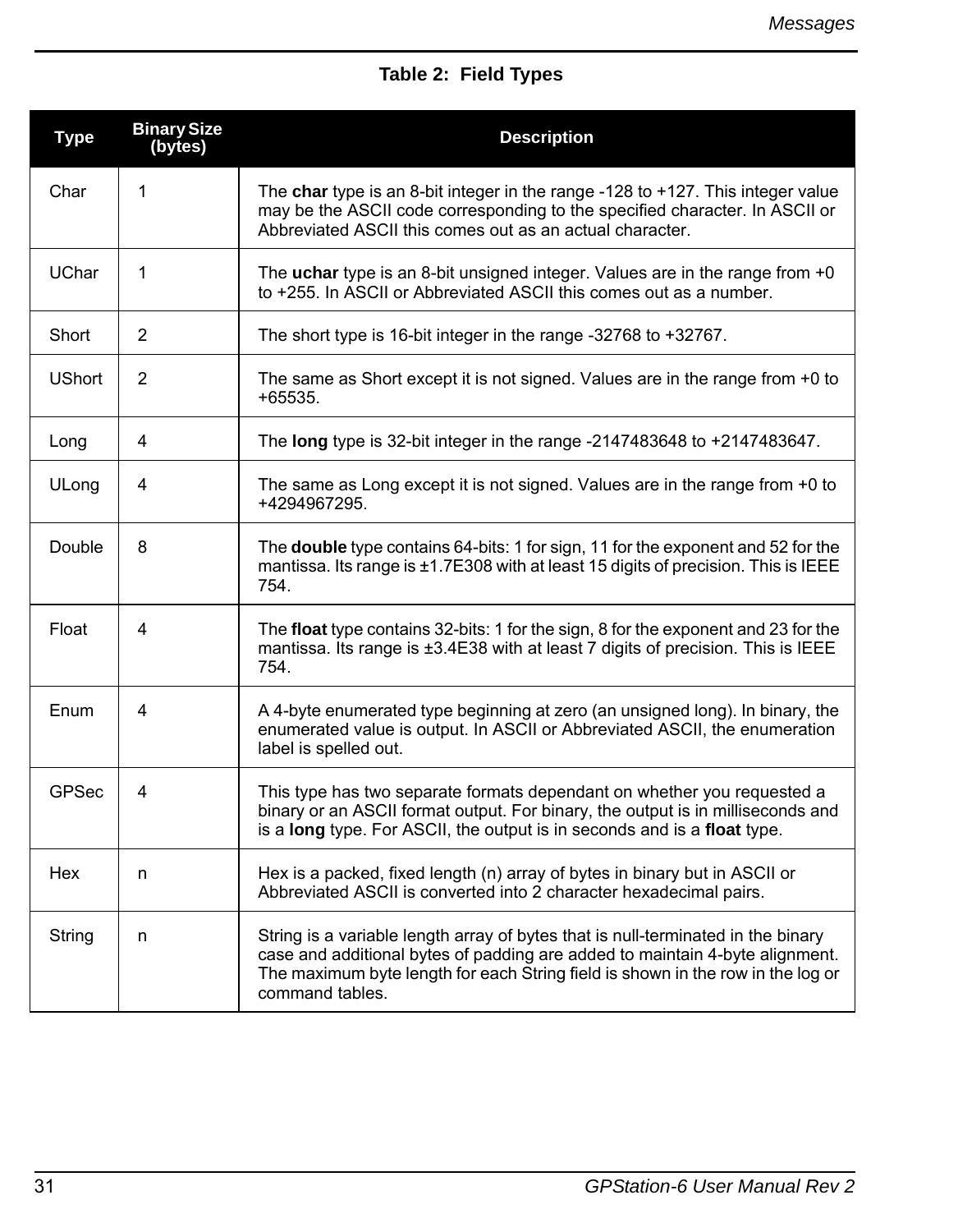**Table 2: Field Types**

| Type | Binary Size (bytes) | Description |
|---|---|---|
| Char | 1 | The **char** type is an 8-bit integer in the range -128 to +127. This integer value may be the ASCII code corresponding to the specified character. In ASCII or Abbreviated ASCII this comes out as an actual character. |
| UChar | 1 | The **uchar** type is an 8-bit unsigned integer. Values are in the range from +0 to +255. In ASCII or Abbreviated ASCII this comes out as a number. |
| Short | 2 | The short type is 16-bit integer in the range -32768 to +32767. |
| UShort | 2 | The same as Short except it is not signed. Values are in the range from +0 to +65535. |
| Long | 4 | The **long** type is 32-bit integer in the range -2147483648 to +2147483647. |
| ULong | 4 | The same as Long except it is not signed. Values are in the range from +0 to +4294967295. |
| Double | 8 | The **double** type contains 64-bits: 1 for sign, 11 for the exponent and 52 for the mantissa. Its range is ±1.7E308 with at least 15 digits of precision. This is IEEE 754. |
| Float | 4 | The **float** type contains 32-bits: 1 for the sign, 8 for the exponent and 23 for the mantissa. Its range is ±3.4E38 with at least 7 digits of precision. This is IEEE 754. |
| Enum | 4 | A 4-byte enumerated type beginning at zero (an unsigned long). In binary, the enumerated value is output. In ASCII or Abbreviated ASCII, the enumeration label is spelled out. |
| GPSec | 4 | This type has two separate formats dependant on whether you requested a binary or an ASCII format output. For binary, the output is in milliseconds and is a **long** type. For ASCII, the output is in seconds and is a **float** type. |
| Hex | n | Hex is a packed, fixed length (n) array of bytes in binary but in ASCII or Abbreviated ASCII is converted into 2 character hexadecimal pairs. |
| String | n | String is a variable length array of bytes that is null-terminated in the binary case and additional bytes of padding are added to maintain 4-byte alignment. The maximum byte length for each String field is shown in the row in the log or command tables. |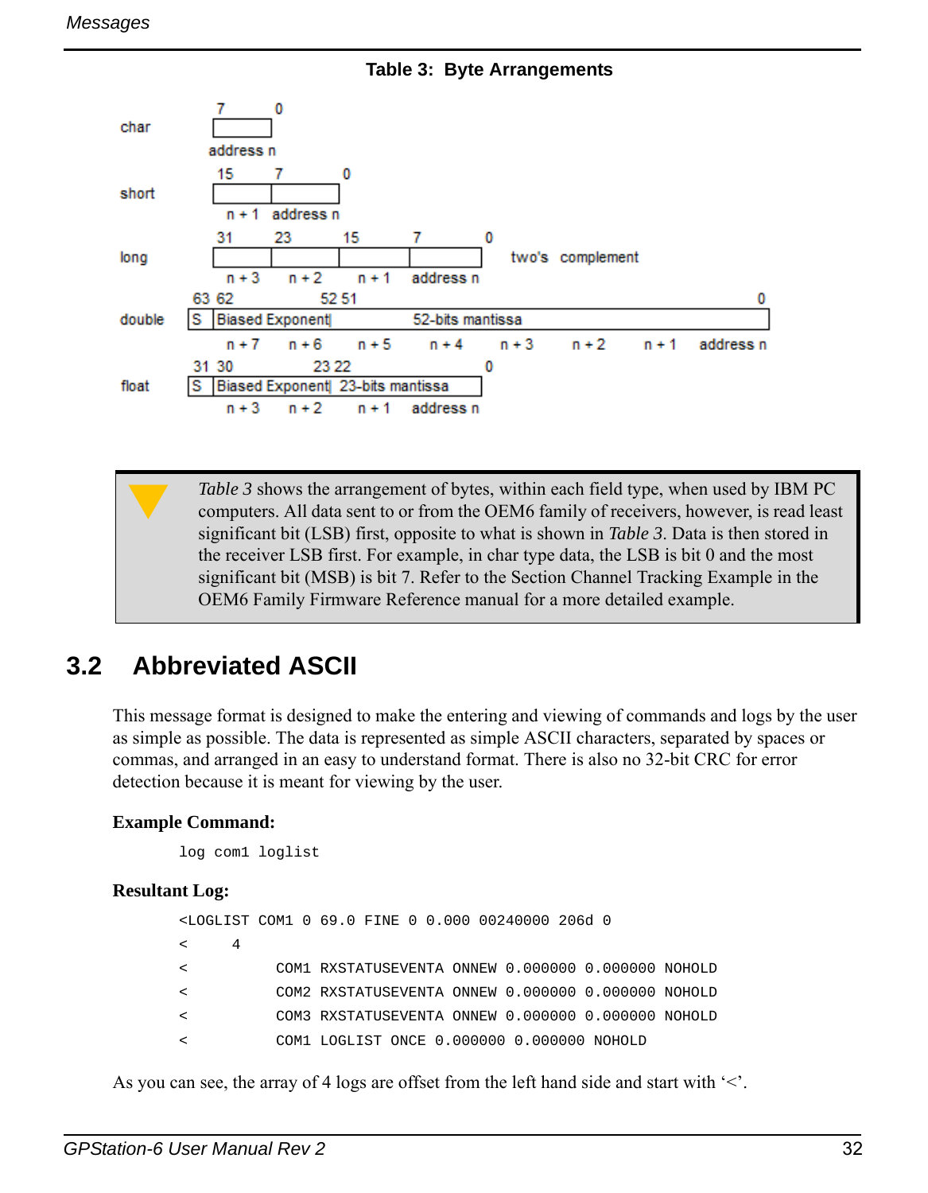**Table 3: Byte Arrangements**

| Type | Bit positions | Fields | Byte addresses | Notes |
|---|---|---|---|---|
| char | 7 … 0 | | address n | |
| short | 15 … 7 … 0 | | n + 1, address n | |
| long | 31, 23, 15, 7, 0 | | n + 3, n + 2, n + 1, address n | two's complement |
| double | 63 62 … 52 51 … 0 | S \| Biased Exponent \| 52-bits mantissa | n + 7, n + 6, n + 5, n + 4, n + 3, n + 2, n + 1, address n | |
| float | 31 30 … 23 22 … 0 | S \| Biased Exponent \| 23-bits mantissa | n + 3, n + 2, n + 1, address n | |

> *Table 3* shows the arrangement of bytes, within each field type, when used by IBM PC computers. All data sent to or from the OEM6 family of receivers, however, is read least significant bit (LSB) first, opposite to what is shown in *Table 3*. Data is then stored in the receiver LSB first. For example, in char type data, the LSB is bit 0 and the most significant bit (MSB) is bit 7. Refer to the Section Channel Tracking Example in the OEM6 Family Firmware Reference manual for a more detailed example.

## 3.2 Abbreviated ASCII

This message format is designed to make the entering and viewing of commands and logs by the user as simple as possible. The data is represented as simple ASCII characters, separated by spaces or commas, and arranged in an easy to understand format. There is also no 32-bit CRC for error detection because it is meant for viewing by the user.

**Example Command:**

```
log com1 loglist
```

**Resultant Log:**

```
<LOGLIST COM1 0 69.0 FINE 0 0.000 00240000 206d 0
<     4
<          COM1 RXSTATUSEVENTA ONNEW 0.000000 0.000000 NOHOLD
<          COM2 RXSTATUSEVENTA ONNEW 0.000000 0.000000 NOHOLD
<          COM3 RXSTATUSEVENTA ONNEW 0.000000 0.000000 NOHOLD
<          COM1 LOGLIST ONCE 0.000000 0.000000 NOHOLD
```

As you can see, the array of 4 logs are offset from the left hand side and start with '<'.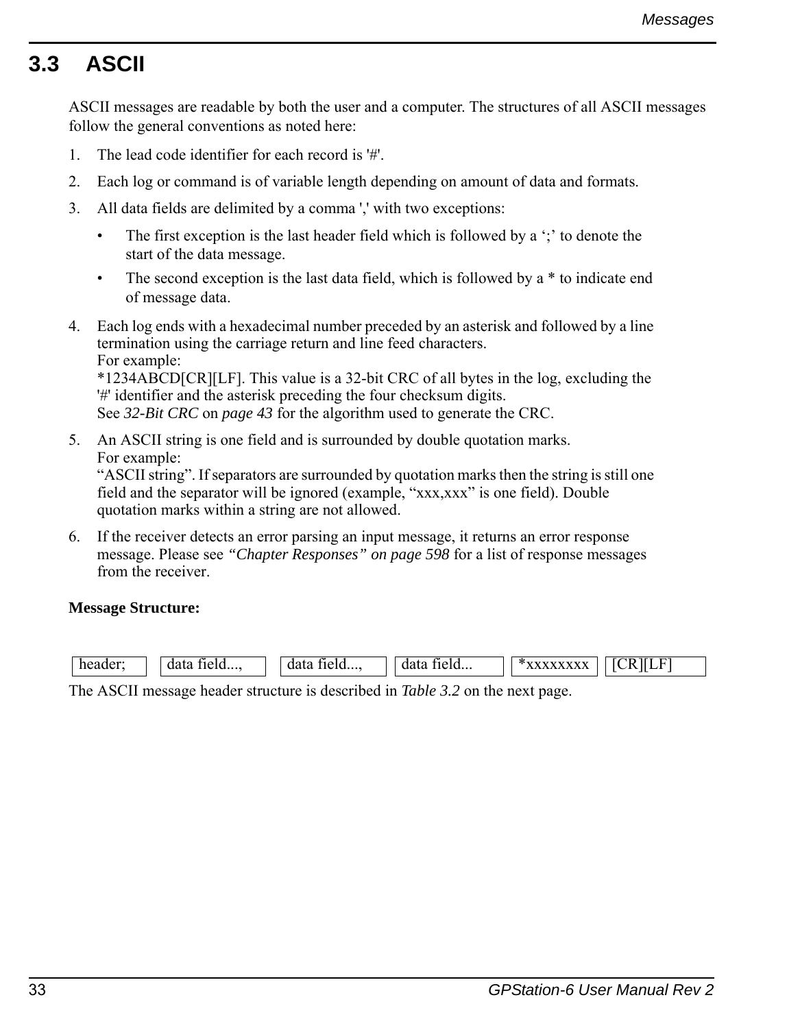## 3.3 ASCII

ASCII messages are readable by both the user and a computer. The structures of all ASCII messages follow the general conventions as noted here:

1. The lead code identifier for each record is '#'.
2. Each log or command is of variable length depending on amount of data and formats.
3. All data fields are delimited by a comma ',' with two exceptions:
   - The first exception is the last header field which is followed by a ‘;’ to denote the start of the data message.
   - The second exception is the last data field, which is followed by a * to indicate end of message data.
4. Each log ends with a hexadecimal number preceded by an asterisk and followed by a line termination using the carriage return and line feed characters.
   For example:
   *1234ABCD[CR][LF]. This value is a 32-bit CRC of all bytes in the log, excluding the '#' identifier and the asterisk preceding the four checksum digits.
   See *32-Bit CRC* on *page 43* for the algorithm used to generate the CRC.
5. An ASCII string is one field and is surrounded by double quotation marks.
   For example:
   “ASCII string”. If separators are surrounded by quotation marks then the string is still one field and the separator will be ignored (example, “xxx,xxx” is one field). Double quotation marks within a string are not allowed.
6. If the receiver detects an error parsing an input message, it returns an error response message. Please see *“Chapter Responses” on page 598* for a list of response messages from the receiver.

**Message Structure:**

| header; | data field..., | data field..., | data field... | *xxxxxxxx | [CR][LF] |
|---|---|---|---|---|---|

The ASCII message header structure is described in *Table 3.2* on the next page.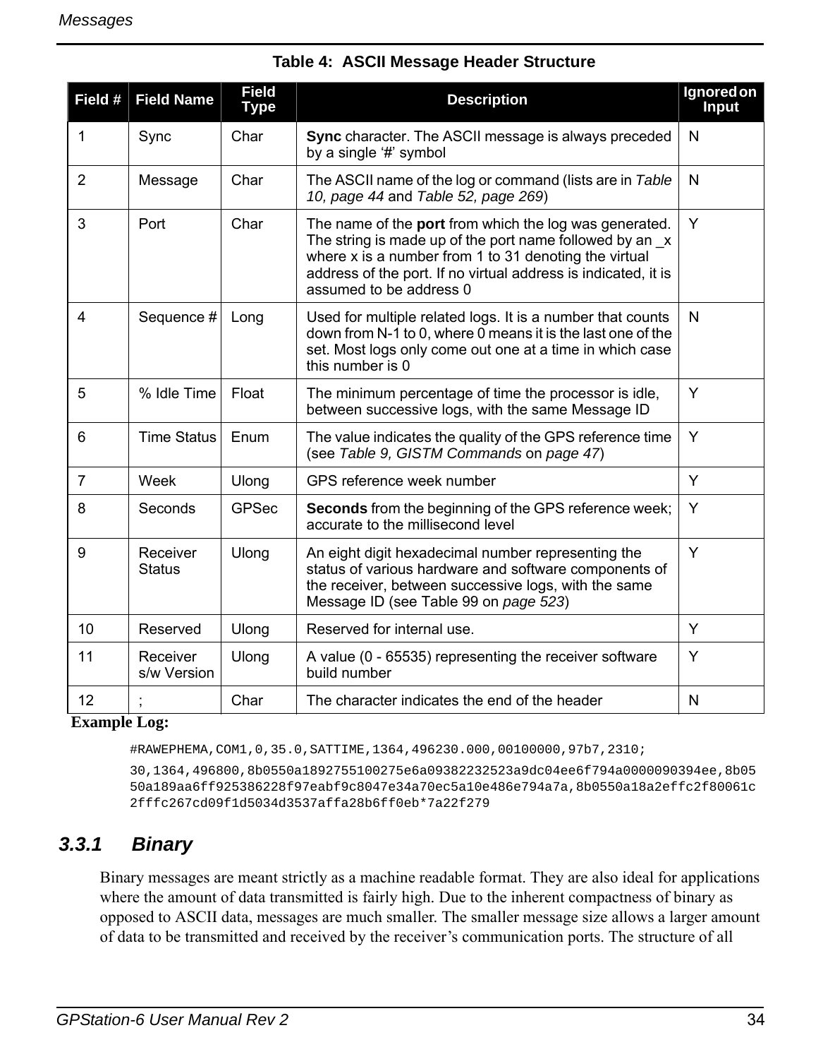**Table 4: ASCII Message Header Structure**

| Field # | Field Name | Field Type | Description | Ignored on Input |
|---|---|---|---|---|
| 1 | Sync | Char | **Sync** character. The ASCII message is always preceded by a single '#' symbol | N |
| 2 | Message | Char | The ASCII name of the log or command (lists are in *Table 10, page 44* and *Table 52, page 269*) | N |
| 3 | Port | Char | The name of the **port** from which the log was generated. The string is made up of the port name followed by an _x where x is a number from 1 to 31 denoting the virtual address of the port. If no virtual address is indicated, it is assumed to be address 0 | Y |
| 4 | Sequence # | Long | Used for multiple related logs. It is a number that counts down from N-1 to 0, where 0 means it is the last one of the set. Most logs only come out one at a time in which case this number is 0 | N |
| 5 | % Idle Time | Float | The minimum percentage of time the processor is idle, between successive logs, with the same Message ID | Y |
| 6 | Time Status | Enum | The value indicates the quality of the GPS reference time (see *Table 9, GISTM Commands* on *page 47*) | Y |
| 7 | Week | Ulong | GPS reference week number | Y |
| 8 | Seconds | GPSec | **Seconds** from the beginning of the GPS reference week; accurate to the millisecond level | Y |
| 9 | Receiver Status | Ulong | An eight digit hexadecimal number representing the status of various hardware and software components of the receiver, between successive logs, with the same Message ID (see Table 99 on *page 523*) | Y |
| 10 | Reserved | Ulong | Reserved for internal use. | Y |
| 11 | Receiver s/w Version | Ulong | A value (0 - 65535) representing the receiver software build number | Y |
| 12 | ; | Char | The character indicates the end of the header | N |

**Example Log:**

```
#RAWEPHEMA,COM1,0,35.0,SATTIME,1364,496230.000,00100000,97b7,2310;

30,1364,496800,8b0550a1892755100275e6a09382232523a9dc04ee6f794a0000090394ee,8b05
50a189aa6ff925386228f97eabf9c8047e34a70ec5a10e486e794a7a,8b0550a18a2effc2f80061c
2fffc267cd09f1d5034d3537affa28b6ff0eb*7a22f279
```

### 3.3.1 Binary

Binary messages are meant strictly as a machine readable format. They are also ideal for applications where the amount of data transmitted is fairly high. Due to the inherent compactness of binary as opposed to ASCII data, messages are much smaller. The smaller message size allows a larger amount of data to be transmitted and received by the receiver's communication ports. The structure of all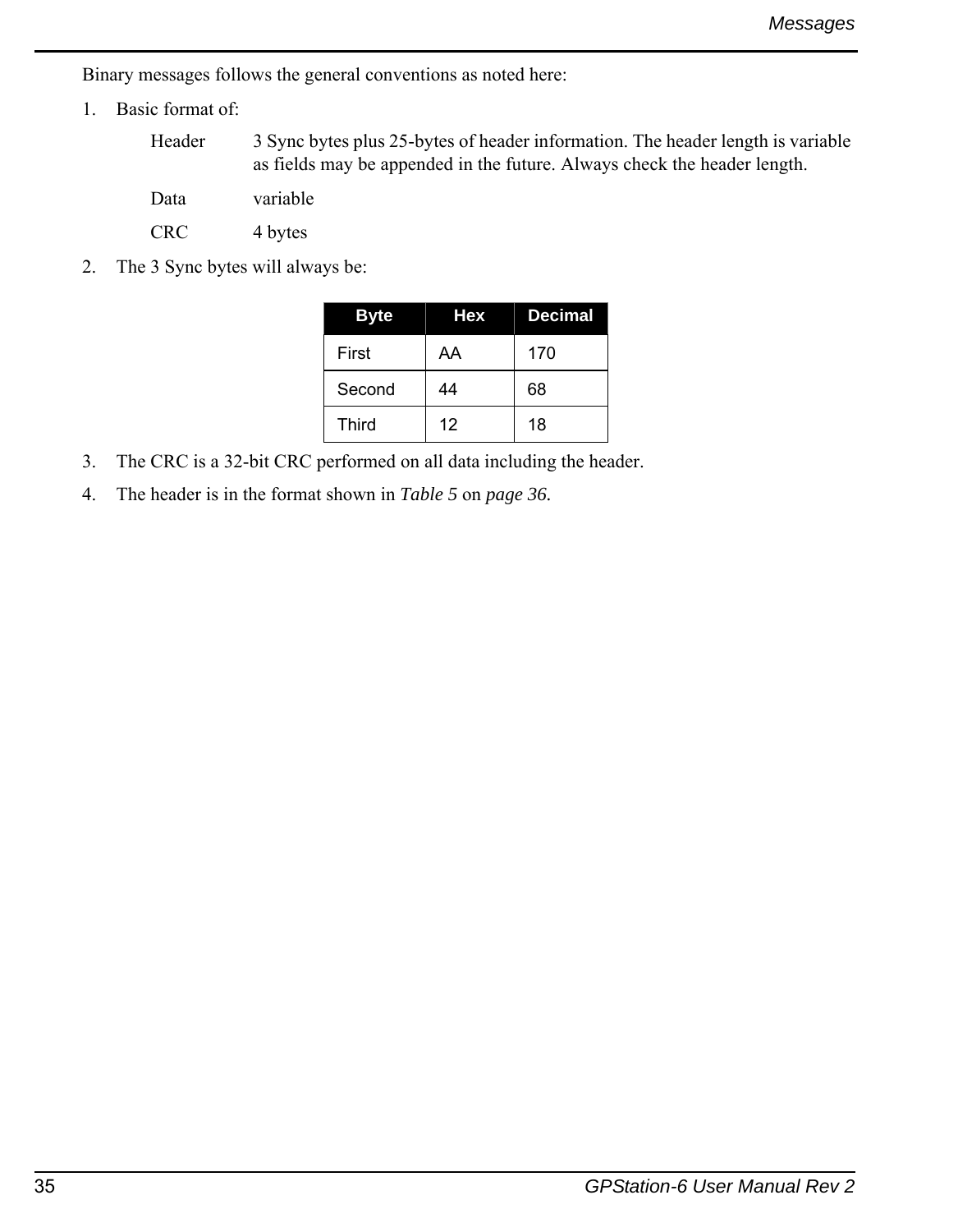Binary messages follows the general conventions as noted here:

1. Basic format of:

   Header 3 Sync bytes plus 25-bytes of header information. The header length is variable as fields may be appended in the future. Always check the header length.

   Data variable

   CRC 4 bytes

2. The 3 Sync bytes will always be:

| Byte | Hex | Decimal |
| --- | --- | --- |
| First | AA | 170 |
| Second | 44 | 68 |
| Third | 12 | 18 |

3. The CRC is a 32-bit CRC performed on all data including the header.
4. The header is in the format shown in *Table 5* on *page 36*.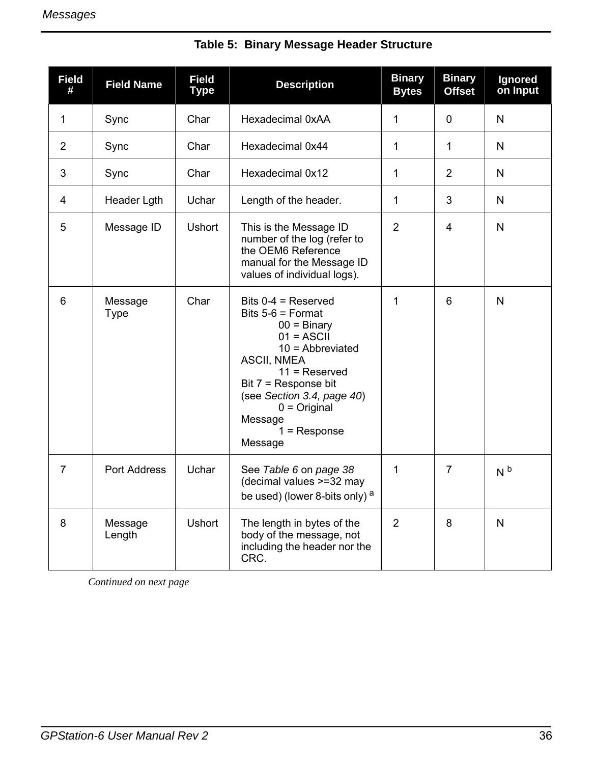**Table 5: Binary Message Header Structure**

| Field # | Field Name | Field Type | Description | Binary Bytes | Binary Offset | Ignored on Input |
|---|---|---|---|---|---|---|
| 1 | Sync | Char | Hexadecimal 0xAA | 1 | 0 | N |
| 2 | Sync | Char | Hexadecimal 0x44 | 1 | 1 | N |
| 3 | Sync | Char | Hexadecimal 0x12 | 1 | 2 | N |
| 4 | Header Lgth | Uchar | Length of the header. | 1 | 3 | N |
| 5 | Message ID | Ushort | This is the Message ID number of the log (refer to the OEM6 Reference manual for the Message ID values of individual logs). | 2 | 4 | N |
| 6 | Message Type | Char | Bits 0-4 = Reserved<br>Bits 5-6 = Format<br>00 = Binary<br>01 = ASCII<br>10 = Abbreviated ASCII, NMEA<br>11 = Reserved<br>Bit 7 = Response bit (see *Section 3.4, page 40*)<br>0 = Original Message<br>1 = Response Message | 1 | 6 | N |
| 7 | Port Address | Uchar | See *Table 6* on *page 38* (decimal values >=32 may be used) (lower 8-bits only) [a] | 1 | 7 | N [b] |
| 8 | Message Length | Ushort | The length in bytes of the body of the message, not including the header nor the CRC. | 2 | 8 | N |

*Continued on next page*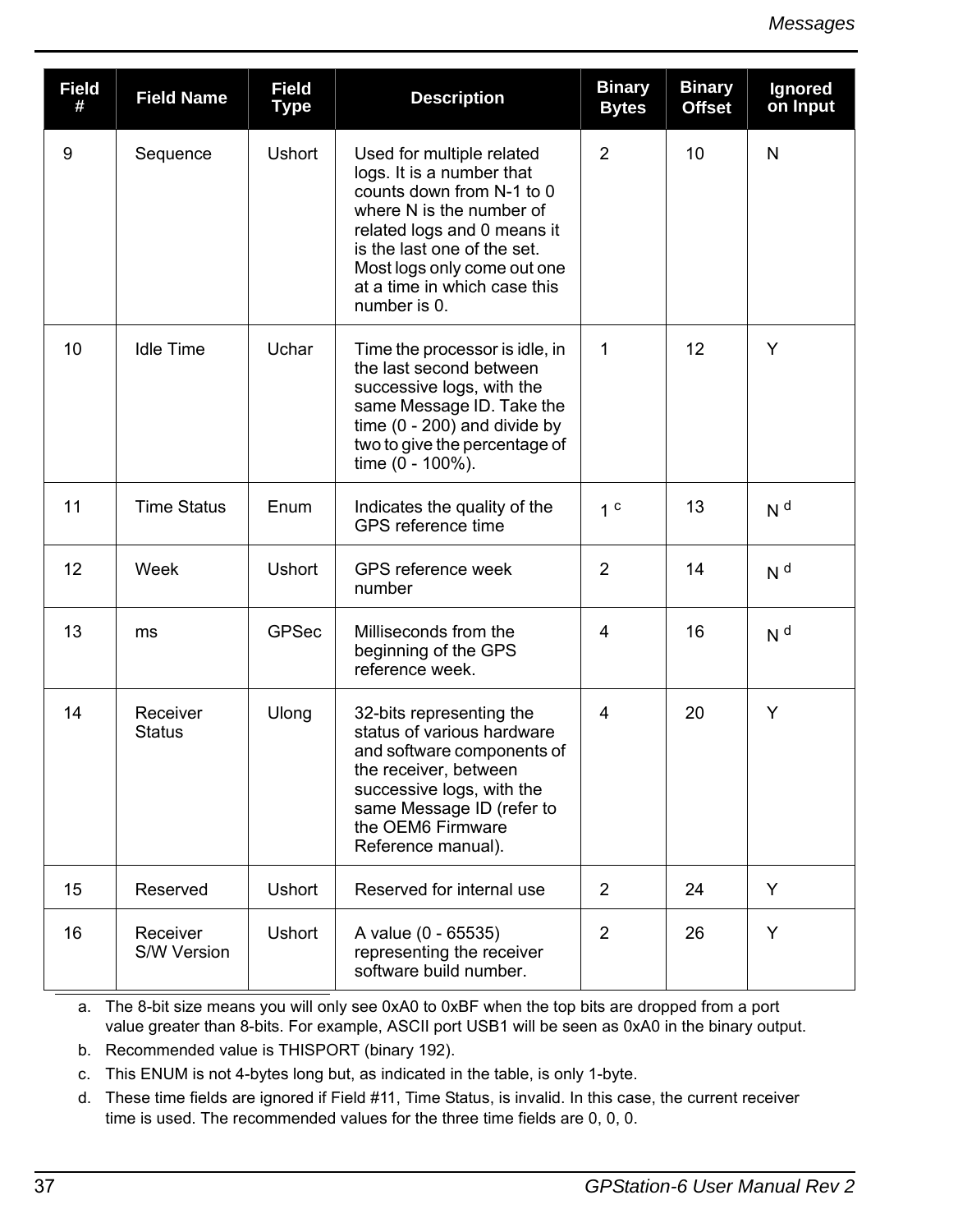| Field # | Field Name | Field Type | Description | Binary Bytes | Binary Offset | Ignored on Input |
|---|---|---|---|---|---|---|
| 9 | Sequence | Ushort | Used for multiple related logs. It is a number that counts down from N-1 to 0 where N is the number of related logs and 0 means it is the last one of the set. Most logs only come out one at a time in which case this number is 0. | 2 | 10 | N |
| 10 | Idle Time | Uchar | Time the processor is idle, in the last second between successive logs, with the same Message ID. Take the time (0 - 200) and divide by two to give the percentage of time (0 - 100%). | 1 | 12 | Y |
| 11 | Time Status | Enum | Indicates the quality of the GPS reference time | 1 [c] | 13 | N [d] |
| 12 | Week | Ushort | GPS reference week number | 2 | 14 | N [d] |
| 13 | ms | GPSec | Milliseconds from the beginning of the GPS reference week. | 4 | 16 | N [d] |
| 14 | Receiver Status | Ulong | 32-bits representing the status of various hardware and software components of the receiver, between successive logs, with the same Message ID (refer to the OEM6 Firmware Reference manual). | 4 | 20 | Y |
| 15 | Reserved | Ushort | Reserved for internal use | 2 | 24 | Y |
| 16 | Receiver S/W Version | Ushort | A value (0 - 65535) representing the receiver software build number. | 2 | 26 | Y |

a. The 8-bit size means you will only see 0xA0 to 0xBF when the top bits are dropped from a port value greater than 8-bits. For example, ASCII port USB1 will be seen as 0xA0 in the binary output.

b. Recommended value is THISPORT (binary 192).

c. This ENUM is not 4-bytes long but, as indicated in the table, is only 1-byte.

d. These time fields are ignored if Field #11, Time Status, is invalid. In this case, the current receiver time is used. The recommended values for the three time fields are 0, 0, 0.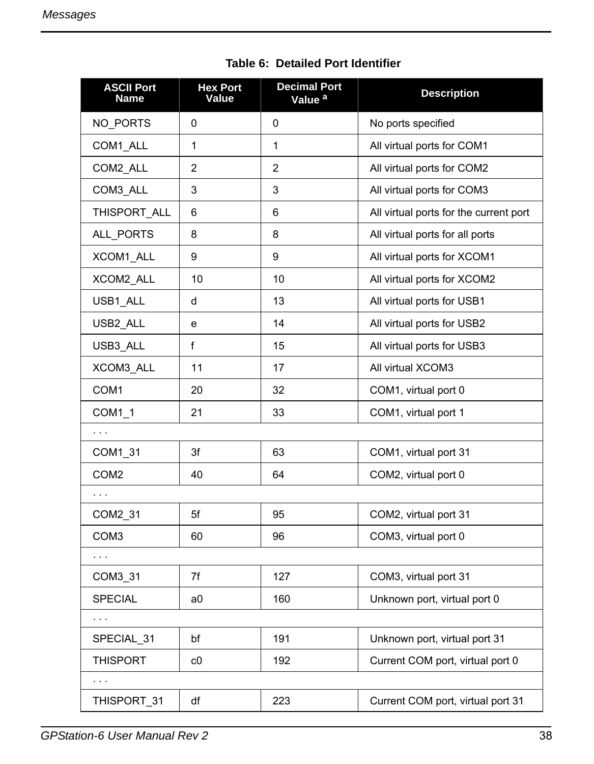Table 6: Detailed Port Identifier

| ASCII Port Name | Hex Port Value | Decimal Port Value [a] | Description |
|---|---|---|---|
| NO_PORTS | 0 | 0 | No ports specified |
| COM1_ALL | 1 | 1 | All virtual ports for COM1 |
| COM2_ALL | 2 | 2 | All virtual ports for COM2 |
| COM3_ALL | 3 | 3 | All virtual ports for COM3 |
| THISPORT_ALL | 6 | 6 | All virtual ports for the current port |
| ALL_PORTS | 8 | 8 | All virtual ports for all ports |
| XCOM1_ALL | 9 | 9 | All virtual ports for XCOM1 |
| XCOM2_ALL | 10 | 10 | All virtual ports for XCOM2 |
| USB1_ALL | d | 13 | All virtual ports for USB1 |
| USB2_ALL | e | 14 | All virtual ports for USB2 |
| USB3_ALL | f | 15 | All virtual ports for USB3 |
| XCOM3_ALL | 11 | 17 | All virtual XCOM3 |
| COM1 | 20 | 32 | COM1, virtual port 0 |
| COM1_1 | 21 | 33 | COM1, virtual port 1 |
| . . . | | | |
| COM1_31 | 3f | 63 | COM1, virtual port 31 |
| COM2 | 40 | 64 | COM2, virtual port 0 |
| . . . | | | |
| COM2_31 | 5f | 95 | COM2, virtual port 31 |
| COM3 | 60 | 96 | COM3, virtual port 0 |
| . . . | | | |
| COM3_31 | 7f | 127 | COM3, virtual port 31 |
| SPECIAL | a0 | 160 | Unknown port, virtual port 0 |
| . . . | | | |
| SPECIAL_31 | bf | 191 | Unknown port, virtual port 31 |
| THISPORT | c0 | 192 | Current COM port, virtual port 0 |
| . . . | | | |
| THISPORT_31 | df | 223 | Current COM port, virtual port 31 |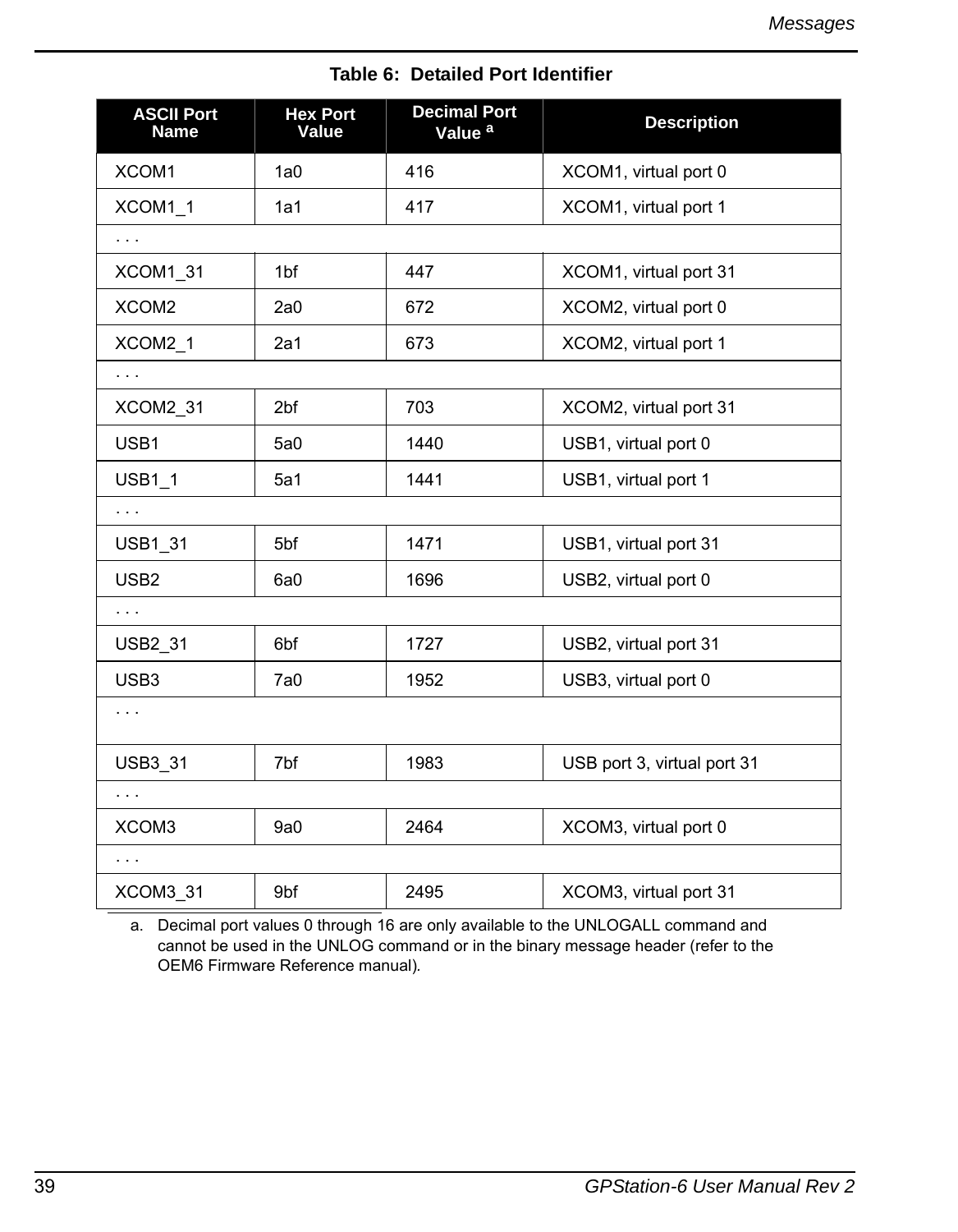**Table 6: Detailed Port Identifier**

| ASCII Port Name | Hex Port Value | Decimal Port Value [a] | Description |
|---|---|---|---|
| XCOM1 | 1a0 | 416 | XCOM1, virtual port 0 |
| XCOM1_1 | 1a1 | 417 | XCOM1, virtual port 1 |
| . . . | | | |
| XCOM1_31 | 1bf | 447 | XCOM1, virtual port 31 |
| XCOM2 | 2a0 | 672 | XCOM2, virtual port 0 |
| XCOM2_1 | 2a1 | 673 | XCOM2, virtual port 1 |
| . . . | | | |
| XCOM2_31 | 2bf | 703 | XCOM2, virtual port 31 |
| USB1 | 5a0 | 1440 | USB1, virtual port 0 |
| USB1_1 | 5a1 | 1441 | USB1, virtual port 1 |
| . . . | | | |
| USB1_31 | 5bf | 1471 | USB1, virtual port 31 |
| USB2 | 6a0 | 1696 | USB2, virtual port 0 |
| . . . | | | |
| USB2_31 | 6bf | 1727 | USB2, virtual port 31 |
| USB3 | 7a0 | 1952 | USB3, virtual port 0 |
| . . . | | | |
| USB3_31 | 7bf | 1983 | USB port 3, virtual port 31 |
| . . . | | | |
| XCOM3 | 9a0 | 2464 | XCOM3, virtual port 0 |
| . . . | | | |
| XCOM3_31 | 9bf | 2495 | XCOM3, virtual port 31 |

a. Decimal port values 0 through 16 are only available to the UNLOGALL command and cannot be used in the UNLOG command or in the binary message header (refer to the OEM6 Firmware Reference manual).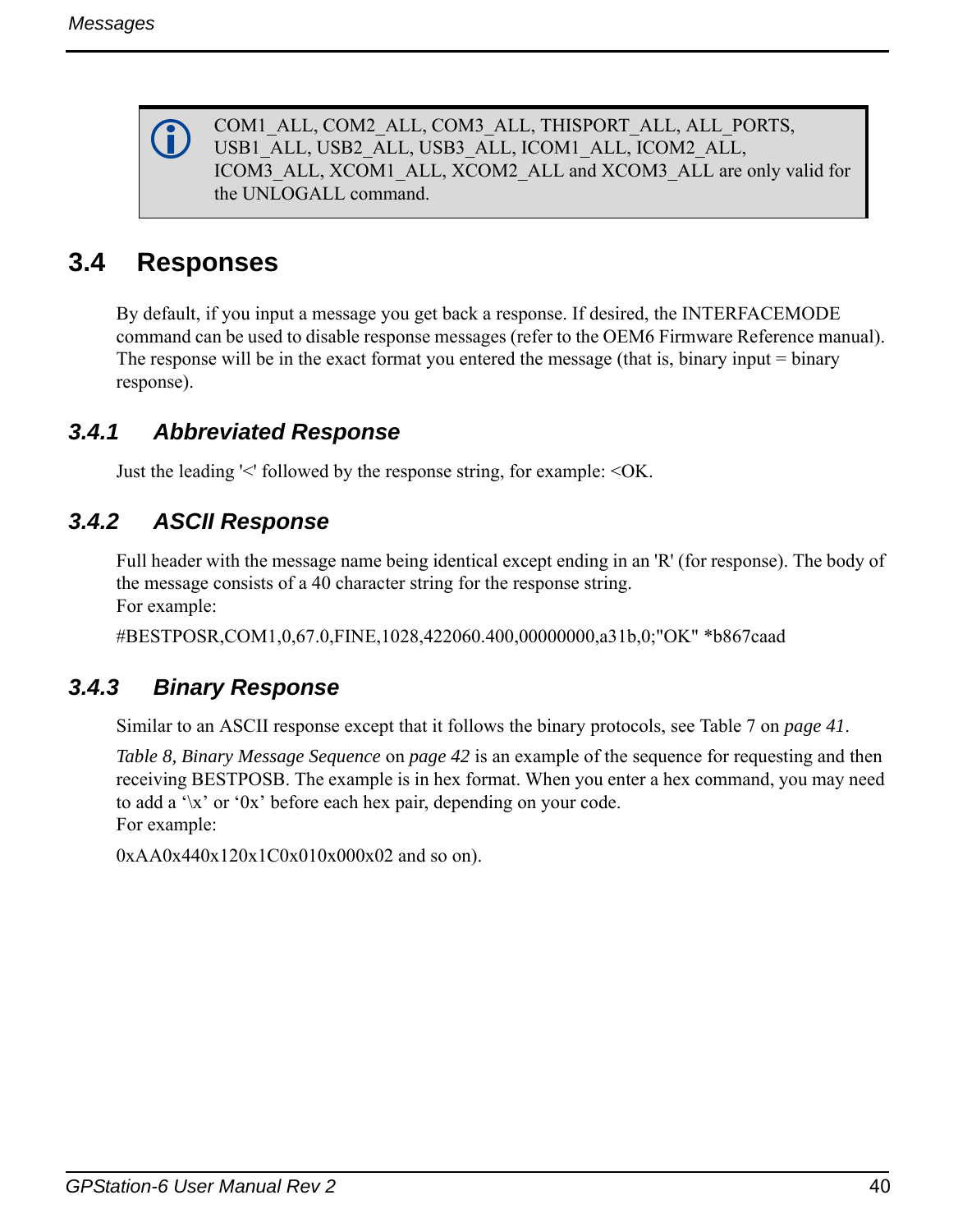> COM1_ALL, COM2_ALL, COM3_ALL, THISPORT_ALL, ALL_PORTS, USB1_ALL, USB2_ALL, USB3_ALL, ICOM1_ALL, ICOM2_ALL, ICOM3_ALL, XCOM1_ALL, XCOM2_ALL and XCOM3_ALL are only valid for the UNLOGALL command.

## 3.4 Responses

By default, if you input a message you get back a response. If desired, the INTERFACEMODE command can be used to disable response messages (refer to the OEM6 Firmware Reference manual). The response will be in the exact format you entered the message (that is, binary input = binary response).

### 3.4.1 Abbreviated Response

Just the leading '<' followed by the response string, for example: <OK.

### 3.4.2 ASCII Response

Full header with the message name being identical except ending in an 'R' (for response). The body of the message consists of a 40 character string for the response string.
For example:

#BESTPOSR,COM1,0,67.0,FINE,1028,422060.400,00000000,a31b,0;"OK" *b867caad

### 3.4.3 Binary Response

Similar to an ASCII response except that it follows the binary protocols, see Table 7 on *page 41*.

*Table 8, Binary Message Sequence* on *page 42* is an example of the sequence for requesting and then receiving BESTPOSB. The example is in hex format. When you enter a hex command, you may need to add a '\x' or '0x' before each hex pair, depending on your code.
For example:

0xAA0x440x120x1C0x010x000x02 and so on).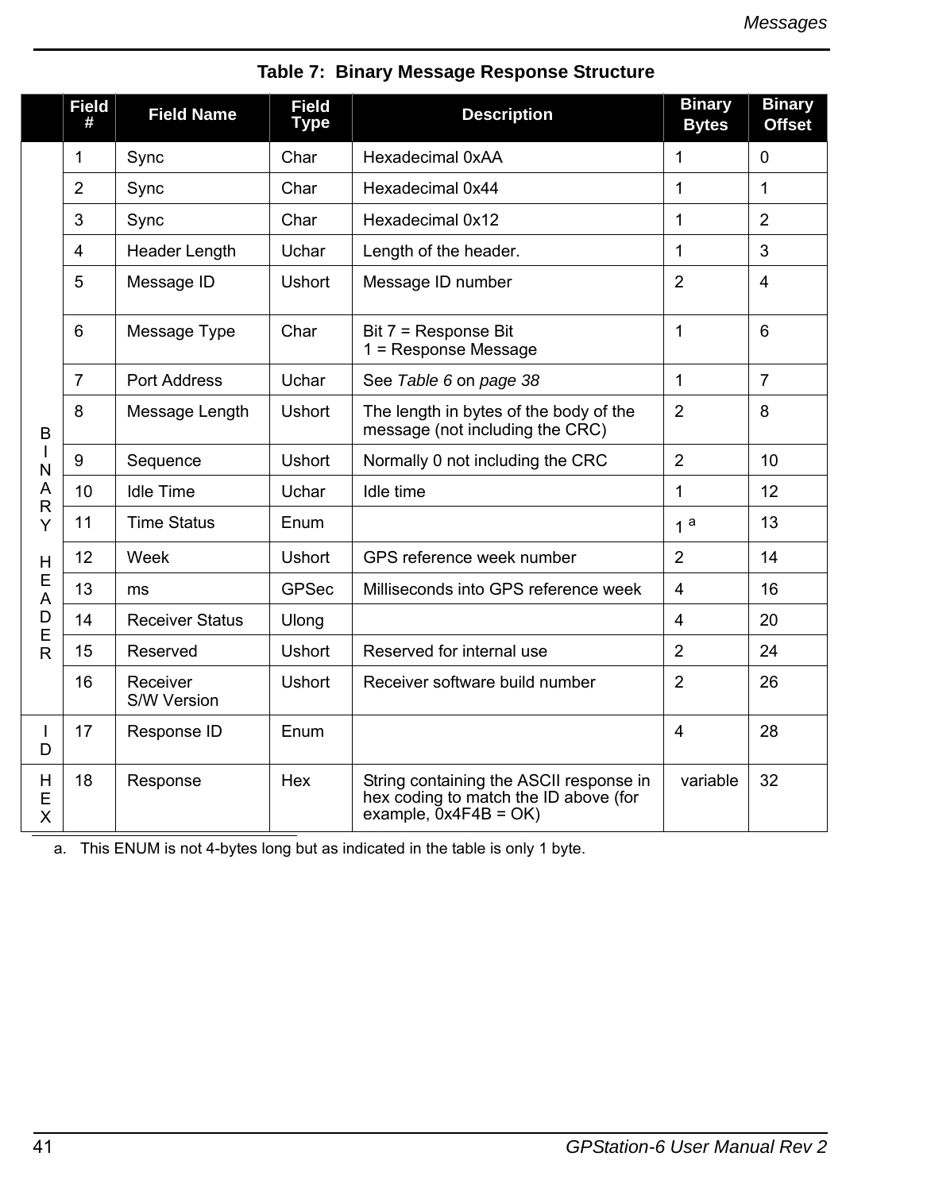**Table 7: Binary Message Response Structure**

| | Field # | Field Name | Field Type | Description | Binary Bytes | Binary Offset |
|---|---|---|---|---|---|---|
| BINARY HEADER | 1 | Sync | Char | Hexadecimal 0xAA | 1 | 0 |
| | 2 | Sync | Char | Hexadecimal 0x44 | 1 | 1 |
| | 3 | Sync | Char | Hexadecimal 0x12 | 1 | 2 |
| | 4 | Header Length | Uchar | Length of the header. | 1 | 3 |
| | 5 | Message ID | Ushort | Message ID number | 2 | 4 |
| | 6 | Message Type | Char | Bit 7 = Response Bit<br>1 = Response Message | 1 | 6 |
| | 7 | Port Address | Uchar | See *Table 6* on *page 38* | 1 | 7 |
| | 8 | Message Length | Ushort | The length in bytes of the body of the message (not including the CRC) | 2 | 8 |
| | 9 | Sequence | Ushort | Normally 0 not including the CRC | 2 | 10 |
| | 10 | Idle Time | Uchar | Idle time | 1 | 12 |
| | 11 | Time Status | Enum | | 1 [a] | 13 |
| | 12 | Week | Ushort | GPS reference week number | 2 | 14 |
| | 13 | ms | GPSec | Milliseconds into GPS reference week | 4 | 16 |
| | 14 | Receiver Status | Ulong | | 4 | 20 |
| | 15 | Reserved | Ushort | Reserved for internal use | 2 | 24 |
| | 16 | Receiver S/W Version | Ushort | Receiver software build number | 2 | 26 |
| ID | 17 | Response ID | Enum | | 4 | 28 |
| HEX | 18 | Response | Hex | String containing the ASCII response in hex coding to match the ID above (for example, 0x4F4B = OK) | variable | 32 |

a. This ENUM is not 4-bytes long but as indicated in the table is only 1 byte.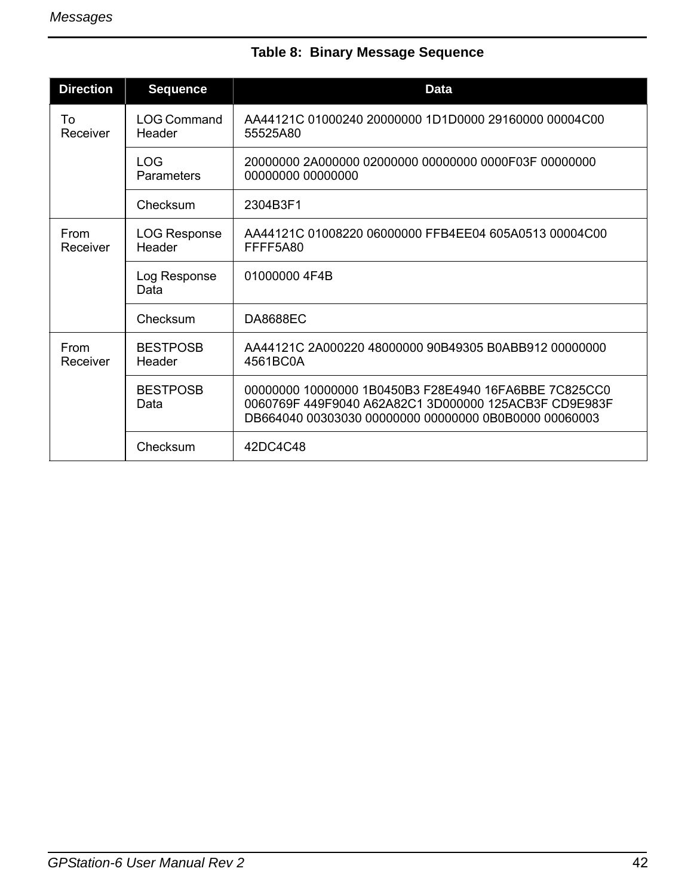**Table 8: Binary Message Sequence**

| Direction | Sequence | Data |
|---|---|---|
| To Receiver | LOG Command Header | AA44121C 01000240 20000000 1D1D0000 29160000 00004C00 55525A80 |
| | LOG Parameters | 20000000 2A000000 02000000 00000000 0000F03F 00000000 00000000 00000000 |
| | Checksum | 2304B3F1 |
| From Receiver | LOG Response Header | AA44121C 01008220 06000000 FFB4EE04 605A0513 00004C00 FFFF5A80 |
| | Log Response Data | 01000000 4F4B |
| | Checksum | DA8688EC |
| From Receiver | BESTPOSB Header | AA44121C 2A000220 48000000 90B49305 B0ABB912 00000000 4561BC0A |
| | BESTPOSB Data | 00000000 10000000 1B0450B3 F28E4940 16FA6BBE 7C825CC0 0060769F 449F9040 A62A82C1 3D000000 125ACB3F CD9E983F DB664040 00303030 00000000 00000000 0B0B0000 00060003 |
| | Checksum | 42DC4C48 |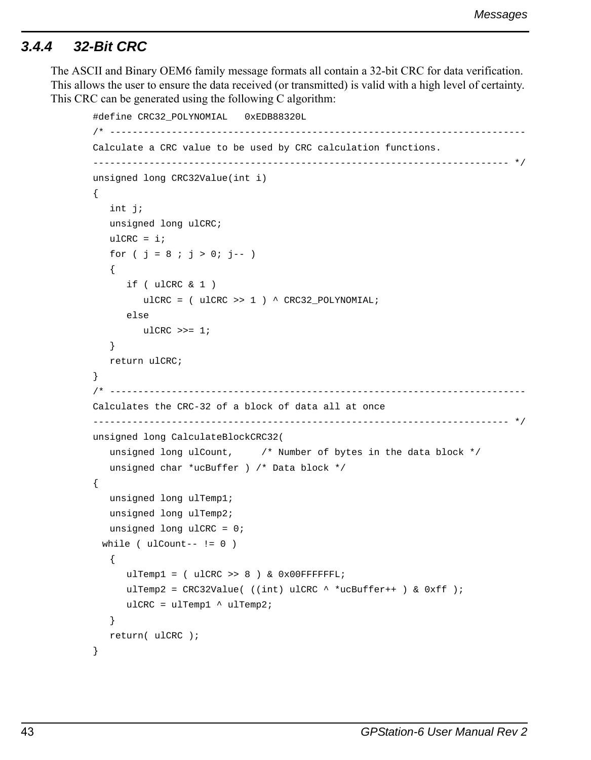### 3.4.4 32-Bit CRC

The ASCII and Binary OEM6 family message formats all contain a 32-bit CRC for data verification. This allows the user to ensure the data received (or transmitted) is valid with a high level of certainty. This CRC can be generated using the following C algorithm:

```
#define CRC32_POLYNOMIAL   0xEDB88320L
/* --------------------------------------------------------------------------
Calculate a CRC value to be used by CRC calculation functions.
-------------------------------------------------------------------------- */
unsigned long CRC32Value(int i)
{
   int j;
   unsigned long ulCRC;
   ulCRC = i;
   for ( j = 8 ; j > 0; j-- )
   {
      if ( ulCRC & 1 )
         ulCRC = ( ulCRC >> 1 ) ^ CRC32_POLYNOMIAL;
      else
         ulCRC >>= 1;
   }
   return ulCRC;
}
/* --------------------------------------------------------------------------
Calculates the CRC-32 of a block of data all at once
-------------------------------------------------------------------------- */
unsigned long CalculateBlockCRC32(
   unsigned long ulCount,     /* Number of bytes in the data block */
   unsigned char *ucBuffer ) /* Data block */
{
   unsigned long ulTemp1;
   unsigned long ulTemp2;
   unsigned long ulCRC = 0;
  while ( ulCount-- != 0 )
   {
      ulTemp1 = ( ulCRC >> 8 ) & 0x00FFFFFFL;
      ulTemp2 = CRC32Value( ((int) ulCRC ^ *ucBuffer++ ) & 0xff );
      ulCRC = ulTemp1 ^ ulTemp2;
   }
   return( ulCRC );
}
```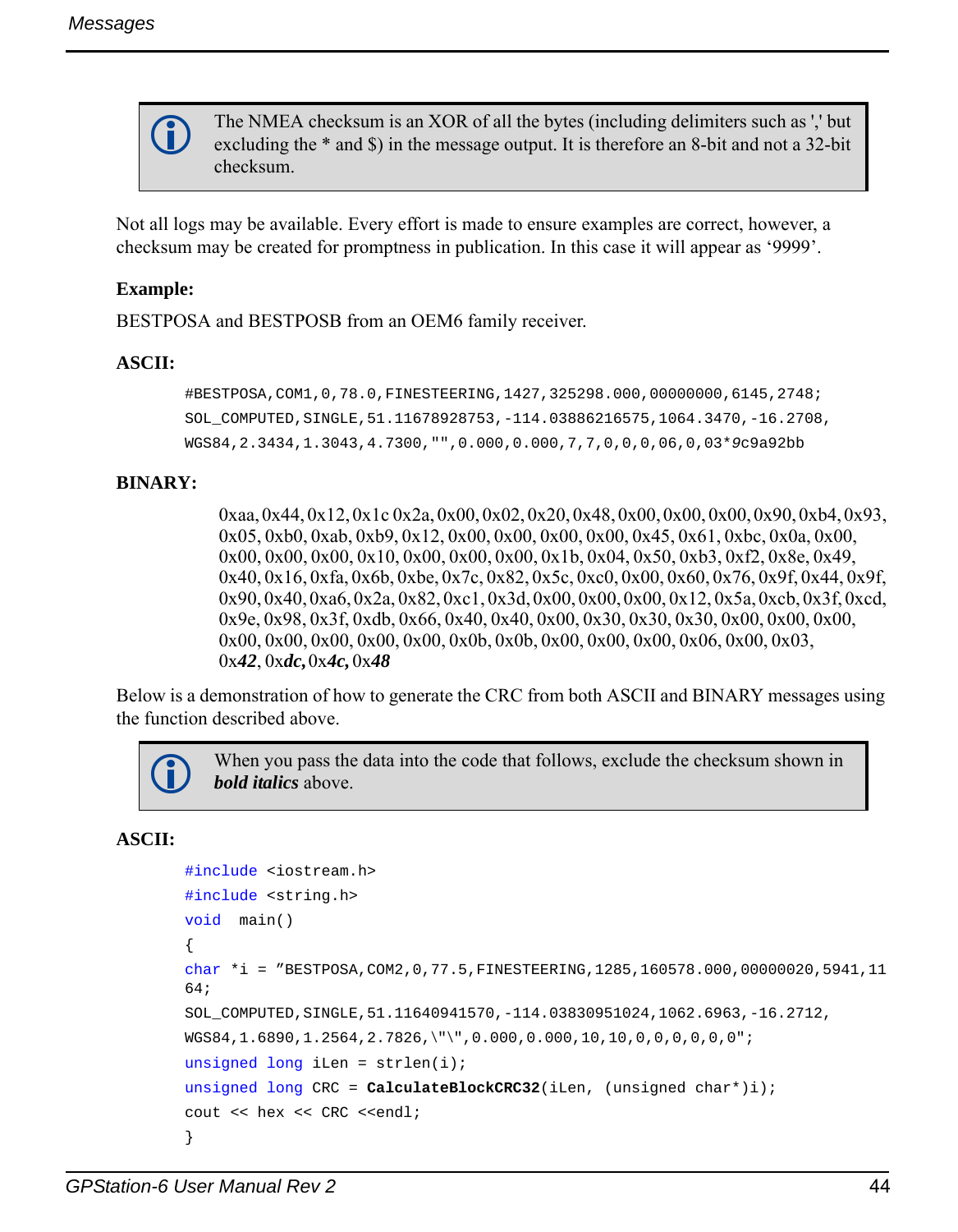> The NMEA checksum is an XOR of all the bytes (including delimiters such as ',' but excluding the * and $) in the message output. It is therefore an 8-bit and not a 32-bit checksum.

Not all logs may be available. Every effort is made to ensure examples are correct, however, a checksum may be created for promptness in publication. In this case it will appear as '9999'.

**Example:**

BESTPOSA and BESTPOSB from an OEM6 family receiver.

**ASCII:**

```
#BESTPOSA,COM1,0,78.0,FINESTEERING,1427,325298.000,00000000,6145,2748;
SOL_COMPUTED,SINGLE,51.11678928753,-114.03886216575,1064.3470,-16.2708,
WGS84,2.3434,1.3043,4.7300,"",0.000,0.000,7,7,0,0,0,06,0,03*9c9a92bb
```

**BINARY:**

0xaa, 0x44, 0x12, 0x1c 0x2a, 0x00, 0x02, 0x20, 0x48, 0x00, 0x00, 0x00, 0x90, 0xb4, 0x93, 0x05, 0xb0, 0xab, 0xb9, 0x12, 0x00, 0x00, 0x00, 0x00, 0x45, 0x61, 0xbc, 0x0a, 0x00, 0x00, 0x00, 0x00, 0x10, 0x00, 0x00, 0x00, 0x1b, 0x04, 0x50, 0xb3, 0xf2, 0x8e, 0x49, 0x40, 0x16, 0xfa, 0x6b, 0xbe, 0x7c, 0x82, 0x5c, 0xc0, 0x00, 0x60, 0x76, 0x9f, 0x44, 0x9f, 0x90, 0x40, 0xa6, 0x2a, 0x82, 0xc1, 0x3d, 0x00, 0x00, 0x00, 0x12, 0x5a, 0xcb, 0x3f, 0xcd, 0x9e, 0x98, 0x3f, 0xdb, 0x66, 0x40, 0x40, 0x00, 0x30, 0x30, 0x30, 0x00, 0x00, 0x00, 0x00, 0x00, 0x00, 0x00, 0x00, 0x0b, 0x0b, 0x00, 0x00, 0x00, 0x06, 0x00, 0x03, 0x***42***, 0x***dc,*** 0x***4c,*** 0x***48***

Below is a demonstration of how to generate the CRC from both ASCII and BINARY messages using the function described above.

> When you pass the data into the code that follows, exclude the checksum shown in ***bold italics*** above.

**ASCII:**

```
#include <iostream.h>
#include <string.h>
void  main()
{
char *i = "BESTPOSA,COM2,0,77.5,FINESTEERING,1285,160578.000,00000020,5941,11
64;
SOL_COMPUTED,SINGLE,51.11640941570,-114.03830951024,1062.6963,-16.2712,
WGS84,1.6890,1.2564,2.7826,\"\",0.000,0.000,10,10,0,0,0,0,0,0,0";
unsigned long iLen = strlen(i);
unsigned long CRC = CalculateBlockCRC32(iLen, (unsigned char*)i);
cout << hex << CRC <<endl;
}
```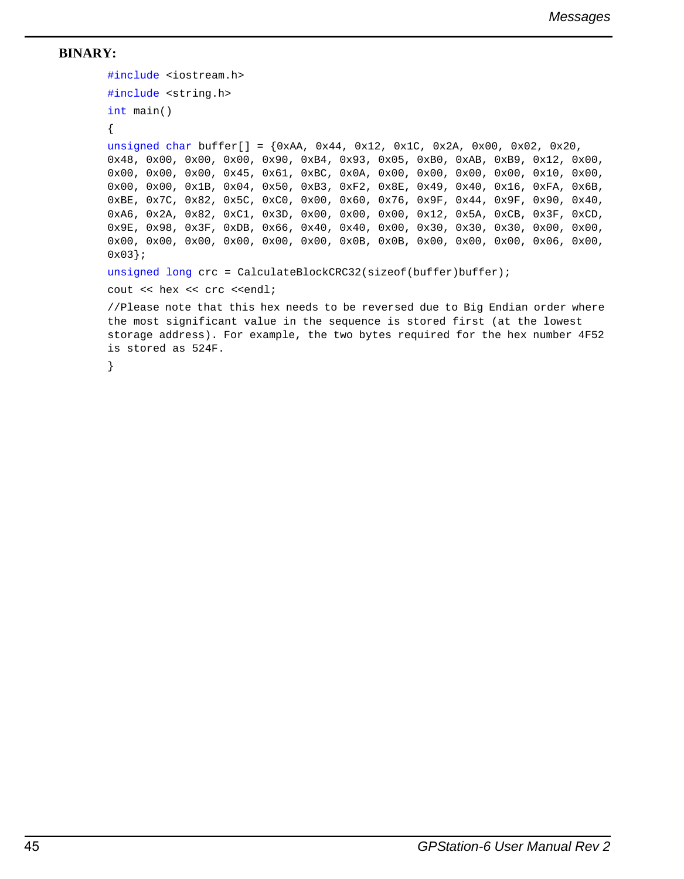**BINARY:**

```
#include <iostream.h>
#include <string.h>
int main()
{
unsigned char buffer[] = {0xAA, 0x44, 0x12, 0x1C, 0x2A, 0x00, 0x02, 0x20,
0x48, 0x00, 0x00, 0x00, 0x90, 0xB4, 0x93, 0x05, 0xB0, 0xAB, 0xB9, 0x12, 0x00,
0x00, 0x00, 0x00, 0x45, 0x61, 0xBC, 0x0A, 0x00, 0x00, 0x00, 0x00, 0x10, 0x00,
0x00, 0x00, 0x1B, 0x04, 0x50, 0xB3, 0xF2, 0x8E, 0x49, 0x40, 0x16, 0xFA, 0x6B,
0xBE, 0x7C, 0x82, 0x5C, 0xC0, 0x00, 0x60, 0x76, 0x9F, 0x44, 0x9F, 0x90, 0x40,
0xA6, 0x2A, 0x82, 0xC1, 0x3D, 0x00, 0x00, 0x00, 0x12, 0x5A, 0xCB, 0x3F, 0xCD,
0x9E, 0x98, 0x3F, 0xDB, 0x66, 0x40, 0x40, 0x00, 0x30, 0x30, 0x30, 0x00, 0x00,
0x00, 0x00, 0x00, 0x00, 0x00, 0x00, 0x0B, 0x0B, 0x00, 0x00, 0x00, 0x06, 0x00,
0x03};
unsigned long crc = CalculateBlockCRC32(sizeof(buffer)buffer);
cout << hex << crc <<endl;
//Please note that this hex needs to be reversed due to Big Endian order where
the most significant value in the sequence is stored first (at the lowest
storage address). For example, the two bytes required for the hex number 4F52
is stored as 524F.
}
```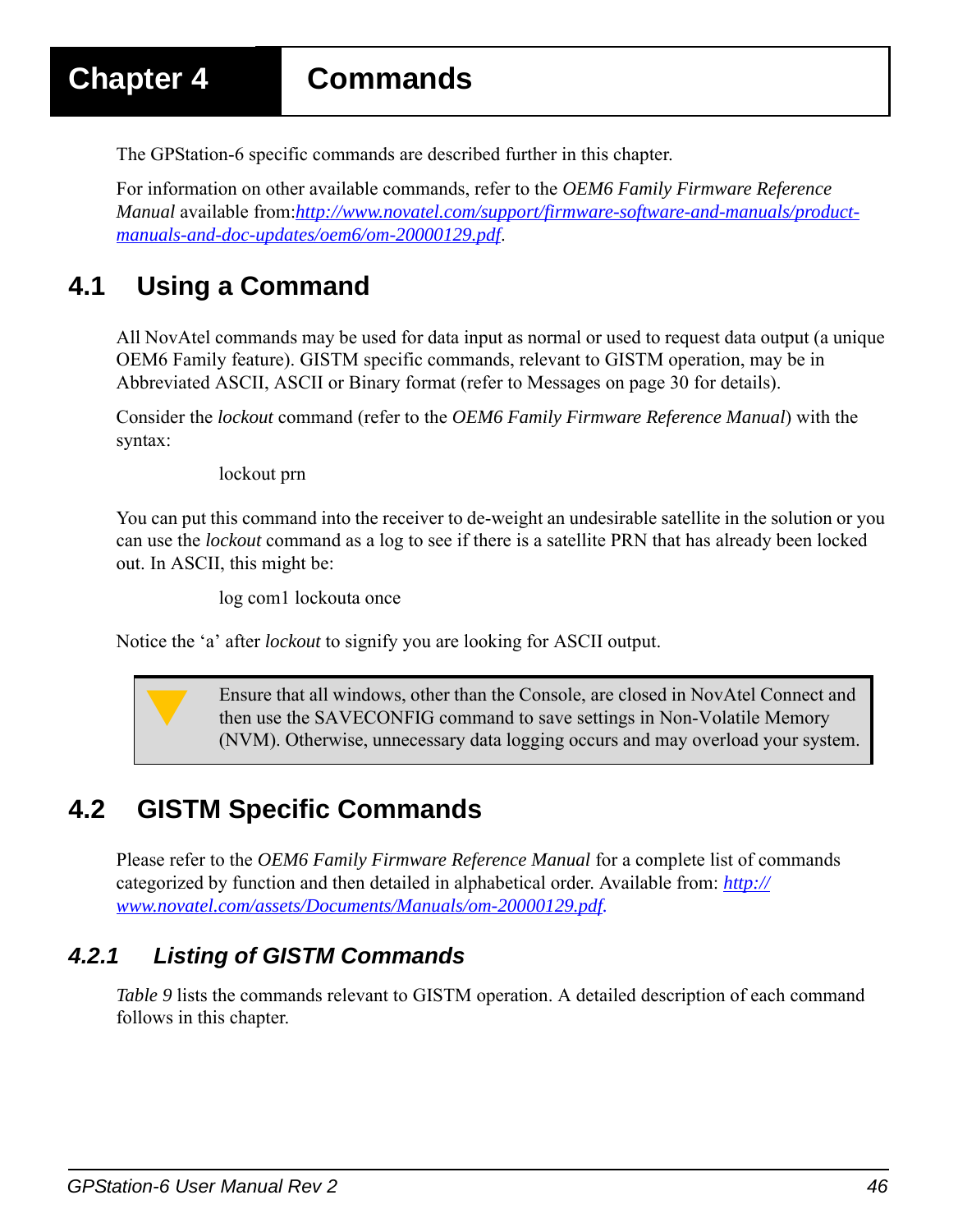# Chapter 4 Commands

The GPStation-6 specific commands are described further in this chapter.

For information on other available commands, refer to the *OEM6 Family Firmware Reference Manual* available from:http://www.novatel.com/support/firmware-software-and-manuals/product-manuals-and-doc-updates/oem6/om-20000129.pdf.

## 4.1 Using a Command

All NovAtel commands may be used for data input as normal or used to request data output (a unique OEM6 Family feature). GISTM specific commands, relevant to GISTM operation, may be in Abbreviated ASCII, ASCII or Binary format (refer to Messages on page 30 for details).

Consider the *lockout* command (refer to the *OEM6 Family Firmware Reference Manual*) with the syntax:

```
lockout prn
```

You can put this command into the receiver to de-weight an undesirable satellite in the solution or you can use the *lockout* command as a log to see if there is a satellite PRN that has already been locked out. In ASCII, this might be:

```
log com1 lockouta once
```

Notice the ‘a’ after *lockout* to signify you are looking for ASCII output.

> Ensure that all windows, other than the Console, are closed in NovAtel Connect and then use the SAVECONFIG command to save settings in Non-Volatile Memory (NVM). Otherwise, unnecessary data logging occurs and may overload your system.

## 4.2 GISTM Specific Commands

Please refer to the *OEM6 Family Firmware Reference Manual* for a complete list of commands categorized by function and then detailed in alphabetical order. Available from: http://www.novatel.com/assets/Documents/Manuals/om-20000129.pdf.

### 4.2.1 Listing of GISTM Commands

*Table 9* lists the commands relevant to GISTM operation. A detailed description of each command follows in this chapter.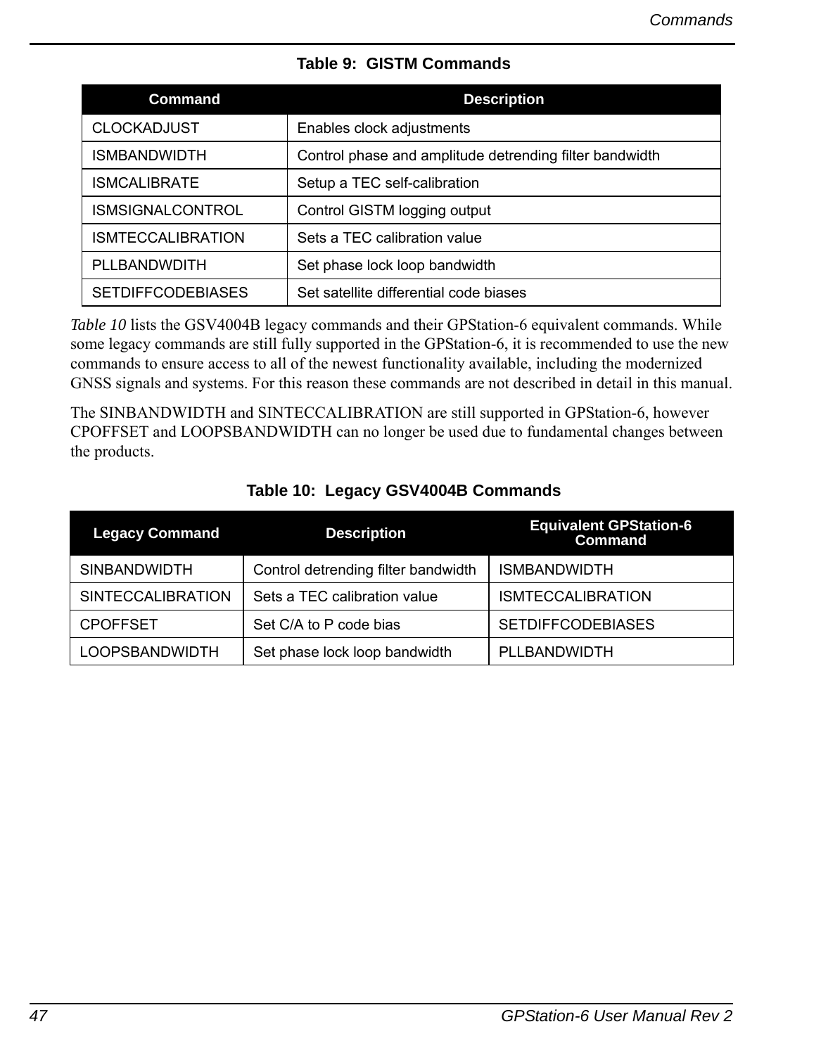**Table 9: GISTM Commands**

| Command | Description |
|---|---|
| CLOCKADJUST | Enables clock adjustments |
| ISMBANDWIDTH | Control phase and amplitude detrending filter bandwidth |
| ISMCALIBRATE | Setup a TEC self-calibration |
| ISMSIGNALCONTROL | Control GISTM logging output |
| ISMTECCALIBRATION | Sets a TEC calibration value |
| PLLBANDWDITH | Set phase lock loop bandwidth |
| SETDIFFCODEBIASES | Set satellite differential code biases |

*Table 10* lists the GSV4004B legacy commands and their GPStation-6 equivalent commands. While some legacy commands are still fully supported in the GPStation-6, it is recommended to use the new commands to ensure access to all of the newest functionality available, including the modernized GNSS signals and systems. For this reason these commands are not described in detail in this manual.

The SINBANDWIDTH and SINTECCALIBRATION are still supported in GPStation-6, however CPOFFSET and LOOPSBANDWIDTH can no longer be used due to fundamental changes between the products.

**Table 10: Legacy GSV4004B Commands**

| Legacy Command | Description | Equivalent GPStation-6 Command |
|---|---|---|
| SINBANDWIDTH | Control detrending filter bandwidth | ISMBANDWIDTH |
| SINTECCALIBRATION | Sets a TEC calibration value | ISMTECCALIBRATION |
| CPOFFSET | Set C/A to P code bias | SETDIFFCODEBIASES |
| LOOPSBANDWIDTH | Set phase lock loop bandwidth | PLLBANDWIDTH |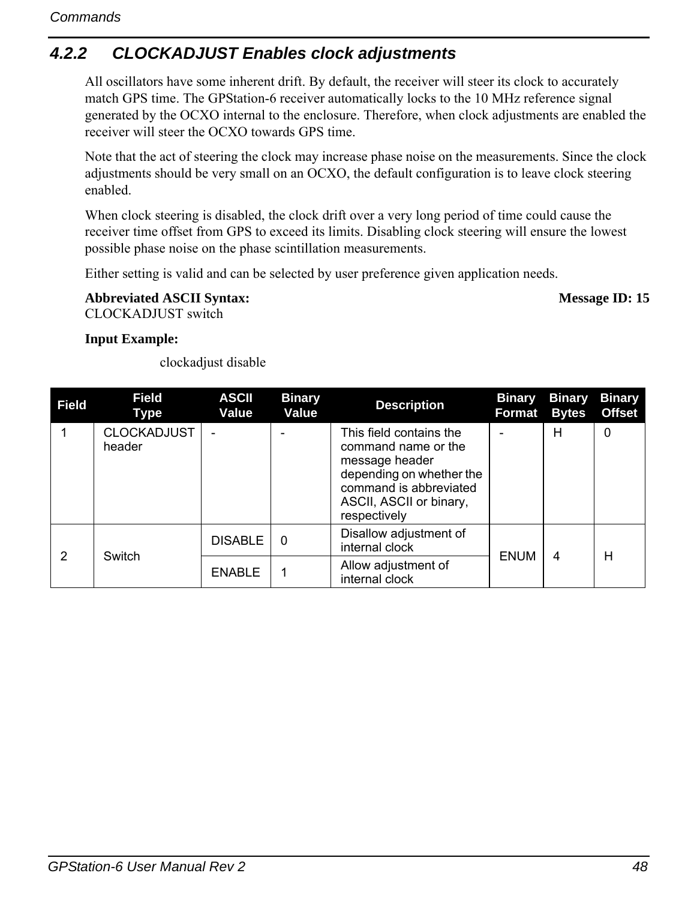### 4.2.2 CLOCKADJUST Enables clock adjustments

All oscillators have some inherent drift. By default, the receiver will steer its clock to accurately match GPS time. The GPStation-6 receiver automatically locks to the 10 MHz reference signal generated by the OCXO internal to the enclosure. Therefore, when clock adjustments are enabled the receiver will steer the OCXO towards GPS time.

Note that the act of steering the clock may increase phase noise on the measurements. Since the clock adjustments should be very small on an OCXO, the default configuration is to leave clock steering enabled.

When clock steering is disabled, the clock drift over a very long period of time could cause the receiver time offset from GPS to exceed its limits. Disabling clock steering will ensure the lowest possible phase noise on the phase scintillation measurements.

Either setting is valid and can be selected by user preference given application needs.

**Abbreviated ASCII Syntax:** **Message ID: 15**

CLOCKADJUST switch

**Input Example:**

clockadjust disable

| Field | Field Type | ASCII Value | Binary Value | Description | Binary Format | Binary Bytes | Binary Offset |
|---|---|---|---|---|---|---|---|
| 1 | CLOCKADJUST header | - | - | This field contains the command name or the message header depending on whether the command is abbreviated ASCII, ASCII or binary, respectively | - | H | 0 |
| 2 | Switch | DISABLE | 0 | Disallow adjustment of internal clock | ENUM | 4 | H |
| | | ENABLE | 1 | Allow adjustment of internal clock | | | |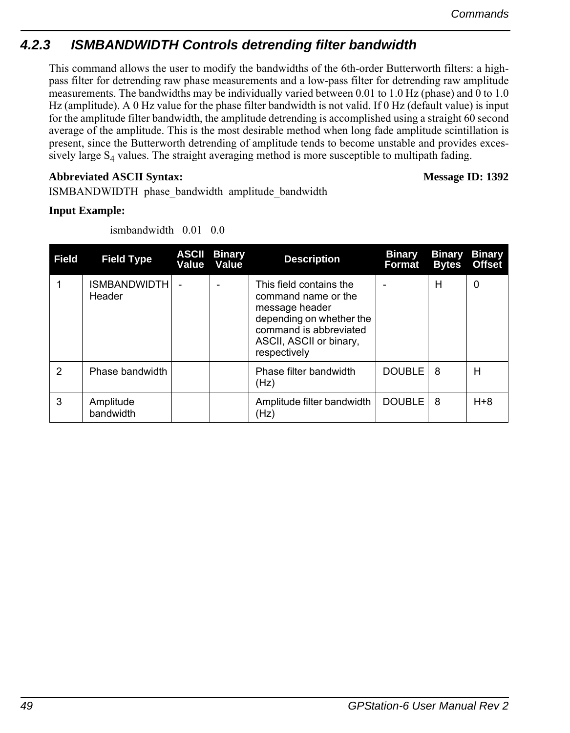### 4.2.3 ISMBANDWIDTH Controls detrending filter bandwidth

This command allows the user to modify the bandwidths of the 6th-order Butterworth filters: a high-pass filter for detrending raw phase measurements and a low-pass filter for detrending raw amplitude measurements. The bandwidths may be individually varied between 0.01 to 1.0 Hz (phase) and 0 to 1.0 Hz (amplitude). A 0 Hz value for the phase filter bandwidth is not valid. If 0 Hz (default value) is input for the amplitude filter bandwidth, the amplitude detrending is accomplished using a straight 60 second average of the amplitude. This is the most desirable method when long fade amplitude scintillation is present, since the Butterworth detrending of amplitude tends to become unstable and provides excessively large $S_4$ values. The straight averaging method is more susceptible to multipath fading.

**Abbreviated ASCII Syntax:** **Message ID: 1392**

ISMBANDWIDTH phase_bandwidth amplitude_bandwidth

**Input Example:**

ismbandwidth 0.01 0.0

| Field | Field Type | ASCII Value | Binary Value | Description | Binary Format | Binary Bytes | Binary Offset |
|---|---|---|---|---|---|---|---|
| 1 | ISMBANDWIDTH Header | - | - | This field contains the command name or the message header depending on whether the command is abbreviated ASCII, ASCII or binary, respectively | - | H | 0 |
| 2 | Phase bandwidth | | | Phase filter bandwidth (Hz) | DOUBLE | 8 | H |
| 3 | Amplitude bandwidth | | | Amplitude filter bandwidth (Hz) | DOUBLE | 8 | H+8 |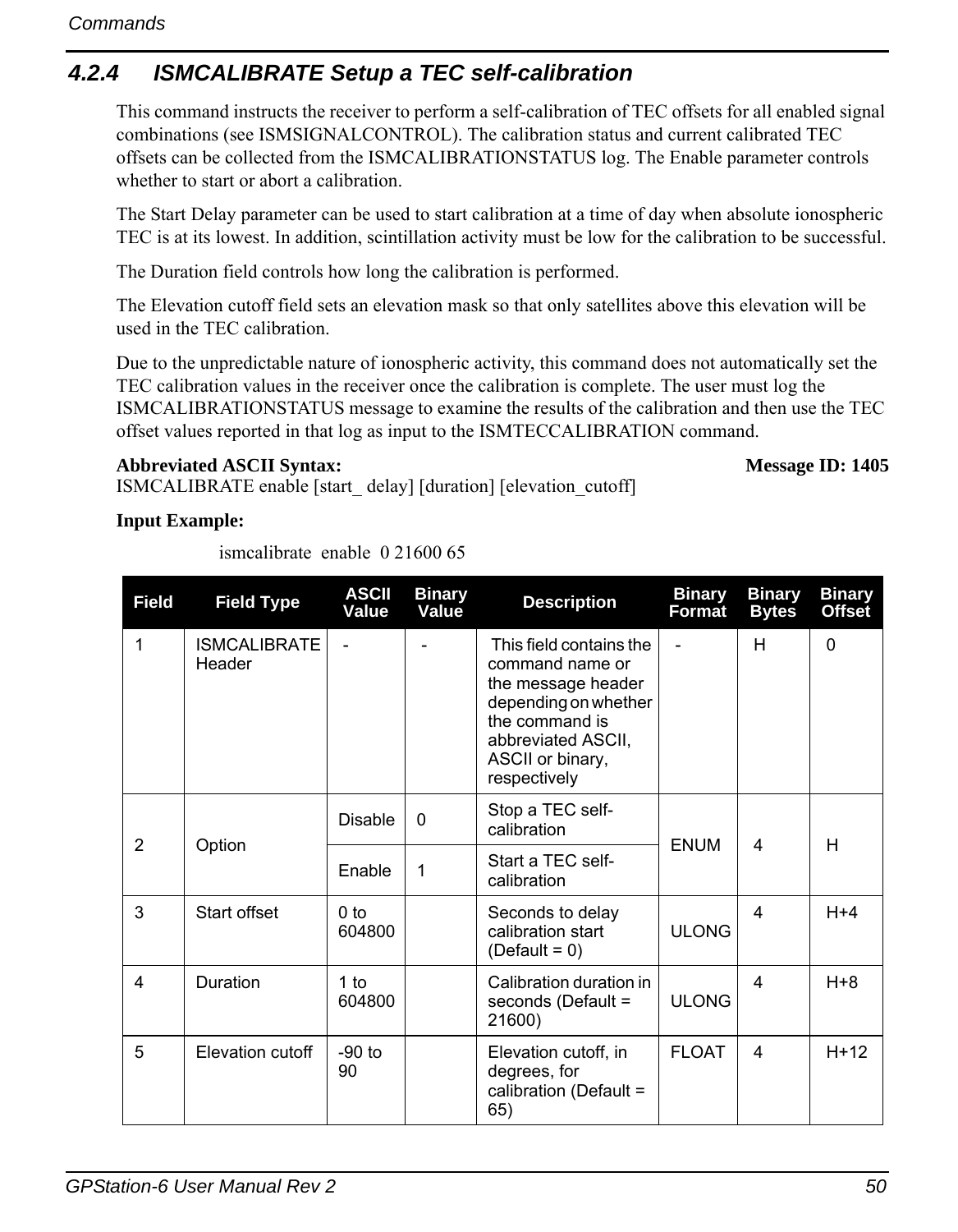### 4.2.4 ISMCALIBRATE Setup a TEC self-calibration

This command instructs the receiver to perform a self-calibration of TEC offsets for all enabled signal combinations (see ISMSIGNALCONTROL). The calibration status and current calibrated TEC offsets can be collected from the ISMCALIBRATIONSTATUS log. The Enable parameter controls whether to start or abort a calibration.

The Start Delay parameter can be used to start calibration at a time of day when absolute ionospheric TEC is at its lowest. In addition, scintillation activity must be low for the calibration to be successful.

The Duration field controls how long the calibration is performed.

The Elevation cutoff field sets an elevation mask so that only satellites above this elevation will be used in the TEC calibration.

Due to the unpredictable nature of ionospheric activity, this command does not automatically set the TEC calibration values in the receiver once the calibration is complete. The user must log the ISMCALIBRATIONSTATUS message to examine the results of the calibration and then use the TEC offset values reported in that log as input to the ISMTECCALIBRATION command.

**Abbreviated ASCII Syntax:** **Message ID: 1405**

ISMCALIBRATE enable [start_ delay] [duration] [elevation_cutoff]

**Input Example:**

```
ismcalibrate  enable  0 21600 65
```

| Field | Field Type | ASCII Value | Binary Value | Description | Binary Format | Binary Bytes | Binary Offset |
|---|---|---|---|---|---|---|---|
| 1 | ISMCALIBRATE Header | - | - | This field contains the command name or the message header depending on whether the command is abbreviated ASCII, ASCII or binary, respectively | - | H | 0 |
| 2 | Option | Disable | 0 | Stop a TEC self-calibration | ENUM | 4 | H |
| | | Enable | 1 | Start a TEC self-calibration | | | |
| 3 | Start offset | 0 to 604800 | | Seconds to delay calibration start (Default = 0) | ULONG | 4 | H+4 |
| 4 | Duration | 1 to 604800 | | Calibration duration in seconds (Default = 21600) | ULONG | 4 | H+8 |
| 5 | Elevation cutoff | -90 to 90 | | Elevation cutoff, in degrees, for calibration (Default = 65) | FLOAT | 4 | H+12 |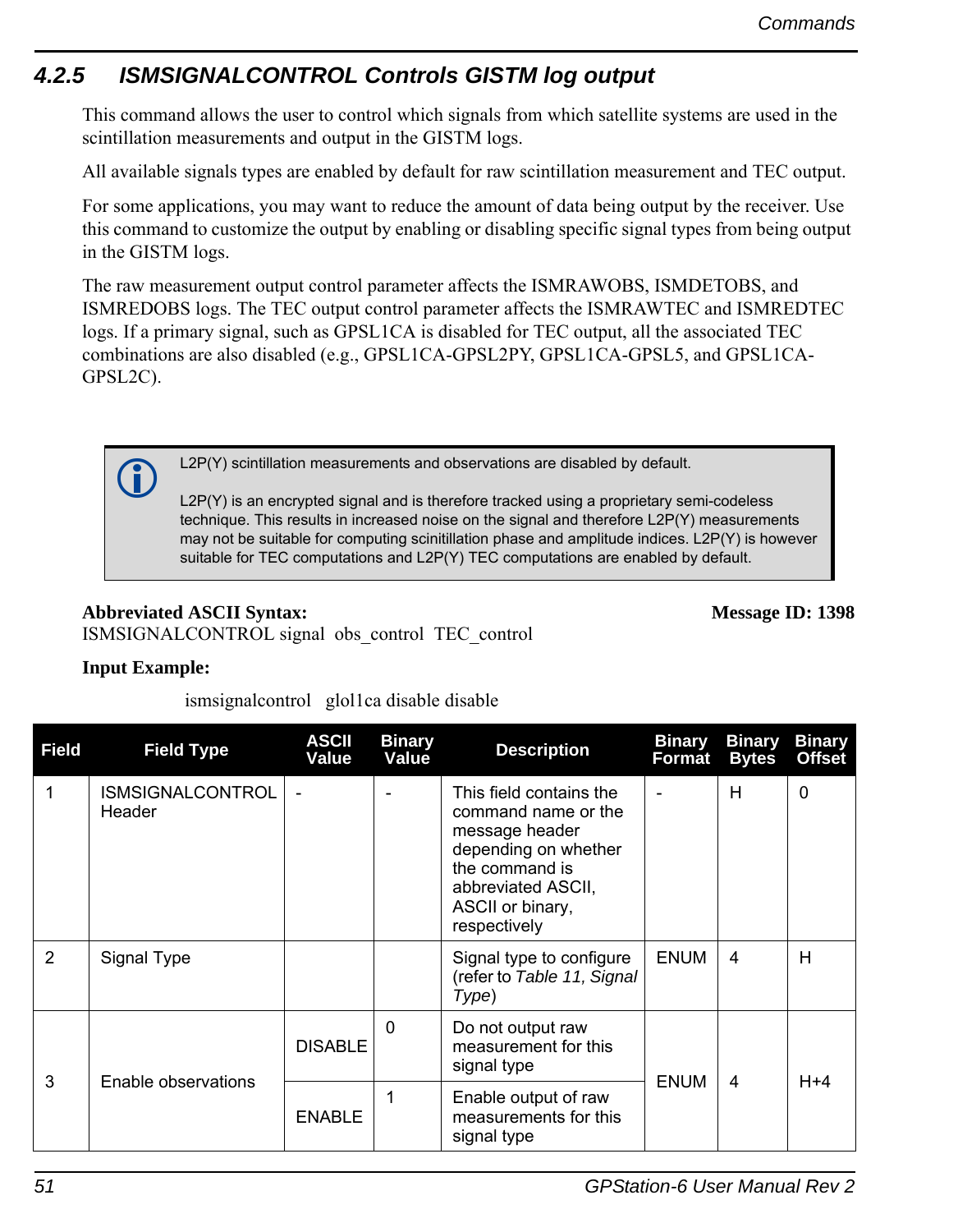### 4.2.5 ISMSIGNALCONTROL Controls GISTM log output

This command allows the user to control which signals from which satellite systems are used in the scintillation measurements and output in the GISTM logs.

All available signals types are enabled by default for raw scintillation measurement and TEC output.

For some applications, you may want to reduce the amount of data being output by the receiver. Use this command to customize the output by enabling or disabling specific signal types from being output in the GISTM logs.

The raw measurement output control parameter affects the ISMRAWOBS, ISMDETOBS, and ISMREDOBS logs. The TEC output control parameter affects the ISMRAWTEC and ISMREDTEC logs. If a primary signal, such as GPSL1CA is disabled for TEC output, all the associated TEC combinations are also disabled (e.g., GPSL1CA-GPSL2PY, GPSL1CA-GPSL5, and GPSL1CA-GPSL2C).

> L2P(Y) scintillation measurements and observations are disabled by default.
>
> L2P(Y) is an encrypted signal and is therefore tracked using a proprietary semi-codeless technique. This results in increased noise on the signal and therefore L2P(Y) measurements may not be suitable for computing scinitillation phase and amplitude indices. L2P(Y) is however suitable for TEC computations and L2P(Y) TEC computations are enabled by default.

**Abbreviated ASCII Syntax:** **Message ID: 1398**

ISMSIGNALCONTROL signal obs_control TEC_control

**Input Example:**

ismsignalcontrol glol1ca disable disable

| Field | Field Type | ASCII Value | Binary Value | Description | Binary Format | Binary Bytes | Binary Offset |
|---|---|---|---|---|---|---|---|
| 1 | ISMSIGNALCONTROL Header | - | - | This field contains the command name or the message header depending on whether the command is abbreviated ASCII, ASCII or binary, respectively | - | H | 0 |
| 2 | Signal Type | | | Signal type to configure (refer to *Table 11, Signal Type*) | ENUM | 4 | H |
| 3 | Enable observations | DISABLE | 0 | Do not output raw measurement for this signal type | ENUM | 4 | H+4 |
| | | ENABLE | 1 | Enable output of raw measurements for this signal type | | | |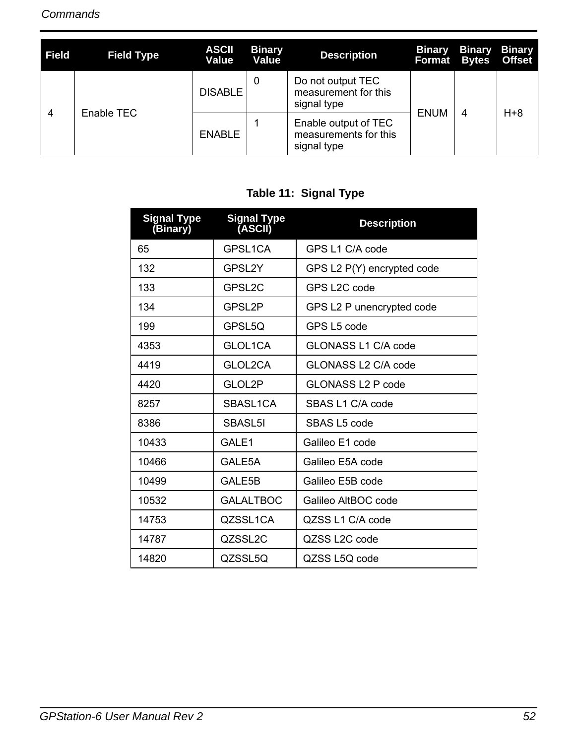| Field | Field Type | ASCII Value | Binary Value | Description | Binary Format | Binary Bytes | Binary Offset |
|---|---|---|---|---|---|---|---|
| 4 | Enable TEC | DISABLE | 0 | Do not output TEC measurement for this signal type | ENUM | 4 | H+8 |
| | | ENABLE | 1 | Enable output of TEC measurements for this signal type | | | |

**Table 11: Signal Type**

| Signal Type (Binary) | Signal Type (ASCII) | Description |
|---|---|---|
| 65 | GPSL1CA | GPS L1 C/A code |
| 132 | GPSL2Y | GPS L2 P(Y) encrypted code |
| 133 | GPSL2C | GPS L2C code |
| 134 | GPSL2P | GPS L2 P unencrypted code |
| 199 | GPSL5Q | GPS L5 code |
| 4353 | GLOL1CA | GLONASS L1 C/A code |
| 4419 | GLOL2CA | GLONASS L2 C/A code |
| 4420 | GLOL2P | GLONASS L2 P code |
| 8257 | SBASL1CA | SBAS L1 C/A code |
| 8386 | SBASL5I | SBAS L5 code |
| 10433 | GALE1 | Galileo E1 code |
| 10466 | GALE5A | Galileo E5A code |
| 10499 | GALE5B | Galileo E5B code |
| 10532 | GALALTBOC | Galileo AltBOC code |
| 14753 | QZSSL1CA | QZSS L1 C/A code |
| 14787 | QZSSL2C | QZSS L2C code |
| 14820 | QZSSL5Q | QZSS L5Q code |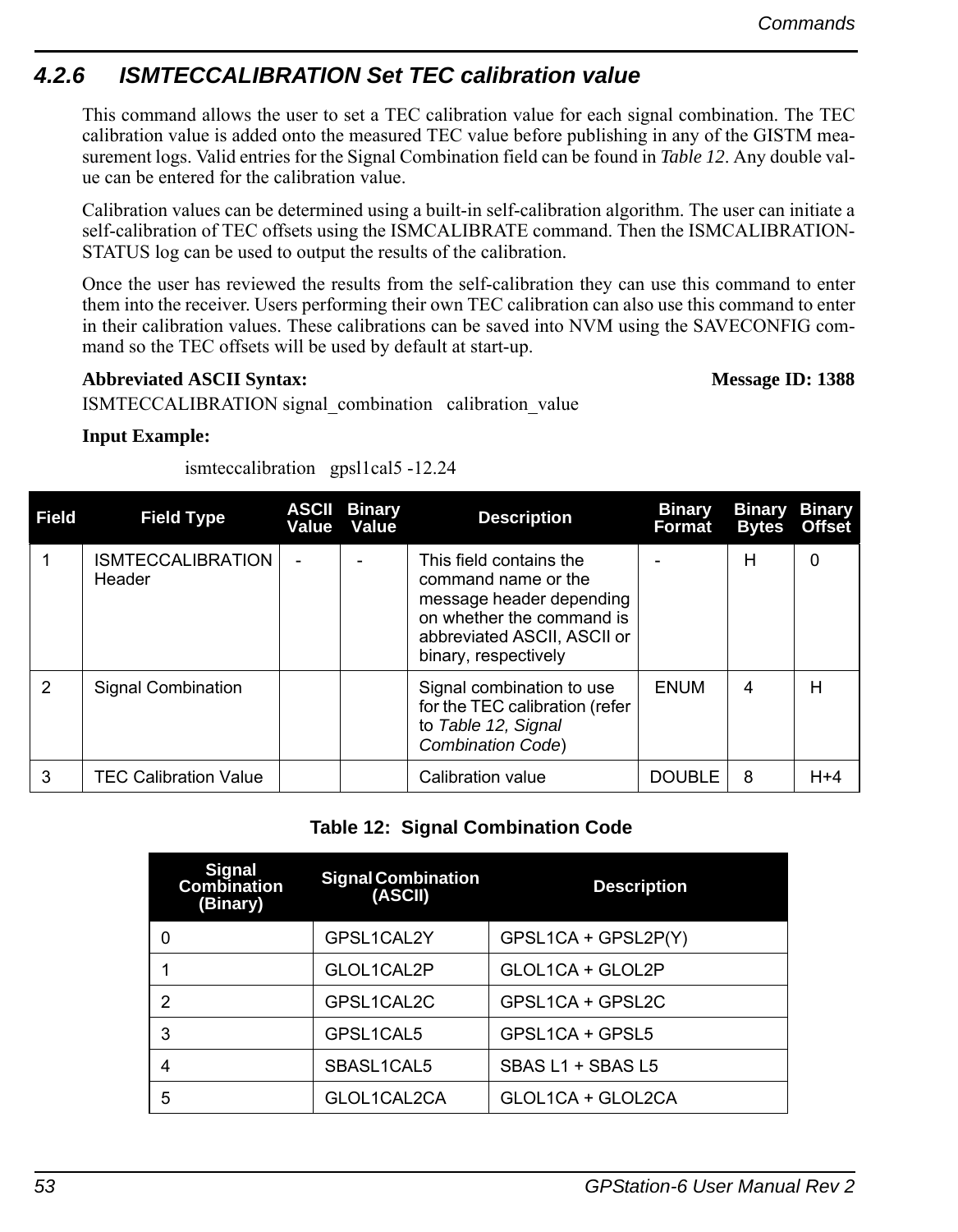### 4.2.6 ISMTECCALIBRATION Set TEC calibration value

This command allows the user to set a TEC calibration value for each signal combination. The TEC calibration value is added onto the measured TEC value before publishing in any of the GISTM measurement logs. Valid entries for the Signal Combination field can be found in *Table 12*. Any double value can be entered for the calibration value.

Calibration values can be determined using a built-in self-calibration algorithm. The user can initiate a self-calibration of TEC offsets using the ISMCALIBRATE command. Then the ISMCALIBRATIONSTATUS log can be used to output the results of the calibration.

Once the user has reviewed the results from the self-calibration they can use this command to enter them into the receiver. Users performing their own TEC calibration can also use this command to enter in their calibration values. These calibrations can be saved into NVM using the SAVECONFIG command so the TEC offsets will be used by default at start-up.

**Abbreviated ASCII Syntax:** **Message ID: 1388**

ISMTECCALIBRATION signal_combination calibration_value

**Input Example:**

```
ismteccalibration gpsl1cal5 -12.24
```

| Field | Field Type | ASCII Value | Binary Value | Description | Binary Format | Binary Bytes | Binary Offset |
|---|---|---|---|---|---|---|---|
| 1 | ISMTECCALIBRATION Header | - | - | This field contains the command name or the message header depending on whether the command is abbreviated ASCII, ASCII or binary, respectively | - | H | 0 |
| 2 | Signal Combination | | | Signal combination to use for the TEC calibration (refer to *Table 12, Signal Combination Code*) | ENUM | 4 | H |
| 3 | TEC Calibration Value | | | Calibration value | DOUBLE | 8 | H+4 |

**Table 12: Signal Combination Code**

| Signal Combination (Binary) | Signal Combination (ASCII) | Description |
|---|---|---|
| 0 | GPSL1CAL2Y | GPSL1CA + GPSL2P(Y) |
| 1 | GLOL1CAL2P | GLOL1CA + GLOL2P |
| 2 | GPSL1CAL2C | GPSL1CA + GPSL2C |
| 3 | GPSL1CAL5 | GPSL1CA + GPSL5 |
| 4 | SBASL1CAL5 | SBAS L1 + SBAS L5 |
| 5 | GLOL1CAL2CA | GLOL1CA + GLOL2CA |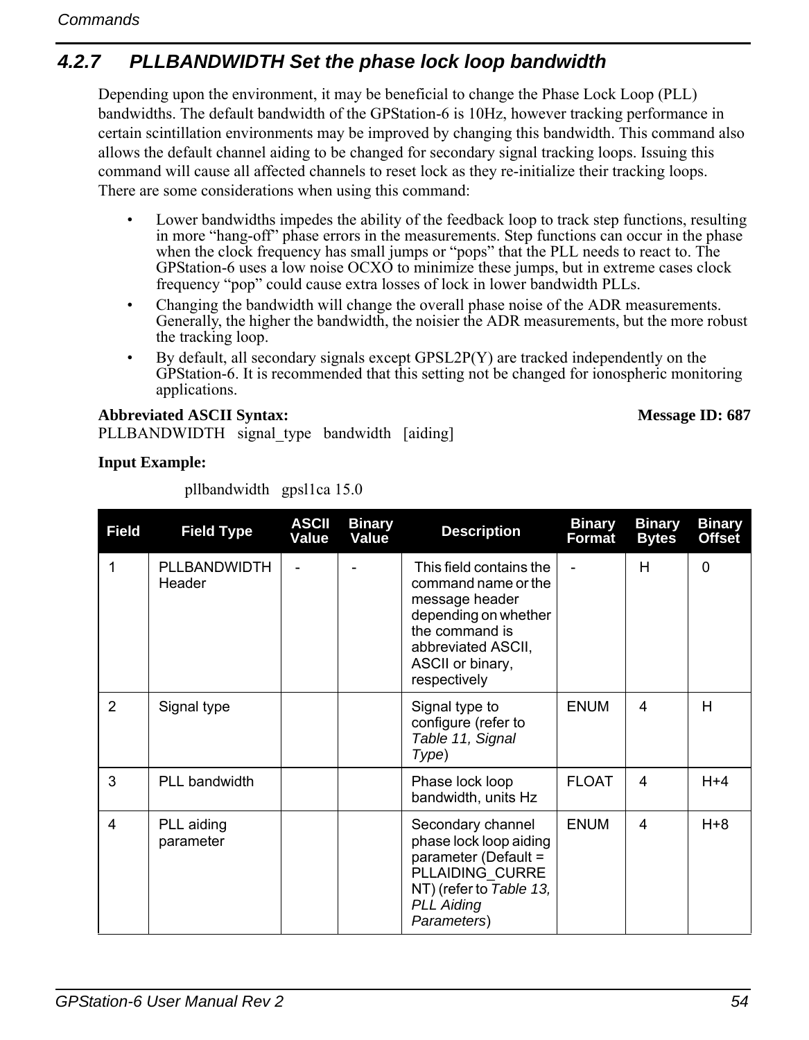### 4.2.7 PLLBANDWIDTH Set the phase lock loop bandwidth

Depending upon the environment, it may be beneficial to change the Phase Lock Loop (PLL) bandwidths. The default bandwidth of the GPStation-6 is 10Hz, however tracking performance in certain scintillation environments may be improved by changing this bandwidth. This command also allows the default channel aiding to be changed for secondary signal tracking loops. Issuing this command will cause all affected channels to reset lock as they re-initialize their tracking loops.

There are some considerations when using this command:

- Lower bandwidths impedes the ability of the feedback loop to track step functions, resulting in more “hang-off” phase errors in the measurements. Step functions can occur in the phase when the clock frequency has small jumps or “pops” that the PLL needs to react to. The GPStation-6 uses a low noise OCXO to minimize these jumps, but in extreme cases clock frequency “pop” could cause extra losses of lock in lower bandwidth PLLs.
- Changing the bandwidth will change the overall phase noise of the ADR measurements. Generally, the higher the bandwidth, the noisier the ADR measurements, but the more robust the tracking loop.
- By default, all secondary signals except GPSL2P(Y) are tracked independently on the GPStation-6. It is recommended that this setting not be changed for ionospheric monitoring applications.

**Abbreviated ASCII Syntax:** **Message ID: 687**

PLLBANDWIDTH signal_type bandwidth [aiding]

**Input Example:**

```
pllbandwidth gpsl1ca 15.0
```

| Field | Field Type | ASCII Value | Binary Value | Description | Binary Format | Binary Bytes | Binary Offset |
|---|---|---|---|---|---|---|---|
| 1 | PLLBANDWIDTH Header | - | - | This field contains the command name or the message header depending on whether the command is abbreviated ASCII, ASCII or binary, respectively | - | H | 0 |
| 2 | Signal type | | | Signal type to configure (refer to *Table 11, Signal Type*) | ENUM | 4 | H |
| 3 | PLL bandwidth | | | Phase lock loop bandwidth, units Hz | FLOAT | 4 | H+4 |
| 4 | PLL aiding parameter | | | Secondary channel phase lock loop aiding parameter (Default = PLLAIDING_CURRENT) (refer to *Table 13, PLL Aiding Parameters*) | ENUM | 4 | H+8 |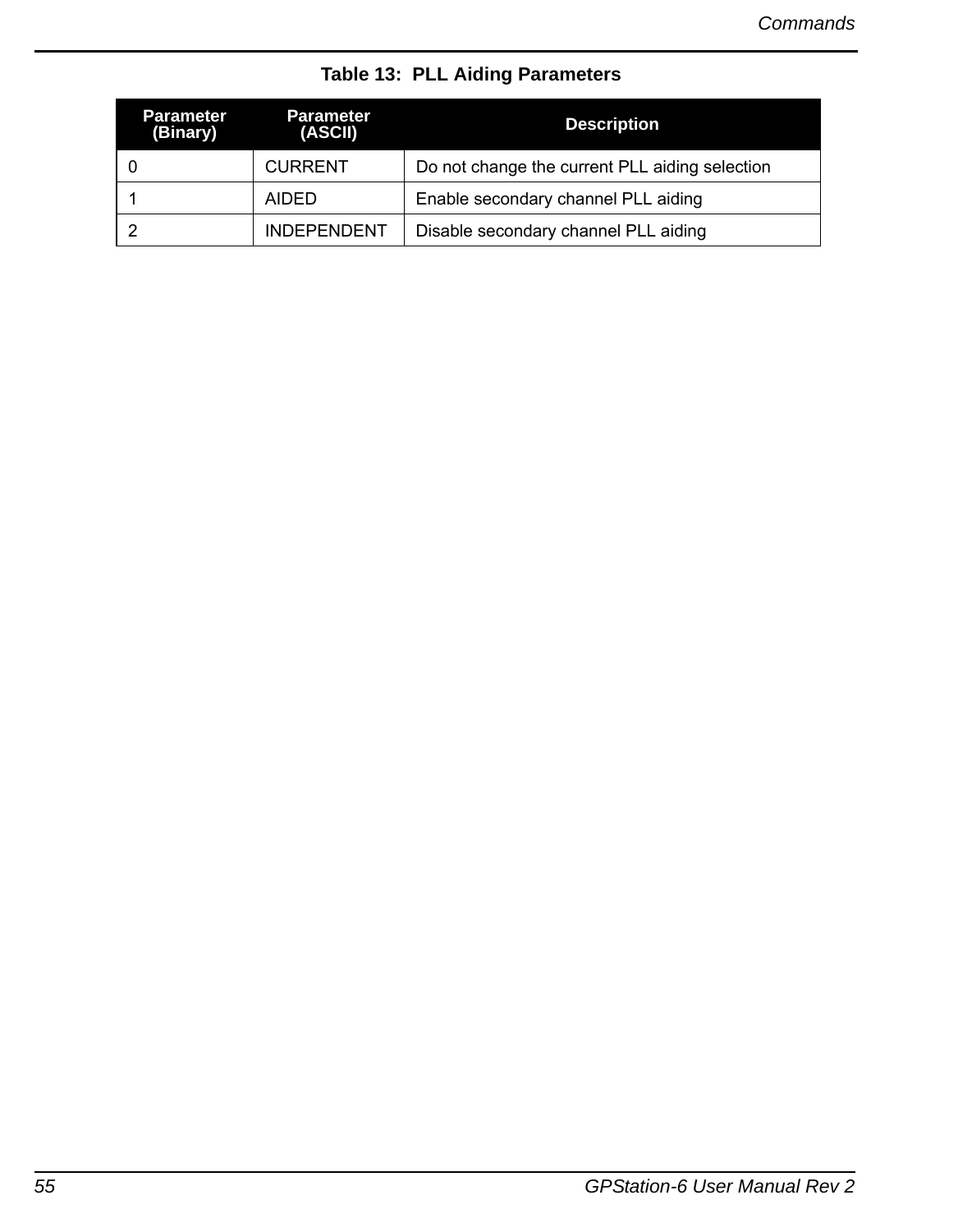**Table 13: PLL Aiding Parameters**

| Parameter (Binary) | Parameter (ASCII) | Description |
|---|---|---|
| 0 | CURRENT | Do not change the current PLL aiding selection |
| 1 | AIDED | Enable secondary channel PLL aiding |
| 2 | INDEPENDENT | Disable secondary channel PLL aiding |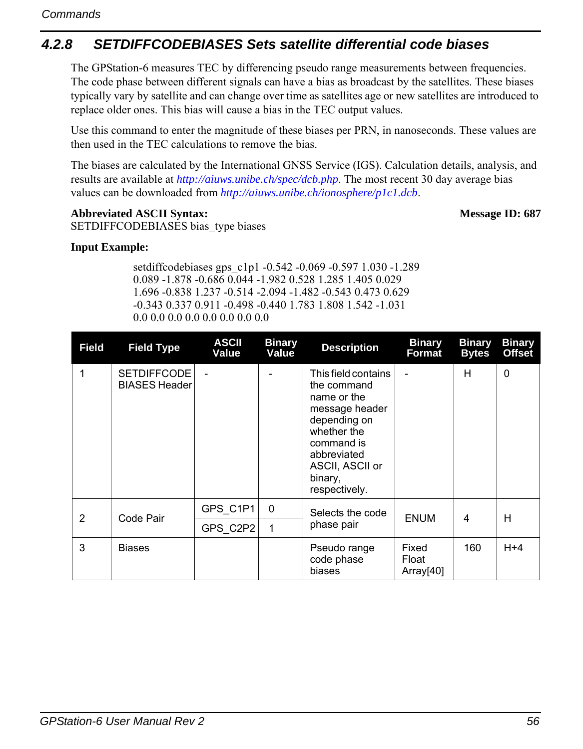### 4.2.8 SETDIFFCODEBIASES Sets satellite differential code biases

The GPStation-6 measures TEC by differencing pseudo range measurements between frequencies. The code phase between different signals can have a bias as broadcast by the satellites. These biases typically vary by satellite and can change over time as satellites age or new satellites are introduced to replace older ones. This bias will cause a bias in the TEC output values.

Use this command to enter the magnitude of these biases per PRN, in nanoseconds. These values are then used in the TEC calculations to remove the bias.

The biases are calculated by the International GNSS Service (IGS). Calculation details, analysis, and results are available at *http://aiuws.unibe.ch/spec/dcb.php*. The most recent 30 day average bias values can be downloaded from *http://aiuws.unibe.ch/ionosphere/p1c1.dcb*.

**Abbreviated ASCII Syntax:** **Message ID: 687**

SETDIFFCODEBIASES bias_type biases

**Input Example:**

```
setdiffcodebiases gps_c1p1 -0.542 -0.069 -0.597 1.030 -1.289
0.089 -1.878 -0.686 0.044 -1.982 0.528 1.285 1.405 0.029
1.696 -0.838 1.237 -0.514 -2.094 -1.482 -0.543 0.473 0.629
-0.343 0.337 0.911 -0.498 -0.440 1.783 1.808 1.542 -1.031
0.0 0.0 0.0 0.0 0.0 0.0 0.0 0.0
```

| Field | Field Type | ASCII Value | Binary Value | Description | Binary Format | Binary Bytes | Binary Offset |
|---|---|---|---|---|---|---|---|
| 1 | SETDIFFCODEBIASES Header | - | - | This field contains the command name or the message header depending on whether the command is abbreviated ASCII, ASCII or binary, respectively. | - | H | 0 |
| 2 | Code Pair | GPS_C1P1 | 0 | Selects the code phase pair | ENUM | 4 | H |
| | | GPS_C2P2 | 1 | | | | |
| 3 | Biases | | | Pseudo range code phase biases | Fixed Float Array[40] | 160 | H+4 |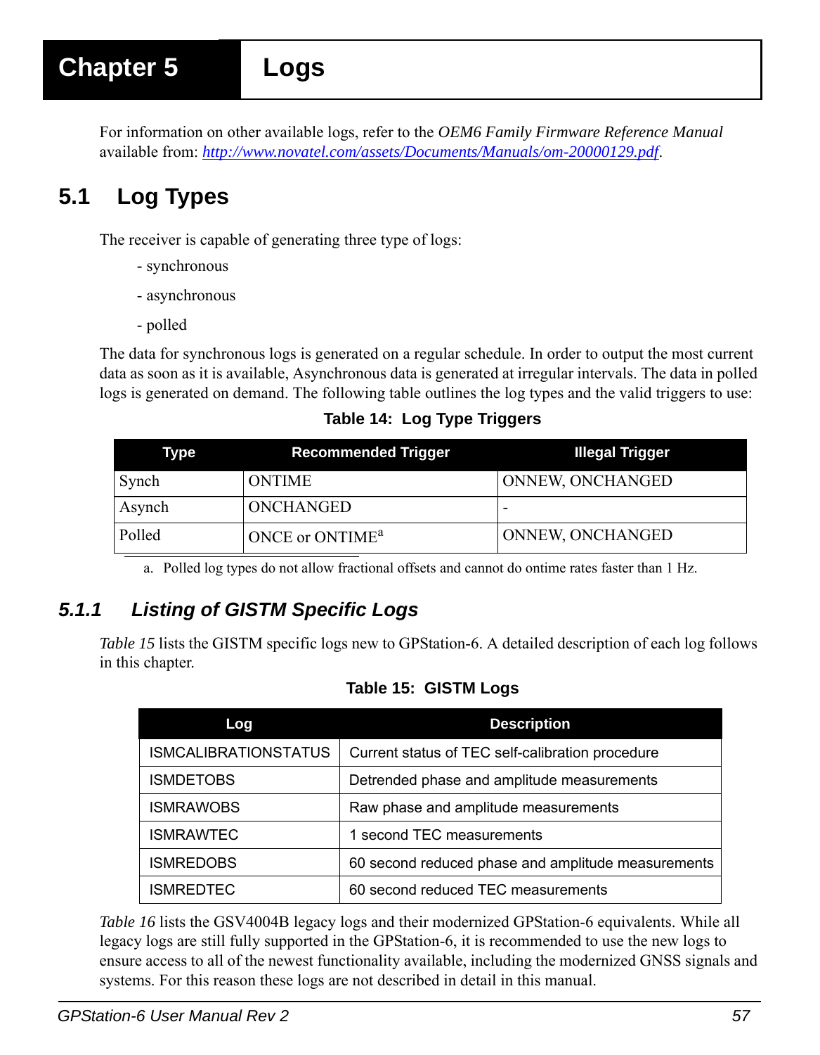# Chapter 5 Logs

For information on other available logs, refer to the *OEM6 Family Firmware Reference Manual* available from: *http://www.novatel.com/assets/Documents/Manuals/om-20000129.pdf*.

## 5.1 Log Types

The receiver is capable of generating three type of logs:

- synchronous
- asynchronous
- polled

The data for synchronous logs is generated on a regular schedule. In order to output the most current data as soon as it is available, Asynchronous data is generated at irregular intervals. The data in polled logs is generated on demand. The following table outlines the log types and the valid triggers to use:

**Table 14: Log Type Triggers**

| Type | Recommended Trigger | Illegal Trigger |
|---|---|---|
| Synch | ONTIME | ONNEW, ONCHANGED |
| Asynch | ONCHANGED | - |
| Polled | ONCE or ONTIME[a] | ONNEW, ONCHANGED |

a. Polled log types do not allow fractional offsets and cannot do ontime rates faster than 1 Hz.

### *5.1.1 Listing of GISTM Specific Logs*

*Table 15* lists the GISTM specific logs new to GPStation-6. A detailed description of each log follows in this chapter.

**Table 15: GISTM Logs**

| Log | Description |
|---|---|
| ISMCALIBRATIONSTATUS | Current status of TEC self-calibration procedure |
| ISMDETOBS | Detrended phase and amplitude measurements |
| ISMRAWOBS | Raw phase and amplitude measurements |
| ISMRAWTEC | 1 second TEC measurements |
| ISMREDOBS | 60 second reduced phase and amplitude measurements |
| ISMREDTEC | 60 second reduced TEC measurements |

*Table 16* lists the GSV4004B legacy logs and their modernized GPStation-6 equivalents. While all legacy logs are still fully supported in the GPStation-6, it is recommended to use the new logs to ensure access to all of the newest functionality available, including the modernized GNSS signals and systems. For this reason these logs are not described in detail in this manual.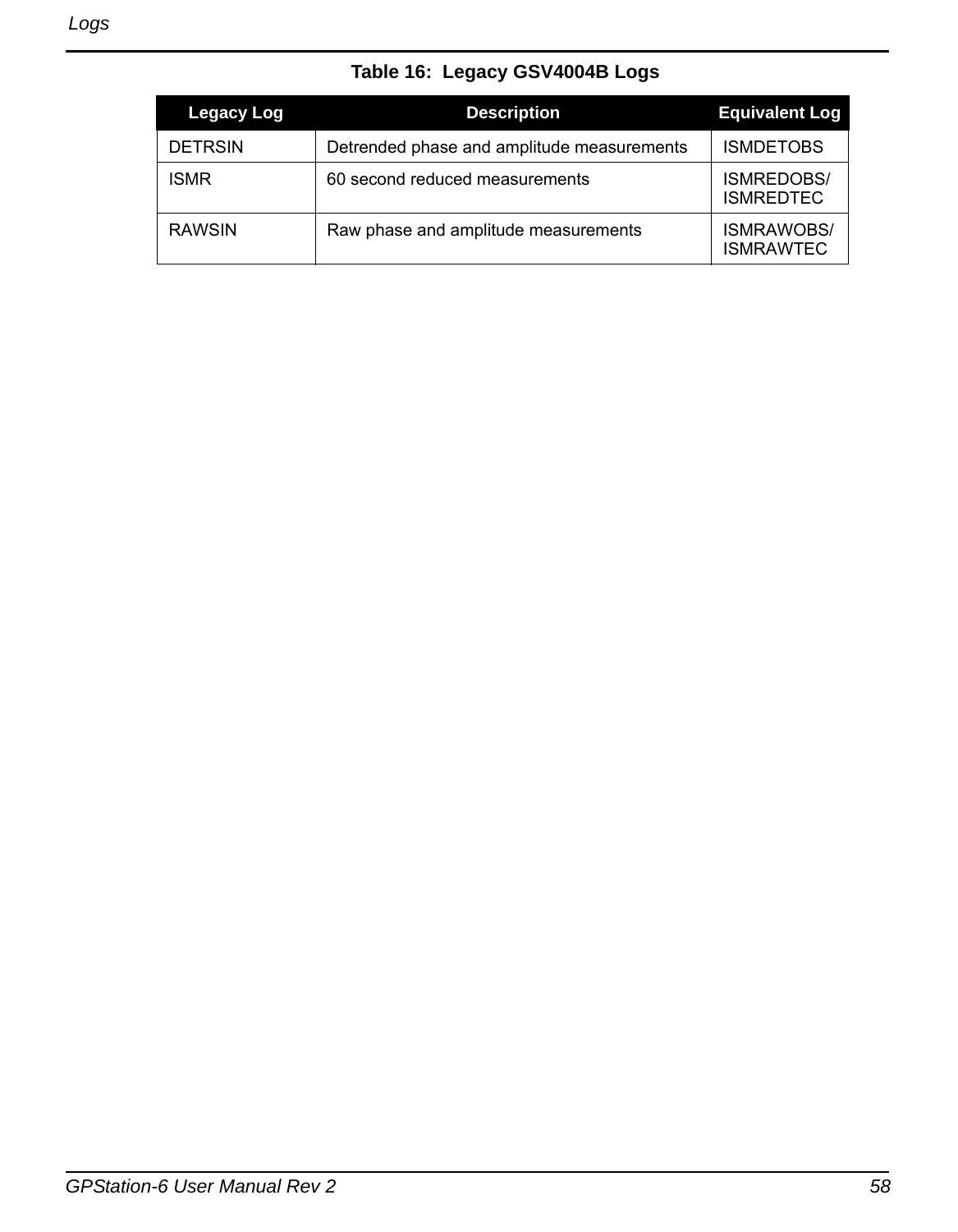**Table 16: Legacy GSV4004B Logs**

| Legacy Log | Description | Equivalent Log |
|---|---|---|
| DETRSIN | Detrended phase and amplitude measurements | ISMDETOBS |
| ISMR | 60 second reduced measurements | ISMREDOBS/ ISMREDTEC |
| RAWSIN | Raw phase and amplitude measurements | ISMRAWOBS/ ISMRAWTEC |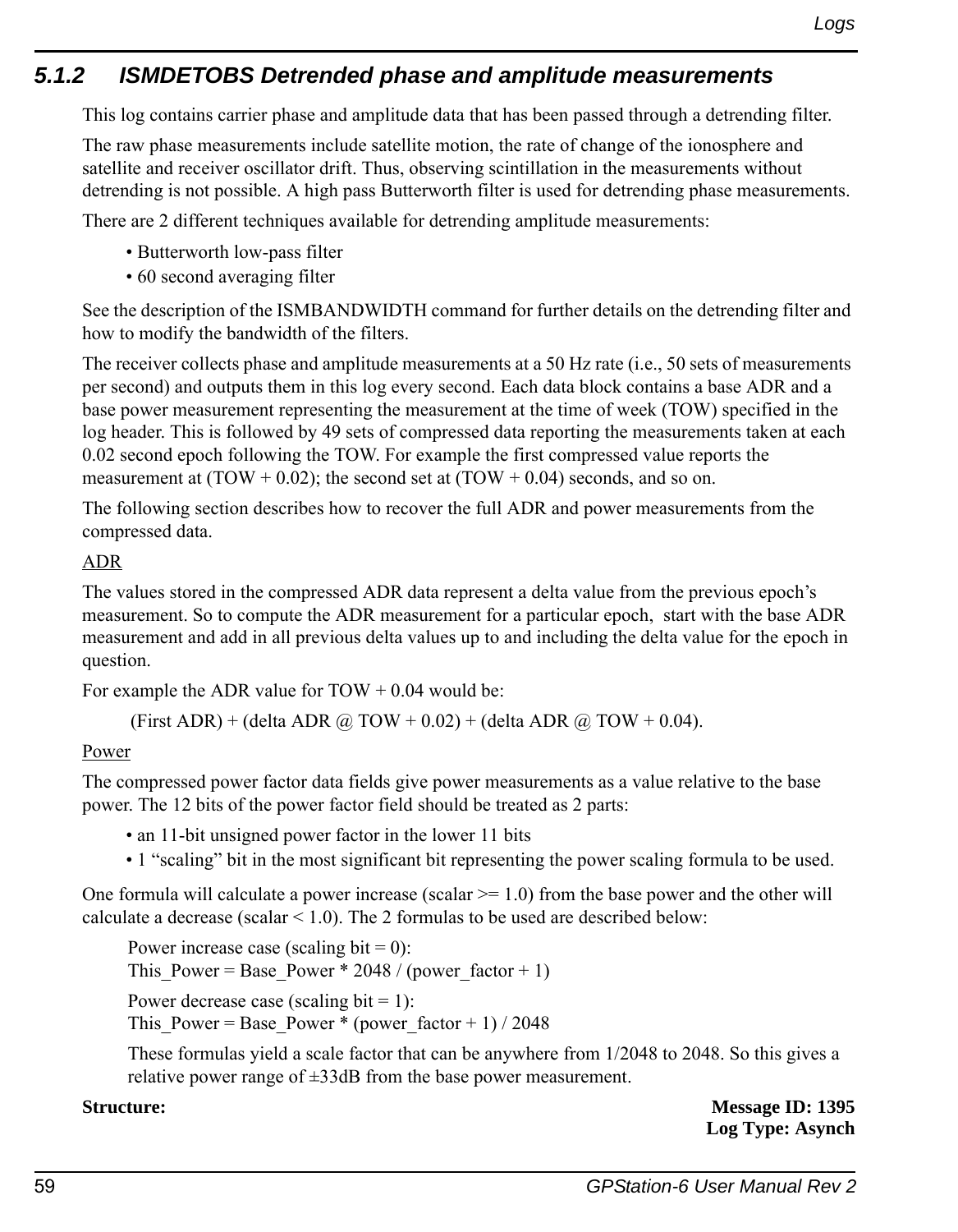### 5.1.2 ISMDETOBS Detrended phase and amplitude measurements

This log contains carrier phase and amplitude data that has been passed through a detrending filter.

The raw phase measurements include satellite motion, the rate of change of the ionosphere and satellite and receiver oscillator drift. Thus, observing scintillation in the measurements without detrending is not possible. A high pass Butterworth filter is used for detrending phase measurements.

There are 2 different techniques available for detrending amplitude measurements:

- Butterworth low-pass filter
- 60 second averaging filter

See the description of the ISMBANDWIDTH command for further details on the detrending filter and how to modify the bandwidth of the filters.

The receiver collects phase and amplitude measurements at a 50 Hz rate (i.e., 50 sets of measurements per second) and outputs them in this log every second. Each data block contains a base ADR and a base power measurement representing the measurement at the time of week (TOW) specified in the log header. This is followed by 49 sets of compressed data reporting the measurements taken at each 0.02 second epoch following the TOW. For example the first compressed value reports the measurement at (TOW + 0.02); the second set at (TOW + 0.04) seconds, and so on.

The following section describes how to recover the full ADR and power measurements from the compressed data.

<u>ADR</u>

The values stored in the compressed ADR data represent a delta value from the previous epoch's measurement. So to compute the ADR measurement for a particular epoch, start with the base ADR measurement and add in all previous delta values up to and including the delta value for the epoch in question.

For example the ADR value for TOW + 0.04 would be:

(First ADR) + (delta ADR @ TOW + 0.02) + (delta ADR @ TOW + 0.04).

<u>Power</u>

The compressed power factor data fields give power measurements as a value relative to the base power. The 12 bits of the power factor field should be treated as 2 parts:

- an 11-bit unsigned power factor in the lower 11 bits
- 1 "scaling" bit in the most significant bit representing the power scaling formula to be used.

One formula will calculate a power increase (scalar >= 1.0) from the base power and the other will calculate a decrease (scalar < 1.0). The 2 formulas to be used are described below:

Power increase case (scaling bit = 0):
This_Power = Base_Power * 2048 / (power_factor + 1)

Power decrease case (scaling bit = 1):
This_Power = Base_Power * (power_factor + 1) / 2048

These formulas yield a scale factor that can be anywhere from 1/2048 to 2048. So this gives a relative power range of ±33dB from the base power measurement.

**Structure:** **Message ID: 1395**
**Log Type: Asynch**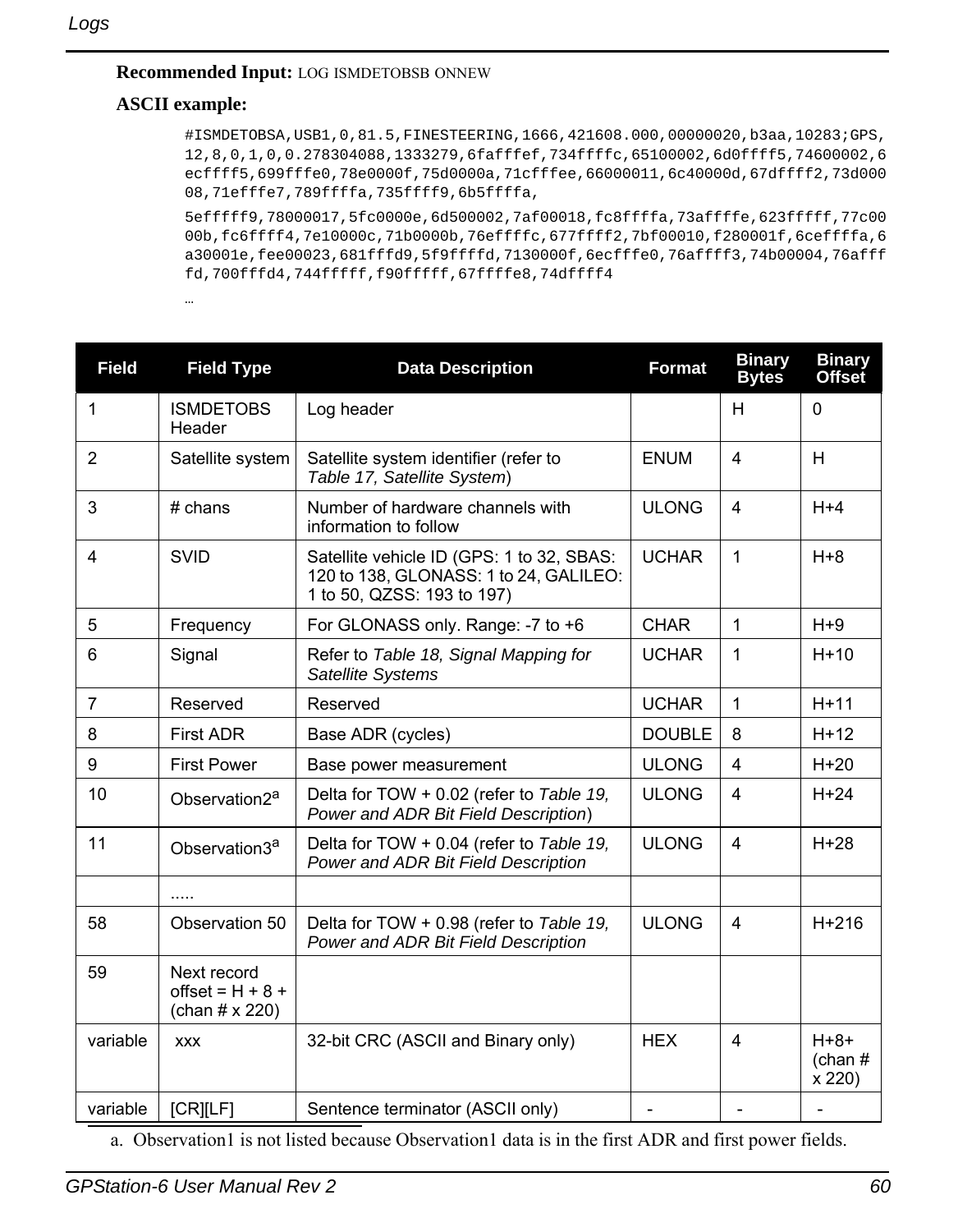**Recommended Input:** LOG ISMDETOBSB ONNEW

**ASCII example:**

```
#ISMDETOBSA,USB1,0,81.5,FINESTEERING,1666,421608.000,00000020,b3aa,10283;GPS,
12,8,0,1,0,0.278304088,1333279,6fafffef,734ffffc,65100002,6d0ffff5,74600002,6
ecffff5,699fffe0,78e0000f,75d0000a,71cfffee,66000011,6c40000d,67dffff2,73d000
08,71efffe7,789ffffa,735ffff9,6b5ffffa,

5efffff9,78000017,5fc0000e,6d500002,7af00018,fc8ffffa,73affffe,623fffff,77c00
00b,fc6ffff4,7e10000c,71b0000b,76effffc,677ffff2,7bf00010,f280001f,6ceffffa,6
a30001e,fee00023,681fffd9,5f9ffffd,7130000f,6ecfffe0,76affff3,74b00004,76afff
fd,700fffd4,744fffff,f90fffff,67ffffe8,74dffff4
…
```

| Field | Field Type | Data Description | Format | Binary Bytes | Binary Offset |
|---|---|---|---|---|---|
| 1 | ISMDETOBS Header | Log header | | H | 0 |
| 2 | Satellite system | Satellite system identifier (refer to *Table 17, Satellite System*) | ENUM | 4 | H |
| 3 | # chans | Number of hardware channels with information to follow | ULONG | 4 | H+4 |
| 4 | SVID | Satellite vehicle ID (GPS: 1 to 32, SBAS: 120 to 138, GLONASS: 1 to 24, GALILEO: 1 to 50, QZSS: 193 to 197) | UCHAR | 1 | H+8 |
| 5 | Frequency | For GLONASS only. Range: -7 to +6 | CHAR | 1 | H+9 |
| 6 | Signal | Refer to *Table 18, Signal Mapping for Satellite Systems* | UCHAR | 1 | H+10 |
| 7 | Reserved | Reserved | UCHAR | 1 | H+11 |
| 8 | First ADR | Base ADR (cycles) | DOUBLE | 8 | H+12 |
| 9 | First Power | Base power measurement | ULONG | 4 | H+20 |
| 10 | Observation2[a] | Delta for TOW + 0.02 (refer to *Table 19, Power and ADR Bit Field Description*) | ULONG | 4 | H+24 |
| 11 | Observation3[a] | Delta for TOW + 0.04 (refer to *Table 19, Power and ADR Bit Field Description* | ULONG | 4 | H+28 |
| | ..... | | | | |
| 58 | Observation 50 | Delta for TOW + 0.98 (refer to *Table 19, Power and ADR Bit Field Description* | ULONG | 4 | H+216 |
| 59 | Next record offset = H + 8 + (chan # x 220) | | | | |
| variable | xxx | 32-bit CRC (ASCII and Binary only) | HEX | 4 | H+8+ (chan # x 220) |
| variable | [CR][LF] | Sentence terminator (ASCII only) | - | - | - |

a. Observation1 is not listed because Observation1 data is in the first ADR and first power fields.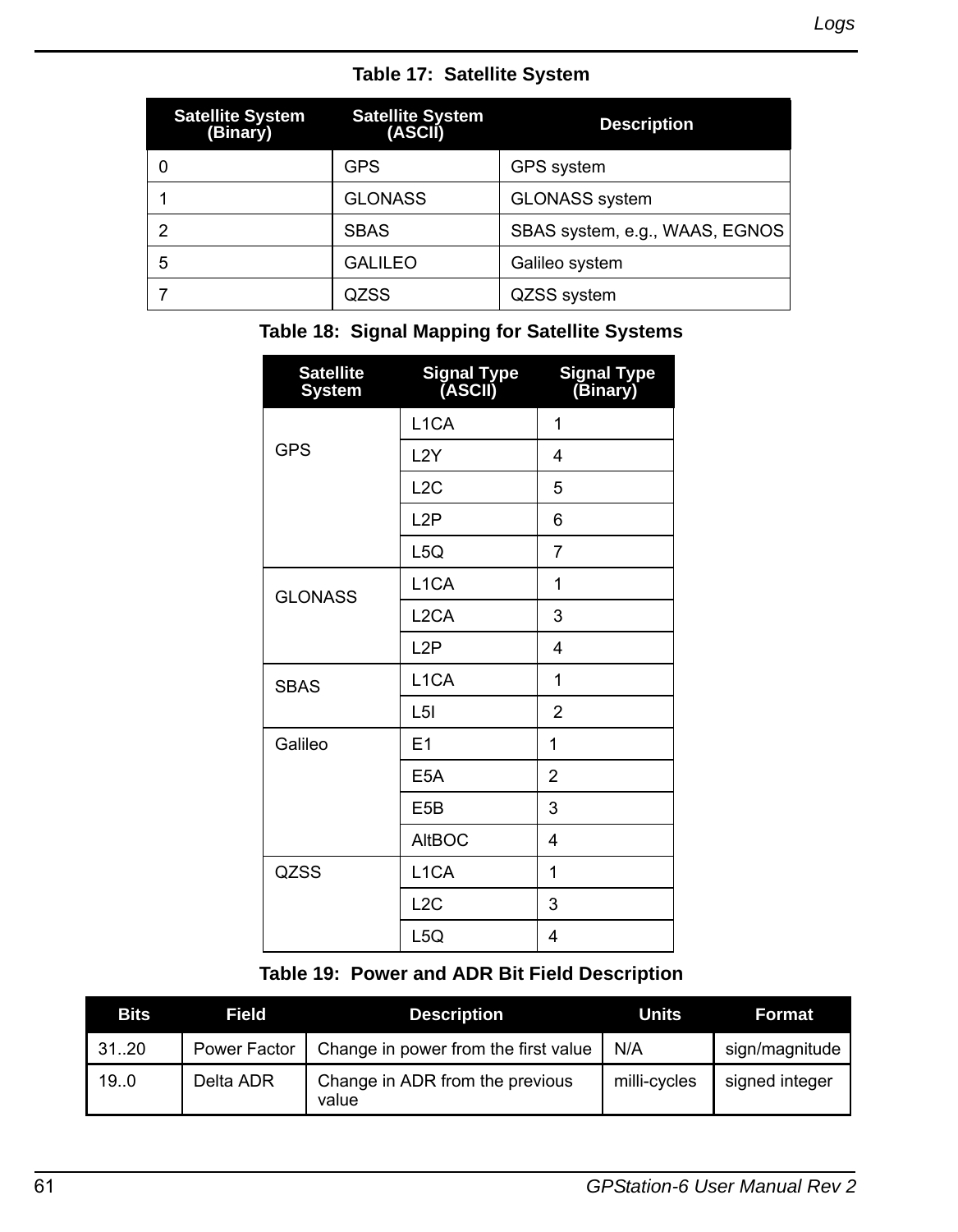**Table 17: Satellite System**

| Satellite System (Binary) | Satellite System (ASCII) | Description |
|---|---|---|
| 0 | GPS | GPS system |
| 1 | GLONASS | GLONASS system |
| 2 | SBAS | SBAS system, e.g., WAAS, EGNOS |
| 5 | GALILEO | Galileo system |
| 7 | QZSS | QZSS system |

**Table 18: Signal Mapping for Satellite Systems**

| Satellite System | Signal Type (ASCII) | Signal Type (Binary) |
|---|---|---|
| GPS | L1CA | 1 |
| | L2Y | 4 |
| | L2C | 5 |
| | L2P | 6 |
| | L5Q | 7 |
| GLONASS | L1CA | 1 |
| | L2CA | 3 |
| | L2P | 4 |
| SBAS | L1CA | 1 |
| | L5I | 2 |
| Galileo | E1 | 1 |
| | E5A | 2 |
| | E5B | 3 |
| | AltBOC | 4 |
| QZSS | L1CA | 1 |
| | L2C | 3 |
| | L5Q | 4 |

**Table 19: Power and ADR Bit Field Description**

| Bits | Field | Description | Units | Format |
|---|---|---|---|---|
| 31..20 | Power Factor | Change in power from the first value | N/A | sign/magnitude |
| 19..0 | Delta ADR | Change in ADR from the previous value | milli-cycles | signed integer |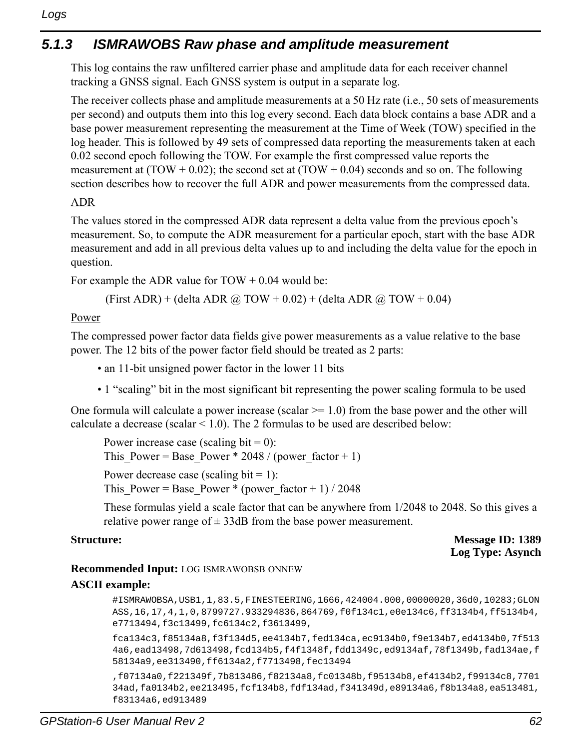### 5.1.3 ISMRAWOBS Raw phase and amplitude measurement

This log contains the raw unfiltered carrier phase and amplitude data for each receiver channel tracking a GNSS signal. Each GNSS system is output in a separate log.

The receiver collects phase and amplitude measurements at a 50 Hz rate (i.e., 50 sets of measurements per second) and outputs them into this log every second. Each data block contains a base ADR and a base power measurement representing the measurement at the Time of Week (TOW) specified in the log header. This is followed by 49 sets of compressed data reporting the measurements taken at each 0.02 second epoch following the TOW. For example the first compressed value reports the measurement at (TOW + 0.02); the second set at (TOW + 0.04) seconds and so on. The following section describes how to recover the full ADR and power measurements from the compressed data.

<u>ADR</u>

The values stored in the compressed ADR data represent a delta value from the previous epoch's measurement. So, to compute the ADR measurement for a particular epoch, start with the base ADR measurement and add in all previous delta values up to and including the delta value for the epoch in question.

For example the ADR value for TOW + 0.04 would be:

(First ADR) + (delta ADR @ TOW + 0.02) + (delta ADR @ TOW + 0.04)

<u>Power</u>

The compressed power factor data fields give power measurements as a value relative to the base power. The 12 bits of the power factor field should be treated as 2 parts:

- an 11-bit unsigned power factor in the lower 11 bits
- 1 "scaling" bit in the most significant bit representing the power scaling formula to be used

One formula will calculate a power increase (scalar >= 1.0) from the base power and the other will calculate a decrease (scalar < 1.0). The 2 formulas to be used are described below:

Power increase case (scaling bit = 0):
This_Power = Base_Power * 2048 / (power_factor + 1)

Power decrease case (scaling bit = 1):
This_Power = Base_Power * (power_factor + 1) / 2048

These formulas yield a scale factor that can be anywhere from 1/2048 to 2048. So this gives a relative power range of ± 33dB from the base power measurement.

**Structure:** **Message ID: 1389**
**Log Type: Asynch**

**Recommended Input:** LOG ISMRAWOBSB ONNEW

**ASCII example:**

```
#ISMRAWOBSA,USB1,1,83.5,FINESTEERING,1666,424004.000,00000020,36d0,10283;GLONASS,16,17,4,1,0,8799727.933294836,864769,f0f134c1,e0e134c6,ff3134b4,ff5134b4,e7713494,f3c13499,fc6134c2,f3613499,

fca134c3,f85134a8,f3f134d5,ee4134b7,fed134ca,ec9134b0,f9e134b7,ed4134b0,7f5134a6,ead13498,7d613498,fcd134b5,f4f1348f,fdd1349c,ed9134af,78f1349b,fad134ae,f58134a9,ee313490,ff6134a2,f7713498,fec13494

,f07134a0,f221349f,7b813486,f82134a8,fc01348b,f95134b8,ef4134b2,f99134c8,770134ad,fa0134b2,ee213495,fcf134b8,fdf134ad,f341349d,e89134a6,f8b134a8,ea513481,f83134a6,ed913489
```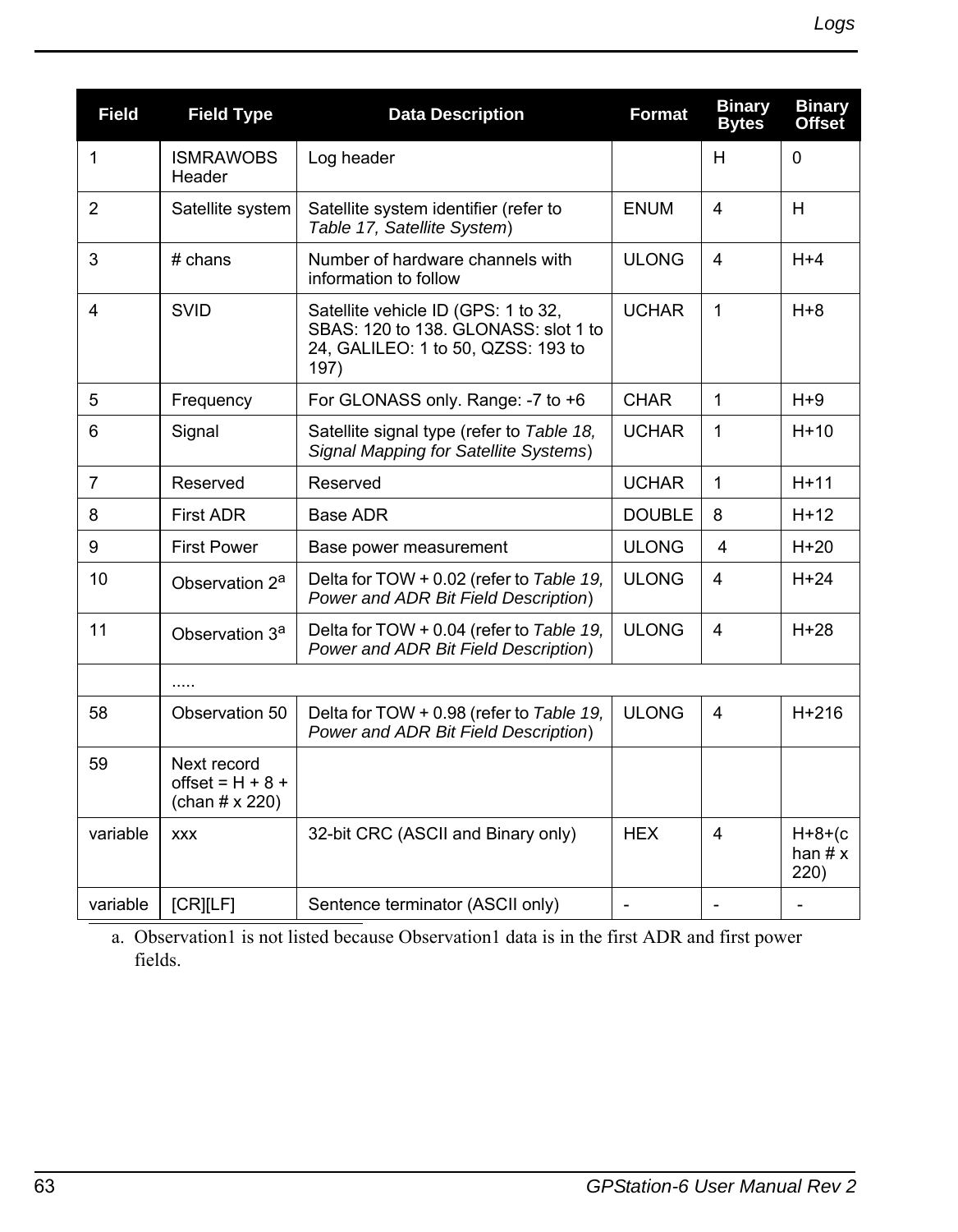| Field | Field Type | Data Description | Format | Binary Bytes | Binary Offset |
|---|---|---|---|---|---|
| 1 | ISMRAWOBS Header | Log header | | H | 0 |
| 2 | Satellite system | Satellite system identifier (refer to *Table 17, Satellite System*) | ENUM | 4 | H |
| 3 | # chans | Number of hardware channels with information to follow | ULONG | 4 | H+4 |
| 4 | SVID | Satellite vehicle ID (GPS: 1 to 32, SBAS: 120 to 138. GLONASS: slot 1 to 24, GALILEO: 1 to 50, QZSS: 193 to 197) | UCHAR | 1 | H+8 |
| 5 | Frequency | For GLONASS only. Range: -7 to +6 | CHAR | 1 | H+9 |
| 6 | Signal | Satellite signal type (refer to *Table 18, Signal Mapping for Satellite Systems*) | UCHAR | 1 | H+10 |
| 7 | Reserved | Reserved | UCHAR | 1 | H+11 |
| 8 | First ADR | Base ADR | DOUBLE | 8 | H+12 |
| 9 | First Power | Base power measurement | ULONG | 4 | H+20 |
| 10 | Observation 2[a] | Delta for TOW + 0.02 (refer to *Table 19, Power and ADR Bit Field Description*) | ULONG | 4 | H+24 |
| 11 | Observation 3[a] | Delta for TOW + 0.04 (refer to *Table 19, Power and ADR Bit Field Description*) | ULONG | 4 | H+28 |
| | ..... | | | | |
| 58 | Observation 50 | Delta for TOW + 0.98 (refer to *Table 19, Power and ADR Bit Field Description*) | ULONG | 4 | H+216 |
| 59 | Next record offset = H + 8 + (chan # x 220) | | | | |
| variable | xxx | 32-bit CRC (ASCII and Binary only) | HEX | 4 | H+8+(chan # x 220) |
| variable | [CR][LF] | Sentence terminator (ASCII only) | - | - | - |

a. Observation1 is not listed because Observation1 data is in the first ADR and first power fields.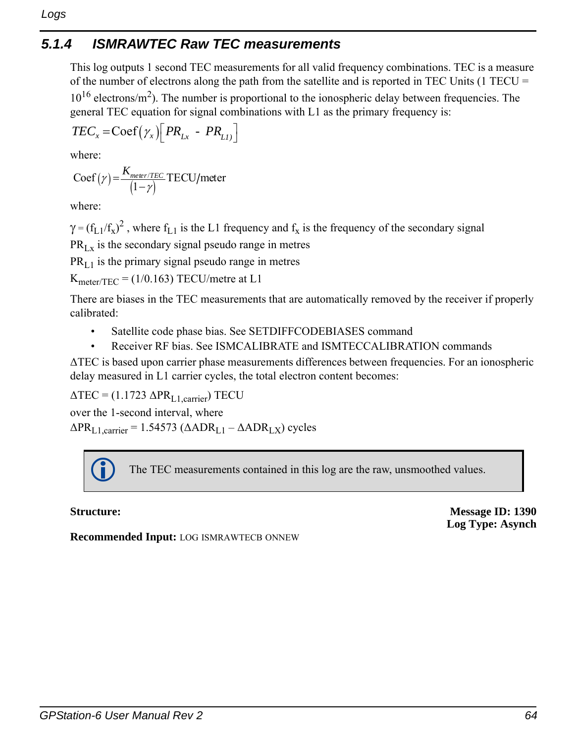### 5.1.4 ISMRAWTEC Raw TEC measurements

This log outputs 1 second TEC measurements for all valid frequency combinations. TEC is a measure of the number of electrons along the path from the satellite and is reported in TEC Units (1 TECU = $10^{16}$ electrons/$m^2$). The number is proportional to the ionospheric delay between frequencies. The general TEC equation for signal combinations with L1 as the primary frequency is:

$$TEC_x = \text{Coef}(\gamma_x)\left[PR_{Lx} \text{ - } PR_{L1)}\right]$$

where:

$$\text{Coef}(\gamma) = \frac{K_{meter/TEC}}{(1-\gamma)}\text{TECU/meter}$$

where:

$\gamma = (f_{L1}/f_x)^2$ , where $f_{L1}$ is the L1 frequency and $f_x$ is the frequency of the secondary signal

$PR_{Lx}$ is the secondary signal pseudo range in metres

$PR_{L1}$ is the primary signal pseudo range in metres

$K_{meter/TEC}$ = (1/0.163) TECU/metre at L1

There are biases in the TEC measurements that are automatically removed by the receiver if properly calibrated:

- Satellite code phase bias. See SETDIFFCODEBIASES command
- Receiver RF bias. See ISMCALIBRATE and ISMTECCALIBRATION commands

$\Delta$TEC is based upon carrier phase measurements differences between frequencies. For an ionospheric delay measured in L1 carrier cycles, the total electron content becomes:

$\Delta TEC = (1.1723\ \Delta PR_{L1,carrier})$ TECU

over the 1-second interval, where

$\Delta PR_{L1,carrier} = 1.54573\ (\Delta ADR_{L1} - \Delta ADR_{LX})$ cycles

> The TEC measurements contained in this log are the raw, unsmoothed values.

**Structure:**

**Message ID: 1390**
**Log Type: Asynch**

**Recommended Input:** LOG ISMRAWTECB ONNEW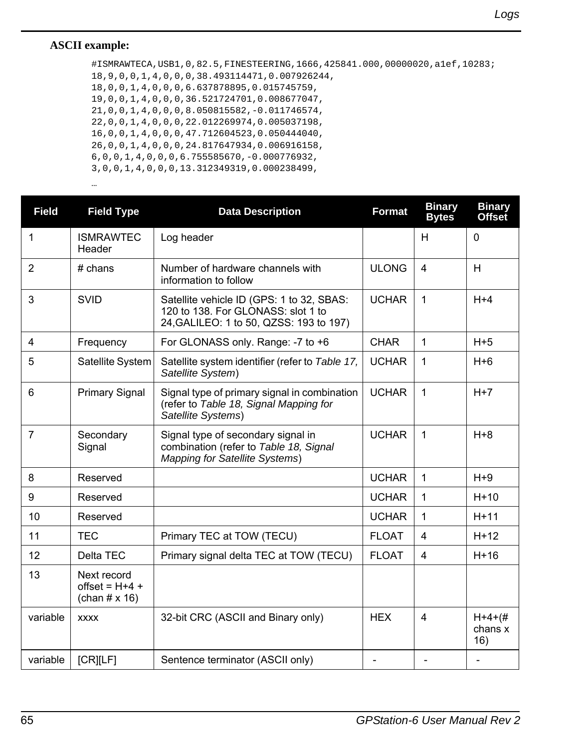**ASCII example:**

```
#ISMRAWTECA,USB1,0,82.5,FINESTEERING,1666,425841.000,00000020,a1ef,10283;
18,9,0,0,1,4,0,0,0,38.493114471,0.007926244,
18,0,0,1,4,0,0,0,6.637878895,0.015745759,
19,0,0,1,4,0,0,0,36.521724701,0.008677047,
21,0,0,1,4,0,0,0,8.050815582,-0.011746574,
22,0,0,1,4,0,0,0,22.012269974,0.005037198,
16,0,0,1,4,0,0,0,47.712604523,0.050444040,
26,0,0,1,4,0,0,0,24.817647934,0.006916158,
6,0,0,1,4,0,0,0,6.755585670,-0.000776932,
3,0,0,1,4,0,0,0,13.312349319,0.000238499,
…
```

| Field | Field Type | Data Description | Format | Binary Bytes | Binary Offset |
|---|---|---|---|---|---|
| 1 | ISMRAWTEC Header | Log header | | H | 0 |
| 2 | # chans | Number of hardware channels with information to follow | ULONG | 4 | H |
| 3 | SVID | Satellite vehicle ID (GPS: 1 to 32, SBAS: 120 to 138. For GLONASS: slot 1 to 24,GALILEO: 1 to 50, QZSS: 193 to 197) | UCHAR | 1 | H+4 |
| 4 | Frequency | For GLONASS only. Range: -7 to +6 | CHAR | 1 | H+5 |
| 5 | Satellite System | Satellite system identifier (refer to *Table 17, Satellite System*) | UCHAR | 1 | H+6 |
| 6 | Primary Signal | Signal type of primary signal in combination (refer to *Table 18, Signal Mapping for Satellite Systems*) | UCHAR | 1 | H+7 |
| 7 | Secondary Signal | Signal type of secondary signal in combination (refer to *Table 18, Signal Mapping for Satellite Systems*) | UCHAR | 1 | H+8 |
| 8 | Reserved | | UCHAR | 1 | H+9 |
| 9 | Reserved | | UCHAR | 1 | H+10 |
| 10 | Reserved | | UCHAR | 1 | H+11 |
| 11 | TEC | Primary TEC at TOW (TECU) | FLOAT | 4 | H+12 |
| 12 | Delta TEC | Primary signal delta TEC at TOW (TECU) | FLOAT | 4 | H+16 |
| 13 | Next record offset = H+4 + (chan # x 16) | | | | |
| variable | xxxx | 32-bit CRC (ASCII and Binary only) | HEX | 4 | H+4+(# chans x 16) |
| variable | [CR][LF] | Sentence terminator (ASCII only) | - | - | - |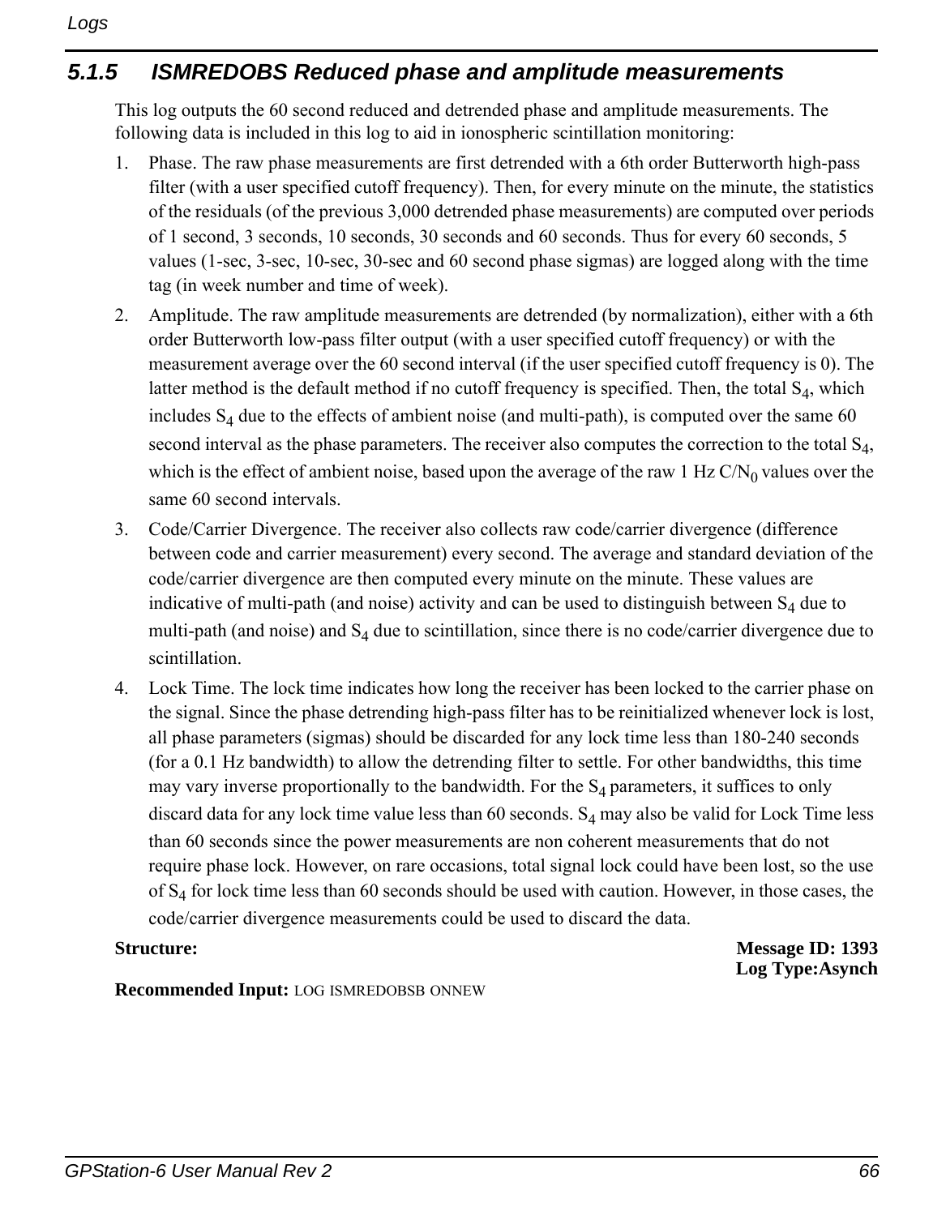### 5.1.5 ISMREDOBS Reduced phase and amplitude measurements

This log outputs the 60 second reduced and detrended phase and amplitude measurements. The following data is included in this log to aid in ionospheric scintillation monitoring:

1. Phase. The raw phase measurements are first detrended with a 6th order Butterworth high-pass filter (with a user specified cutoff frequency). Then, for every minute on the minute, the statistics of the residuals (of the previous 3,000 detrended phase measurements) are computed over periods of 1 second, 3 seconds, 10 seconds, 30 seconds and 60 seconds. Thus for every 60 seconds, 5 values (1-sec, 3-sec, 10-sec, 30-sec and 60 second phase sigmas) are logged along with the time tag (in week number and time of week).
2. Amplitude. The raw amplitude measurements are detrended (by normalization), either with a 6th order Butterworth low-pass filter output (with a user specified cutoff frequency) or with the measurement average over the 60 second interval (if the user specified cutoff frequency is 0). The latter method is the default method if no cutoff frequency is specified. Then, the total $S_4$, which includes $S_4$ due to the effects of ambient noise (and multi-path), is computed over the same 60 second interval as the phase parameters. The receiver also computes the correction to the total $S_4$, which is the effect of ambient noise, based upon the average of the raw 1 Hz $C/N_0$ values over the same 60 second intervals.
3. Code/Carrier Divergence. The receiver also collects raw code/carrier divergence (difference between code and carrier measurement) every second. The average and standard deviation of the code/carrier divergence are then computed every minute on the minute. These values are indicative of multi-path (and noise) activity and can be used to distinguish between $S_4$ due to multi-path (and noise) and $S_4$ due to scintillation, since there is no code/carrier divergence due to scintillation.
4. Lock Time. The lock time indicates how long the receiver has been locked to the carrier phase on the signal. Since the phase detrending high-pass filter has to be reinitialized whenever lock is lost, all phase parameters (sigmas) should be discarded for any lock time less than 180-240 seconds (for a 0.1 Hz bandwidth) to allow the detrending filter to settle. For other bandwidths, this time may vary inverse proportionally to the bandwidth. For the $S_4$ parameters, it suffices to only discard data for any lock time value less than 60 seconds. $S_4$ may also be valid for Lock Time less than 60 seconds since the power measurements are non coherent measurements that do not require phase lock. However, on rare occasions, total signal lock could have been lost, so the use of $S_4$ for lock time less than 60 seconds should be used with caution. However, in those cases, the code/carrier divergence measurements could be used to discard the data.

**Structure:** **Message ID: 1393**
**Log Type:Asynch**

**Recommended Input:** LOG ISMREDOBSB ONNEW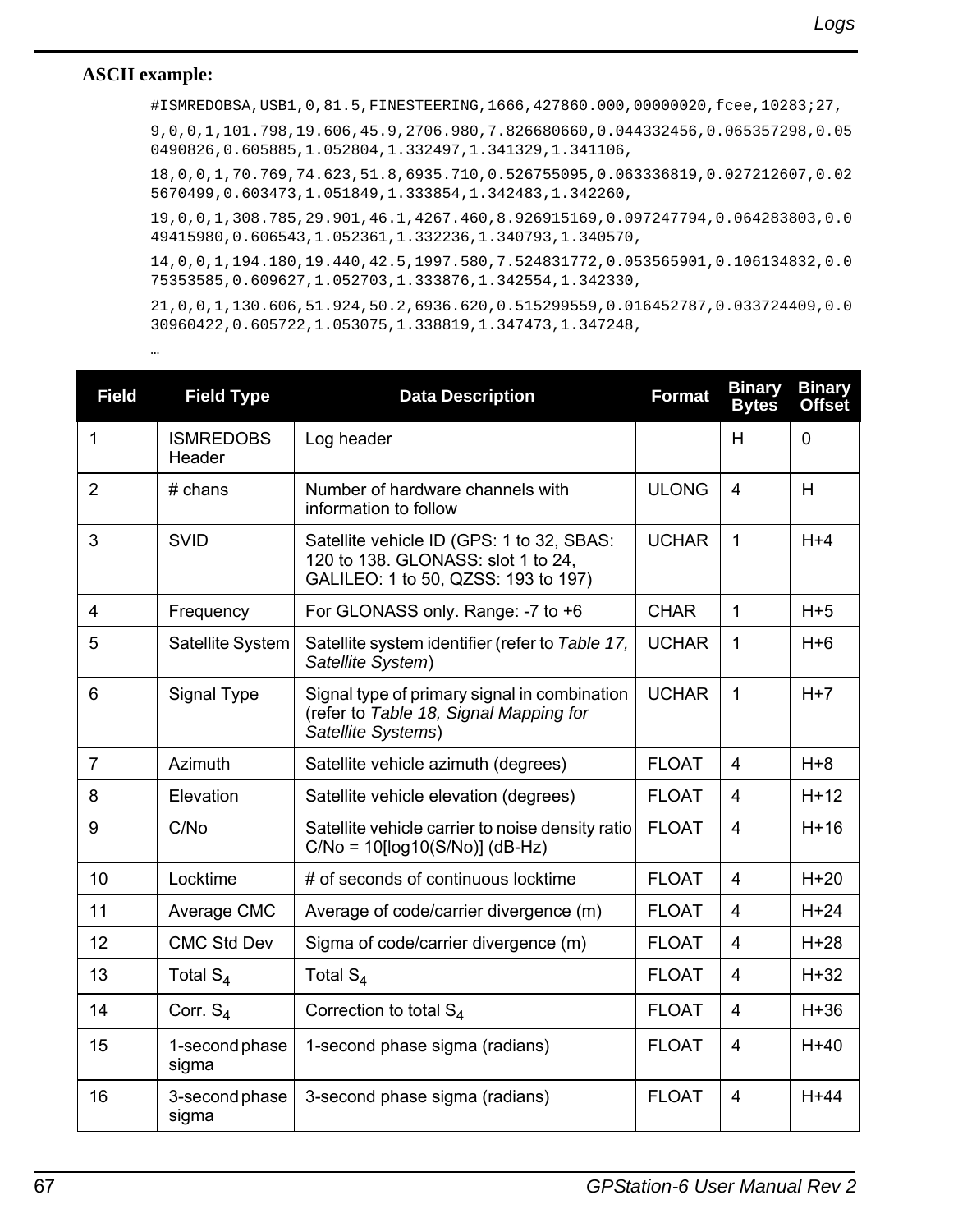**ASCII example:**

```
#ISMREDOBSA,USB1,0,81.5,FINESTEERING,1666,427860.000,00000020,fcee,10283;27,

9,0,0,1,101.798,19.606,45.9,2706.980,7.826680660,0.044332456,0.065357298,0.05
0490826,0.605885,1.052804,1.332497,1.341329,1.341106,

18,0,0,1,70.769,74.623,51.8,6935.710,0.526755095,0.063336819,0.027212607,0.02
5670499,0.603473,1.051849,1.333854,1.342483,1.342260,

19,0,0,1,308.785,29.901,46.1,4267.460,8.926915169,0.097247794,0.064283803,0.0
49415980,0.606543,1.052361,1.332236,1.340793,1.340570,

14,0,0,1,194.180,19.440,42.5,1997.580,7.524831772,0.053565901,0.106134832,0.0
75353585,0.609627,1.052703,1.333876,1.342554,1.342330,

21,0,0,1,130.606,51.924,50.2,6936.620,0.515299559,0.016452787,0.033724409,0.0
30960422,0.605722,1.053075,1.338819,1.347473,1.347248,

…
```

| Field | Field Type | Data Description | Format | Binary Bytes | Binary Offset |
|---|---|---|---|---|---|
| 1 | ISMREDOBS Header | Log header | | H | 0 |
| 2 | # chans | Number of hardware channels with information to follow | ULONG | 4 | H |
| 3 | SVID | Satellite vehicle ID (GPS: 1 to 32, SBAS: 120 to 138. GLONASS: slot 1 to 24, GALILEO: 1 to 50, QZSS: 193 to 197) | UCHAR | 1 | H+4 |
| 4 | Frequency | For GLONASS only. Range: -7 to +6 | CHAR | 1 | H+5 |
| 5 | Satellite System | Satellite system identifier (refer to *Table 17, Satellite System*) | UCHAR | 1 | H+6 |
| 6 | Signal Type | Signal type of primary signal in combination (refer to *Table 18, Signal Mapping for Satellite Systems*) | UCHAR | 1 | H+7 |
| 7 | Azimuth | Satellite vehicle azimuth (degrees) | FLOAT | 4 | H+8 |
| 8 | Elevation | Satellite vehicle elevation (degrees) | FLOAT | 4 | H+12 |
| 9 | C/No | Satellite vehicle carrier to noise density ratio C/No = 10[log10(S/No)] (dB-Hz) | FLOAT | 4 | H+16 |
| 10 | Locktime | # of seconds of continuous locktime | FLOAT | 4 | H+20 |
| 11 | Average CMC | Average of code/carrier divergence (m) | FLOAT | 4 | H+24 |
| 12 | CMC Std Dev | Sigma of code/carrier divergence (m) | FLOAT | 4 | H+28 |
| 13 | Total $S_4$ | Total $S_4$ | FLOAT | 4 | H+32 |
| 14 | Corr. $S_4$ | Correction to total $S_4$ | FLOAT | 4 | H+36 |
| 15 | 1-second phase sigma | 1-second phase sigma (radians) | FLOAT | 4 | H+40 |
| 16 | 3-second phase sigma | 3-second phase sigma (radians) | FLOAT | 4 | H+44 |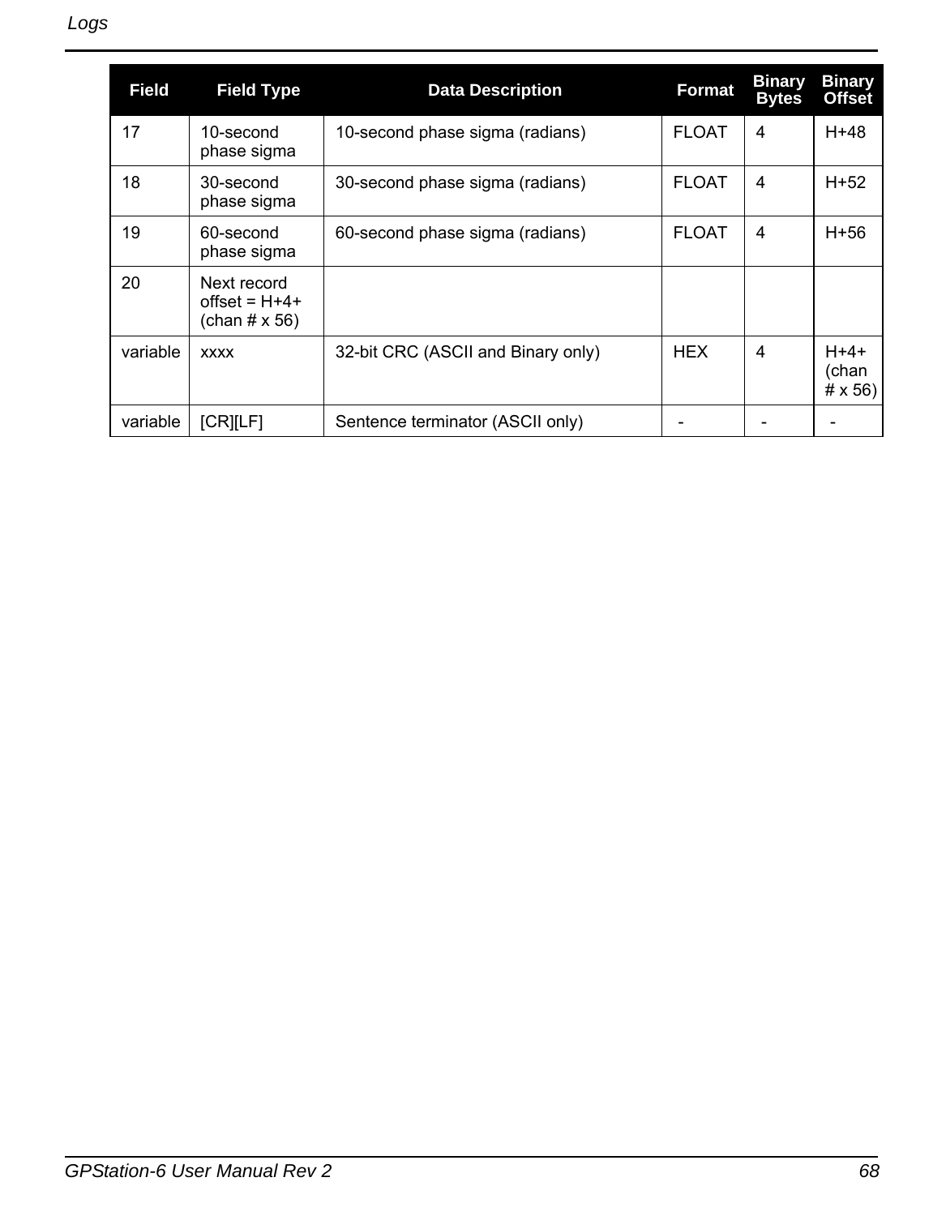| Field | Field Type | Data Description | Format | Binary Bytes | Binary Offset |
|---|---|---|---|---|---|
| 17 | 10-second phase sigma | 10-second phase sigma (radians) | FLOAT | 4 | H+48 |
| 18 | 30-second phase sigma | 30-second phase sigma (radians) | FLOAT | 4 | H+52 |
| 19 | 60-second phase sigma | 60-second phase sigma (radians) | FLOAT | 4 | H+56 |
| 20 | Next record offset = H+4+ (chan # x 56) | | | | |
| variable | xxxx | 32-bit CRC (ASCII and Binary only) | HEX | 4 | H+4+ (chan # x 56) |
| variable | [CR][LF] | Sentence terminator (ASCII only) | - | - | - |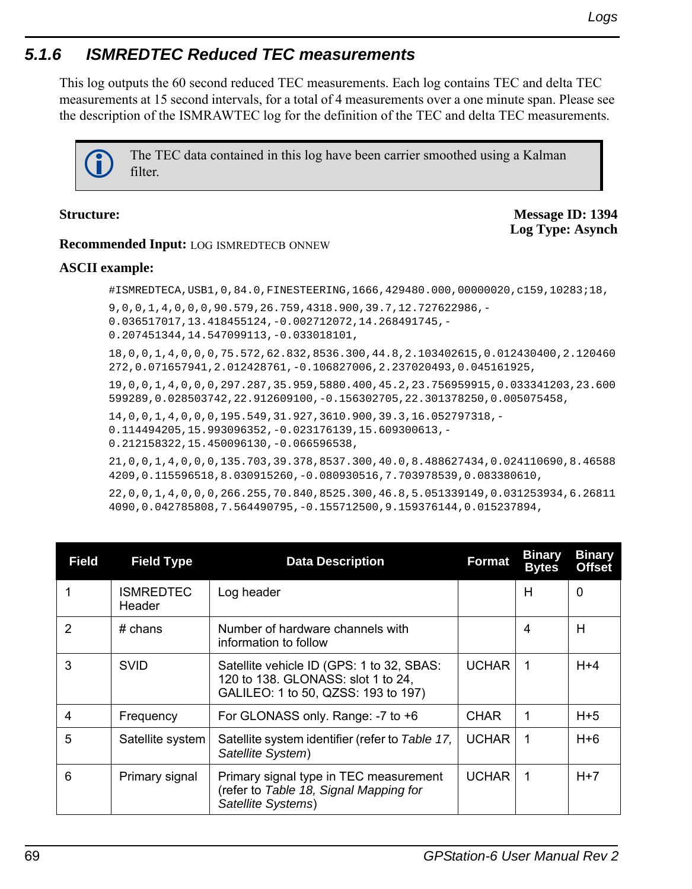## 5.1.6 ISMREDTEC Reduced TEC measurements

This log outputs the 60 second reduced TEC measurements. Each log contains TEC and delta TEC measurements at 15 second intervals, for a total of 4 measurements over a one minute span. Please see the description of the ISMRAWTEC log for the definition of the TEC and delta TEC measurements.

> The TEC data contained in this log have been carrier smoothed using a Kalman filter.

**Structure:**

**Message ID: 1394**
**Log Type: Asynch**

**Recommended Input:** LOG ISMREDTECB ONNEW

**ASCII example:**

```
#ISMREDTECA,USB1,0,84.0,FINESTEERING,1666,429480.000,00000020,c159,10283;18,
9,0,0,1,4,0,0,0,90.579,26.759,4318.900,39.7,12.727622986,-
0.036517017,13.418455124,-0.002712072,14.268491745,-
0.207451344,14.547099113,-0.033018101,
18,0,0,1,4,0,0,0,75.572,62.832,8536.300,44.8,2.103402615,0.012430400,2.120460
272,0.071657941,2.012428761,-0.106827006,2.237020493,0.045161925,
19,0,0,1,4,0,0,0,297.287,35.959,5880.400,45.2,23.756959915,0.033341203,23.600
599289,0.028503742,22.912609100,-0.156302705,22.301378250,0.005075458,
14,0,0,1,4,0,0,0,195.549,31.927,3610.900,39.3,16.052797318,-
0.114494205,15.993096352,-0.023176139,15.609300613,-
0.212158322,15.450096130,-0.066596538,
21,0,0,1,4,0,0,0,135.703,39.378,8537.300,40.0,8.488627434,0.024110690,8.46588
4209,0.115596518,8.030915260,-0.080930516,7.703978539,0.083380610,
22,0,0,1,4,0,0,0,266.255,70.840,8525.300,46.8,5.051339149,0.031253934,6.26811
4090,0.042785808,7.564490795,-0.155712500,9.159376144,0.015237894,
```

| Field | Field Type | Data Description | Format | Binary Bytes | Binary Offset |
|---|---|---|---|---|---|
| 1 | ISMREDTEC Header | Log header | | H | 0 |
| 2 | # chans | Number of hardware channels with information to follow | | 4 | H |
| 3 | SVID | Satellite vehicle ID (GPS: 1 to 32, SBAS: 120 to 138. GLONASS: slot 1 to 24, GALILEO: 1 to 50, QZSS: 193 to 197) | UCHAR | 1 | H+4 |
| 4 | Frequency | For GLONASS only. Range: -7 to +6 | CHAR | 1 | H+5 |
| 5 | Satellite system | Satellite system identifier (refer to *Table 17, Satellite System*) | UCHAR | 1 | H+6 |
| 6 | Primary signal | Primary signal type in TEC measurement (refer to *Table 18, Signal Mapping for Satellite Systems*) | UCHAR | 1 | H+7 |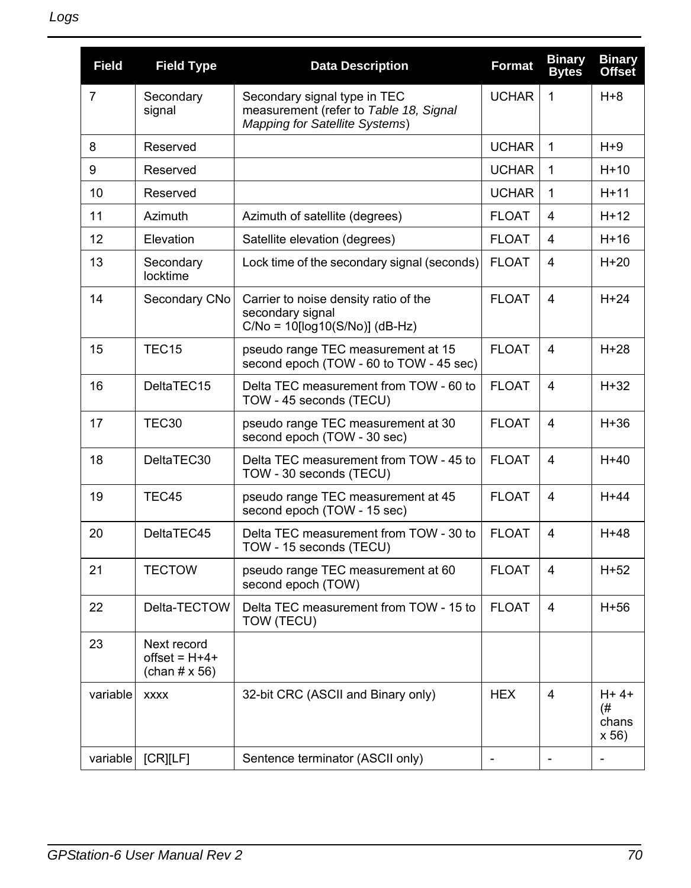| Field | Field Type | Data Description | Format | Binary Bytes | Binary Offset |
|---|---|---|---|---|---|
| 7 | Secondary signal | Secondary signal type in TEC measurement (refer to *Table 18, Signal Mapping for Satellite Systems*) | UCHAR | 1 | H+8 |
| 8 | Reserved | | UCHAR | 1 | H+9 |
| 9 | Reserved | | UCHAR | 1 | H+10 |
| 10 | Reserved | | UCHAR | 1 | H+11 |
| 11 | Azimuth | Azimuth of satellite (degrees) | FLOAT | 4 | H+12 |
| 12 | Elevation | Satellite elevation (degrees) | FLOAT | 4 | H+16 |
| 13 | Secondary locktime | Lock time of the secondary signal (seconds) | FLOAT | 4 | H+20 |
| 14 | Secondary CNo | Carrier to noise density ratio of the secondary signal C/No = 10[log10(S/No)] (dB-Hz) | FLOAT | 4 | H+24 |
| 15 | TEC15 | pseudo range TEC measurement at 15 second epoch (TOW - 60 to TOW - 45 sec) | FLOAT | 4 | H+28 |
| 16 | DeltaTEC15 | Delta TEC measurement from TOW - 60 to TOW - 45 seconds (TECU) | FLOAT | 4 | H+32 |
| 17 | TEC30 | pseudo range TEC measurement at 30 second epoch (TOW - 30 sec) | FLOAT | 4 | H+36 |
| 18 | DeltaTEC30 | Delta TEC measurement from TOW - 45 to TOW - 30 seconds (TECU) | FLOAT | 4 | H+40 |
| 19 | TEC45 | pseudo range TEC measurement at 45 second epoch (TOW - 15 sec) | FLOAT | 4 | H+44 |
| 20 | DeltaTEC45 | Delta TEC measurement from TOW - 30 to TOW - 15 seconds (TECU) | FLOAT | 4 | H+48 |
| 21 | TECTOW | pseudo range TEC measurement at 60 second epoch (TOW) | FLOAT | 4 | H+52 |
| 22 | Delta-TECTOW | Delta TEC measurement from TOW - 15 to TOW (TECU) | FLOAT | 4 | H+56 |
| 23 | Next record offset = H+4+ (chan # x 56) | | | | |
| variable | xxxx | 32-bit CRC (ASCII and Binary only) | HEX | 4 | H+ 4+ (# chans x 56) |
| variable | [CR][LF] | Sentence terminator (ASCII only) | - | - | - |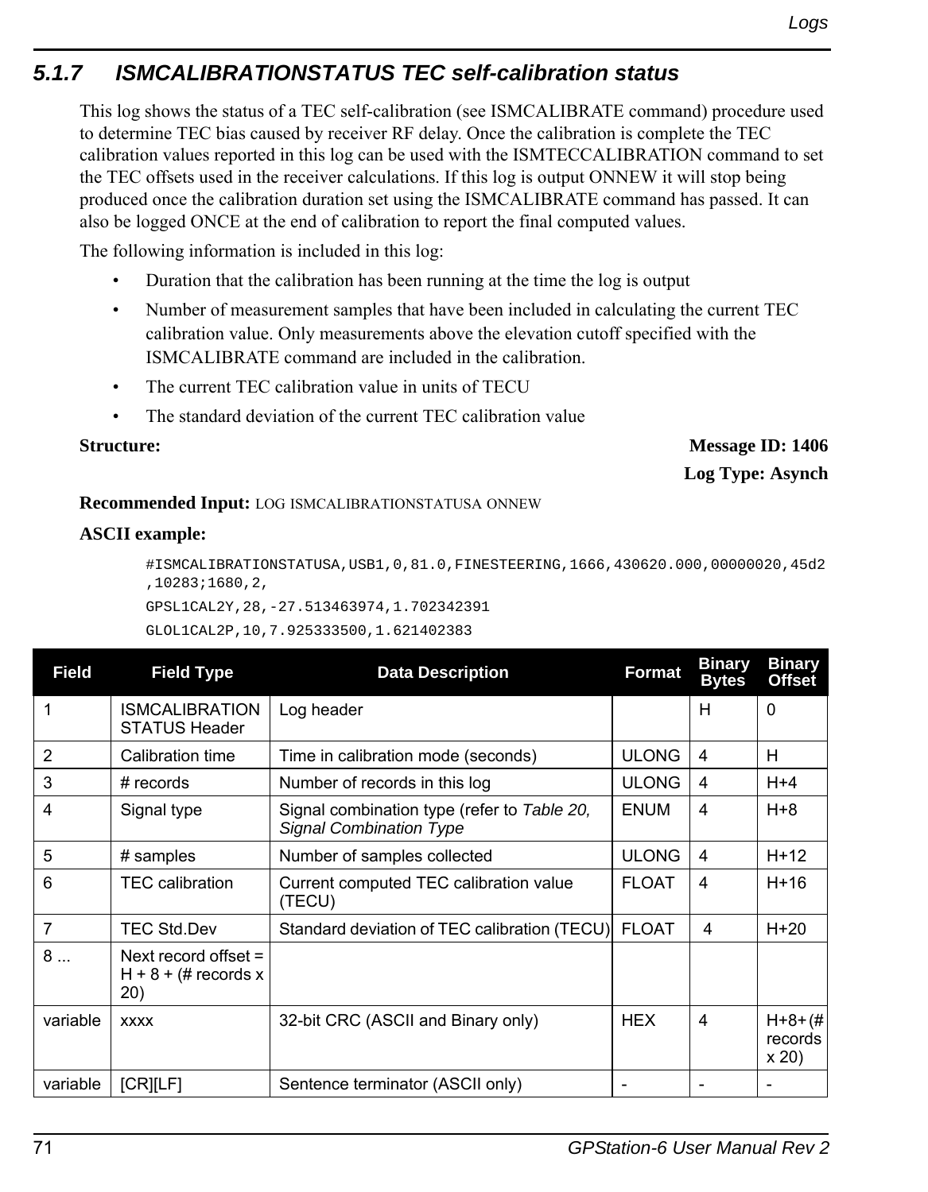### 5.1.7 ISMCALIBRATIONSTATUS TEC self-calibration status

This log shows the status of a TEC self-calibration (see ISMCALIBRATE command) procedure used to determine TEC bias caused by receiver RF delay. Once the calibration is complete the TEC calibration values reported in this log can be used with the ISMTECCALIBRATION command to set the TEC offsets used in the receiver calculations. If this log is output ONNEW it will stop being produced once the calibration duration set using the ISMCALIBRATE command has passed. It can also be logged ONCE at the end of calibration to report the final computed values.

The following information is included in this log:

- Duration that the calibration has been running at the time the log is output
- Number of measurement samples that have been included in calculating the current TEC calibration value. Only measurements above the elevation cutoff specified with the ISMCALIBRATE command are included in the calibration.
- The current TEC calibration value in units of TECU
- The standard deviation of the current TEC calibration value

**Structure:** **Message ID: 1406**

**Log Type: Asynch**

**Recommended Input:** LOG ISMCALIBRATIONSTATUSA ONNEW

**ASCII example:**

```
#ISMCALIBRATIONSTATUSA,USB1,0,81.0,FINESTEERING,1666,430620.000,00000020,45d2,10283;1680,2,
GPSL1CAL2Y,28,-27.513463974,1.702342391
GLOL1CAL2P,10,7.925333500,1.621402383
```

| Field | Field Type | Data Description | Format | Binary Bytes | Binary Offset |
|---|---|---|---|---|---|
| 1 | ISMCALIBRATION STATUS Header | Log header | | H | 0 |
| 2 | Calibration time | Time in calibration mode (seconds) | ULONG | 4 | H |
| 3 | # records | Number of records in this log | ULONG | 4 | H+4 |
| 4 | Signal type | Signal combination type (refer to *Table 20, Signal Combination Type* | ENUM | 4 | H+8 |
| 5 | # samples | Number of samples collected | ULONG | 4 | H+12 |
| 6 | TEC calibration | Current computed TEC calibration value (TECU) | FLOAT | 4 | H+16 |
| 7 | TEC Std.Dev | Standard deviation of TEC calibration (TECU) | FLOAT | 4 | H+20 |
| 8 ... | Next record offset = H + 8 + (# records x 20) | | | | |
| variable | xxxx | 32-bit CRC (ASCII and Binary only) | HEX | 4 | H+8+(# records x 20) |
| variable | [CR][LF] | Sentence terminator (ASCII only) | - | - | - |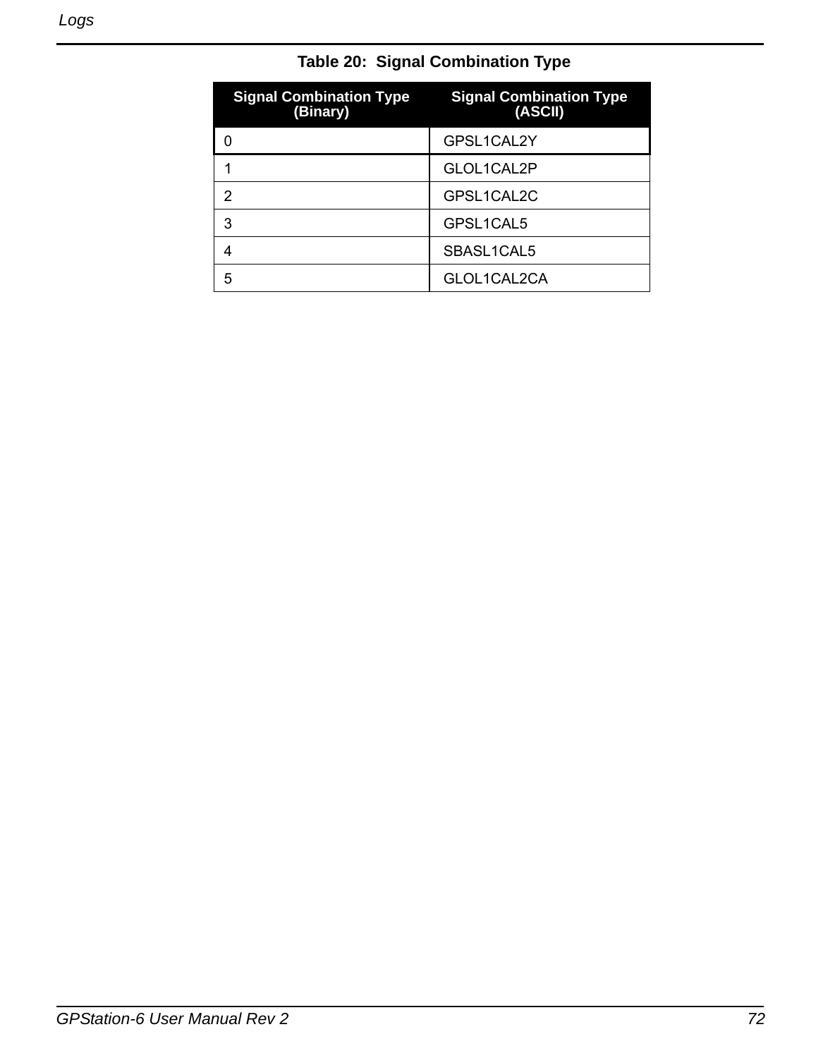**Table 20: Signal Combination Type**

| Signal Combination Type (Binary) | Signal Combination Type (ASCII) |
|---|---|
| 0 | GPSL1CAL2Y |
| 1 | GLOL1CAL2P |
| 2 | GPSL1CAL2C |
| 3 | GPSL1CAL5 |
| 4 | SBASL1CAL5 |
| 5 | GLOL1CAL2CA |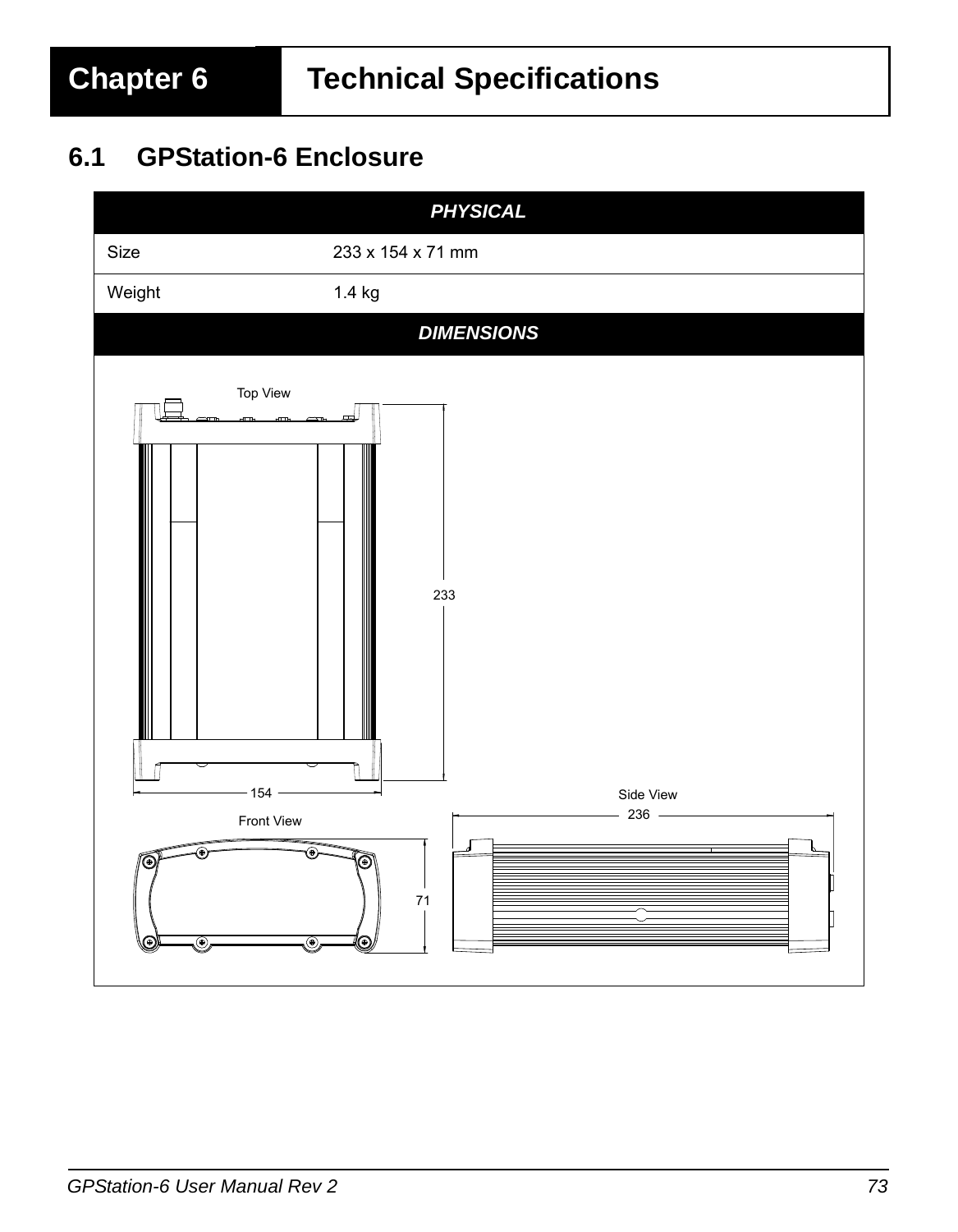# Chapter 6 Technical Specifications

## 6.1 GPStation-6 Enclosure

| PHYSICAL | |
|---|---|
| Size | 233 x 154 x 71 mm |
| Weight | 1.4 kg |
| **DIMENSIONS** | |

Top View

233

154

Front View

71

Side View

236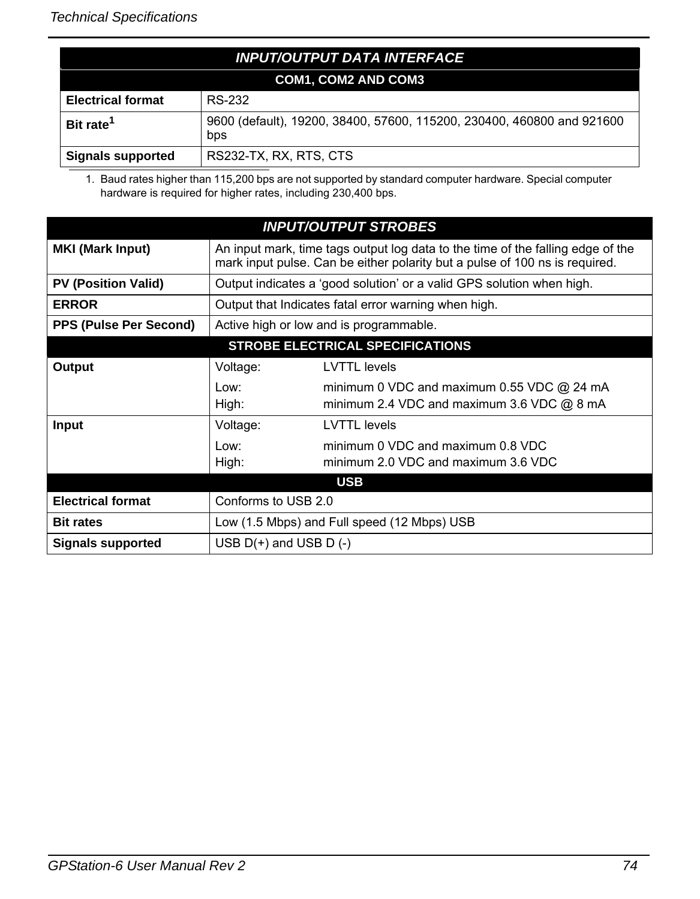| INPUT/OUTPUT DATA INTERFACE | |
|---|---|
| **COM1, COM2 AND COM3** | |
| **Electrical format** | RS-232 |
| **Bit rate**[1] | 9600 (default), 19200, 38400, 57600, 115200, 230400, 460800 and 921600 bps |
| **Signals supported** | RS232-TX, RX, RTS, CTS |

1. Baud rates higher than 115,200 bps are not supported by standard computer hardware. Special computer hardware is required for higher rates, including 230,400 bps.

| INPUT/OUTPUT STROBES | | |
|---|---|---|
| **MKI (Mark Input)** | An input mark, time tags output log data to the time of the falling edge of the mark input pulse. Can be either polarity but a pulse of 100 ns is required. | |
| **PV (Position Valid)** | Output indicates a 'good solution' or a valid GPS solution when high. | |
| **ERROR** | Output that Indicates fatal error warning when high. | |
| **PPS (Pulse Per Second)** | Active high or low and is programmable. | |
| **STROBE ELECTRICAL SPECIFICATIONS** | | |
| **Output** | Voltage: | LVTTL levels |
| | Low: | minimum 0 VDC and maximum 0.55 VDC @ 24 mA |
| | High: | minimum 2.4 VDC and maximum 3.6 VDC @ 8 mA |
| **Input** | Voltage: | LVTTL levels |
| | Low: | minimum 0 VDC and maximum 0.8 VDC |
| | High: | minimum 2.0 VDC and maximum 3.6 VDC |
| **USB** | | |
| **Electrical format** | Conforms to USB 2.0 | |
| **Bit rates** | Low (1.5 Mbps) and Full speed (12 Mbps) USB | |
| **Signals supported** | USB D(+) and USB D (-) | |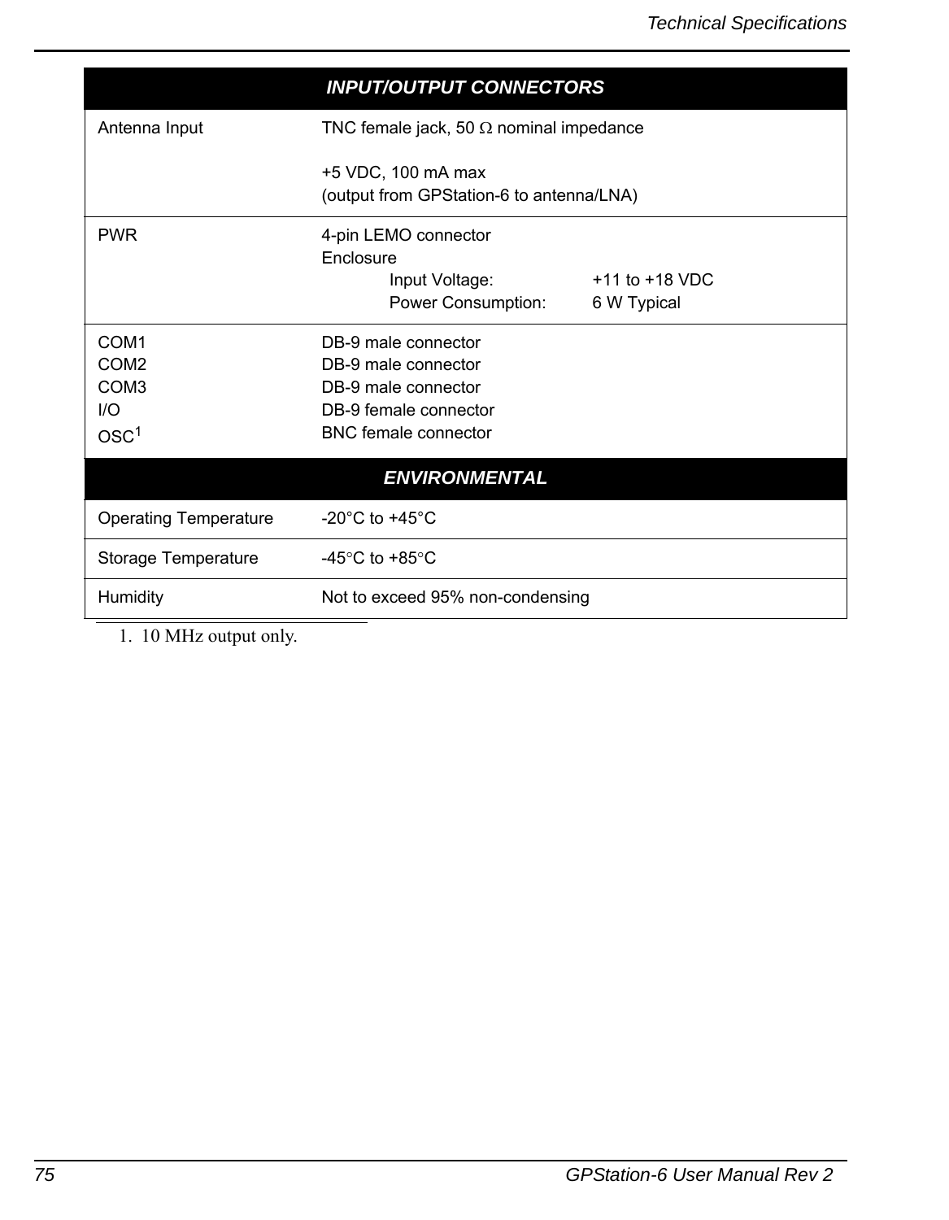| INPUT/OUTPUT CONNECTORS | |
|---|---|
| Antenna Input | TNC female jack, 50 Ω nominal impedance<br><br>+5 VDC, 100 mA max<br>(output from GPStation-6 to antenna/LNA) |
| PWR | 4-pin LEMO connector<br>Enclosure<br>Input Voltage: +11 to +18 VDC<br>Power Consumption: 6 W Typical |
| COM1<br>COM2<br>COM3<br>I/O<br>OSC[1] | DB-9 male connector<br>DB-9 male connector<br>DB-9 male connector<br>DB-9 female connector<br>BNC female connector |
| **ENVIRONMENTAL** | |
| Operating Temperature | -20°C to +45°C |
| Storage Temperature | -45°C to +85°C |
| Humidity | Not to exceed 95% non-condensing |

1. 10 MHz output only.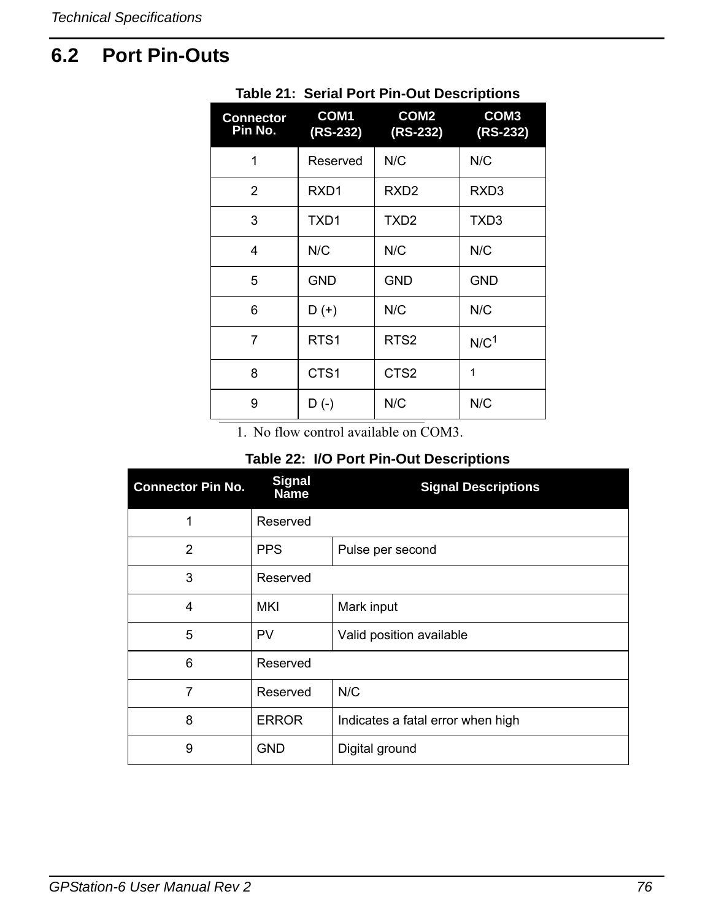## 6.2 Port Pin-Outs

**Table 21: Serial Port Pin-Out Descriptions**

| Connector Pin No. | COM1 (RS-232) | COM2 (RS-232) | COM3 (RS-232) |
|---|---|---|---|
| 1 | Reserved | N/C | N/C |
| 2 | RXD1 | RXD2 | RXD3 |
| 3 | TXD1 | TXD2 | TXD3 |
| 4 | N/C | N/C | N/C |
| 5 | GND | GND | GND |
| 6 | D (+) | N/C | N/C |
| 7 | RTS1 | RTS2 | N/C[1] |
| 8 | CTS1 | CTS2 | [1] |
| 9 | D (-) | N/C | N/C |

1. No flow control available on COM3.

**Table 22: I/O Port Pin-Out Descriptions**

| Connector Pin No. | Signal Name | Signal Descriptions |
|---|---|---|
| 1 | Reserved | |
| 2 | PPS | Pulse per second |
| 3 | Reserved | |
| 4 | MKI | Mark input |
| 5 | PV | Valid position available |
| 6 | Reserved | |
| 7 | Reserved | N/C |
| 8 | ERROR | Indicates a fatal error when high |
| 9 | GND | Digital ground |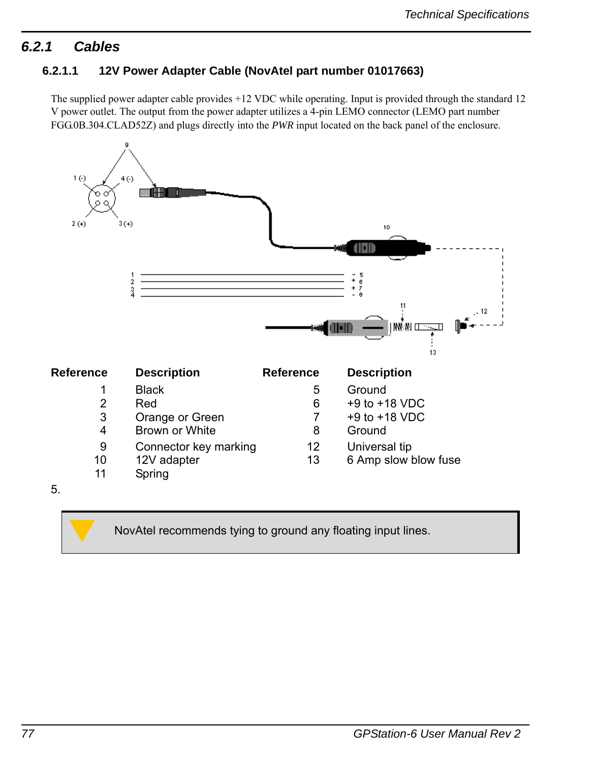### 6.2.1 Cables

#### 6.2.1.1 12V Power Adapter Cable (NovAtel part number 01017663)

The supplied power adapter cable provides +12 VDC while operating. Input is provided through the standard 12 V power outlet. The output from the power adapter utilizes a 4-pin LEMO connector (LEMO part number FGG.0B.304.CLAD52Z) and plugs directly into the *PWR* input located on the back panel of the enclosure.

| Reference | Description | Reference | Description |
|---|---|---|---|
| 1 | Black | 5 | Ground |
| 2 | Red | 6 | +9 to +18 VDC |
| 3 | Orange or Green | 7 | +9 to +18 VDC |
| 4 | Brown or White | 8 | Ground |
| 9 | Connector key marking | 12 | Universal tip |
| 10 | 12V adapter | 13 | 6 Amp slow blow fuse |
| 11 | Spring | | |

5.

> NovAtel recommends tying to ground any floating input lines.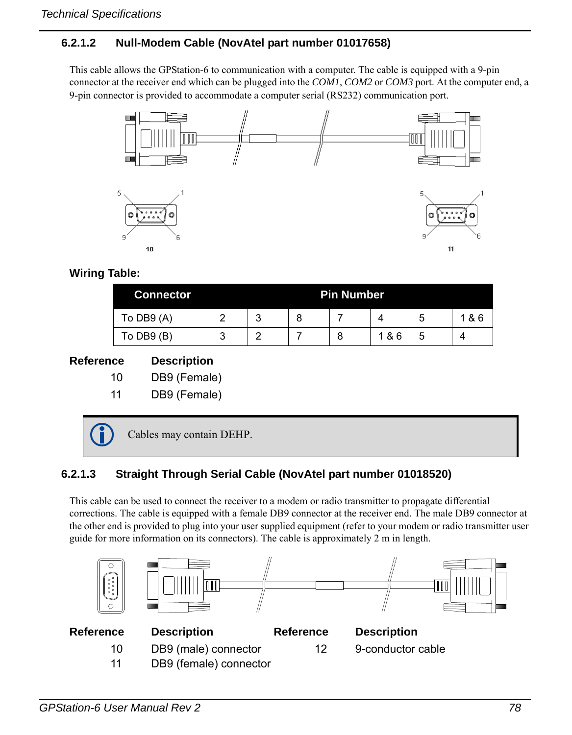### 6.2.1.2 Null-Modem Cable (NovAtel part number 01017658)

This cable allows the GPStation-6 to communication with a computer. The cable is equipped with a 9-pin connector at the receiver end which can be plugged into the *COM1*, *COM2* or *COM3* port. At the computer end, a 9-pin connector is provided to accommodate a computer serial (RS232) communication port.

**Wiring Table:**

| Connector | Pin Number | | | | | | |
|---|---|---|---|---|---|---|---|
| To DB9 (A) | 2 | 3 | 8 | 7 | 4 | 5 | 1 & 6 |
| To DB9 (B) | 3 | 2 | 7 | 8 | 1 & 6 | 5 | 4 |

| Reference | Description |
|---|---|
| 10 | DB9 (Female) |
| 11 | DB9 (Female) |

> Cables may contain DEHP.

### 6.2.1.3 Straight Through Serial Cable (NovAtel part number 01018520)

This cable can be used to connect the receiver to a modem or radio transmitter to propagate differential corrections. The cable is equipped with a female DB9 connector at the receiver end. The male DB9 connector at the other end is provided to plug into your user supplied equipment (refer to your modem or radio transmitter user guide for more information on its connectors). The cable is approximately 2 m in length.

| Reference | Description | Reference | Description |
|---|---|---|---|
| 10 | DB9 (male) connector | 12 | 9-conductor cable |
| 11 | DB9 (female) connector | | |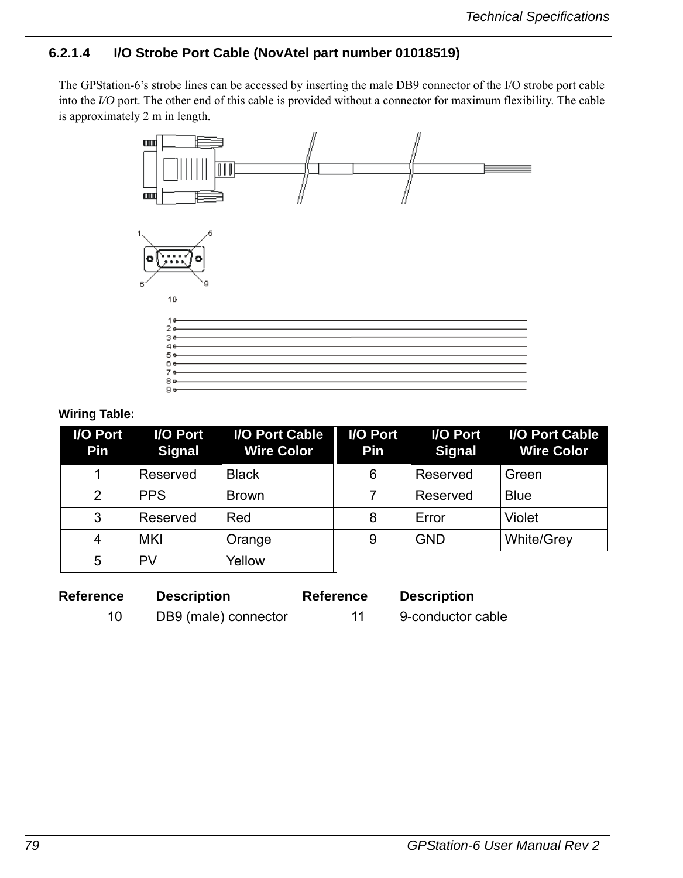#### 6.2.1.4 I/O Strobe Port Cable (NovAtel part number 01018519)

The GPStation-6's strobe lines can be accessed by inserting the male DB9 connector of the I/O strobe port cable into the *I/O* port. The other end of this cable is provided without a connector for maximum flexibility. The cable is approximately 2 m in length.

**Wiring Table:**

| I/O Port Pin | I/O Port Signal | I/O Port Cable Wire Color | I/O Port Pin | I/O Port Signal | I/O Port Cable Wire Color |
|---|---|---|---|---|---|
| 1 | Reserved | Black | 6 | Reserved | Green |
| 2 | PPS | Brown | 7 | Reserved | Blue |
| 3 | Reserved | Red | 8 | Error | Violet |
| 4 | MKI | Orange | 9 | GND | White/Grey |
| 5 | PV | Yellow | | | |

| Reference | Description | Reference | Description |
|---|---|---|---|
| 10 | DB9 (male) connector | 11 | 9-conductor cable |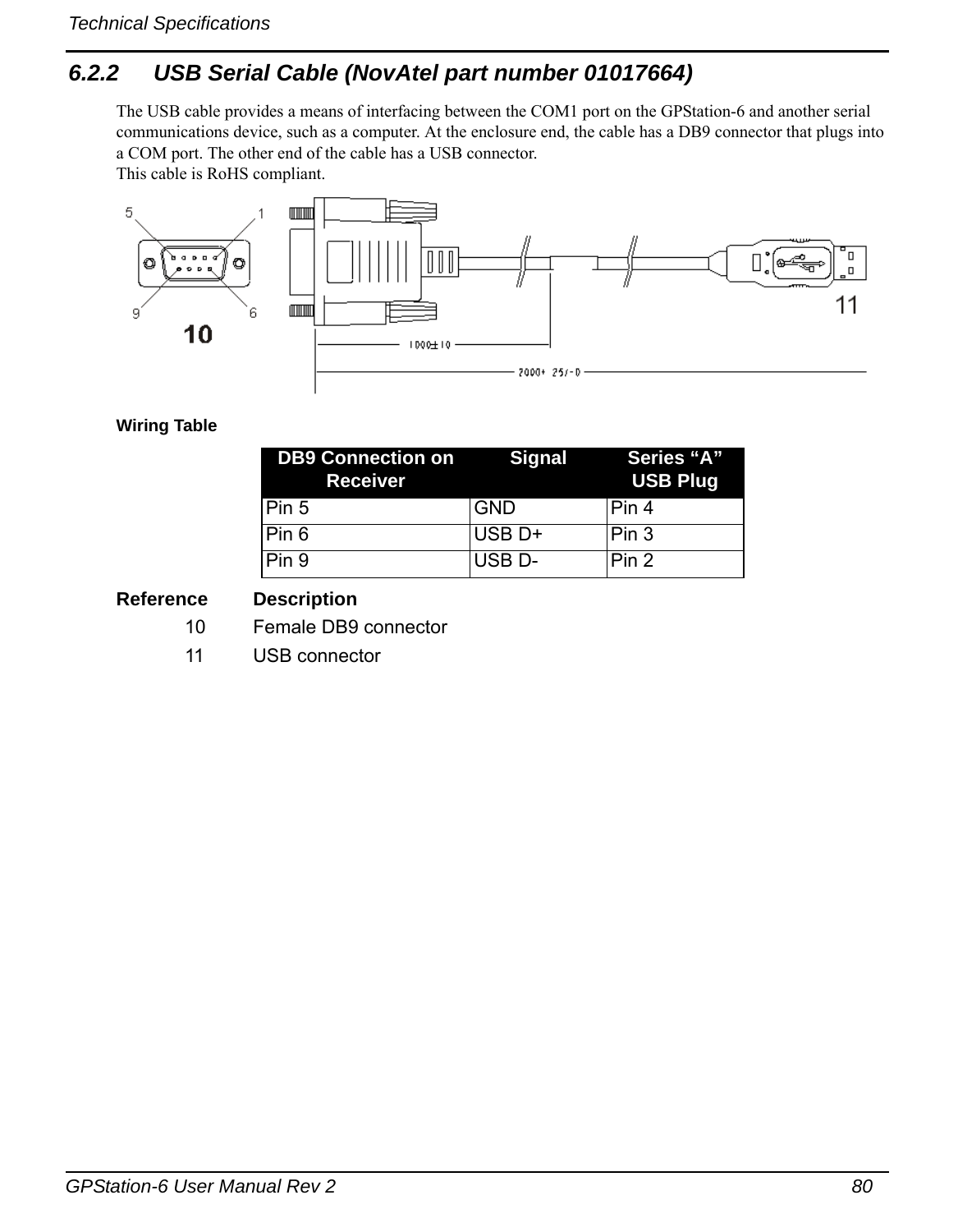### 6.2.2 USB Serial Cable (NovAtel part number 01017664)

The USB cable provides a means of interfacing between the COM1 port on the GPStation-6 and another serial communications device, such as a computer. At the enclosure end, the cable has a DB9 connector that plugs into a COM port. The other end of the cable has a USB connector.
This cable is RoHS compliant.

**Wiring Table**

| DB9 Connection on Receiver | Signal | Series “A” USB Plug |
|---|---|---|
| Pin 5 | GND | Pin 4 |
| Pin 6 | USB D+ | Pin 3 |
| Pin 9 | USB D- | Pin 2 |

| Reference | Description |
|---|---|
| 10 | Female DB9 connector |
| 11 | USB connector |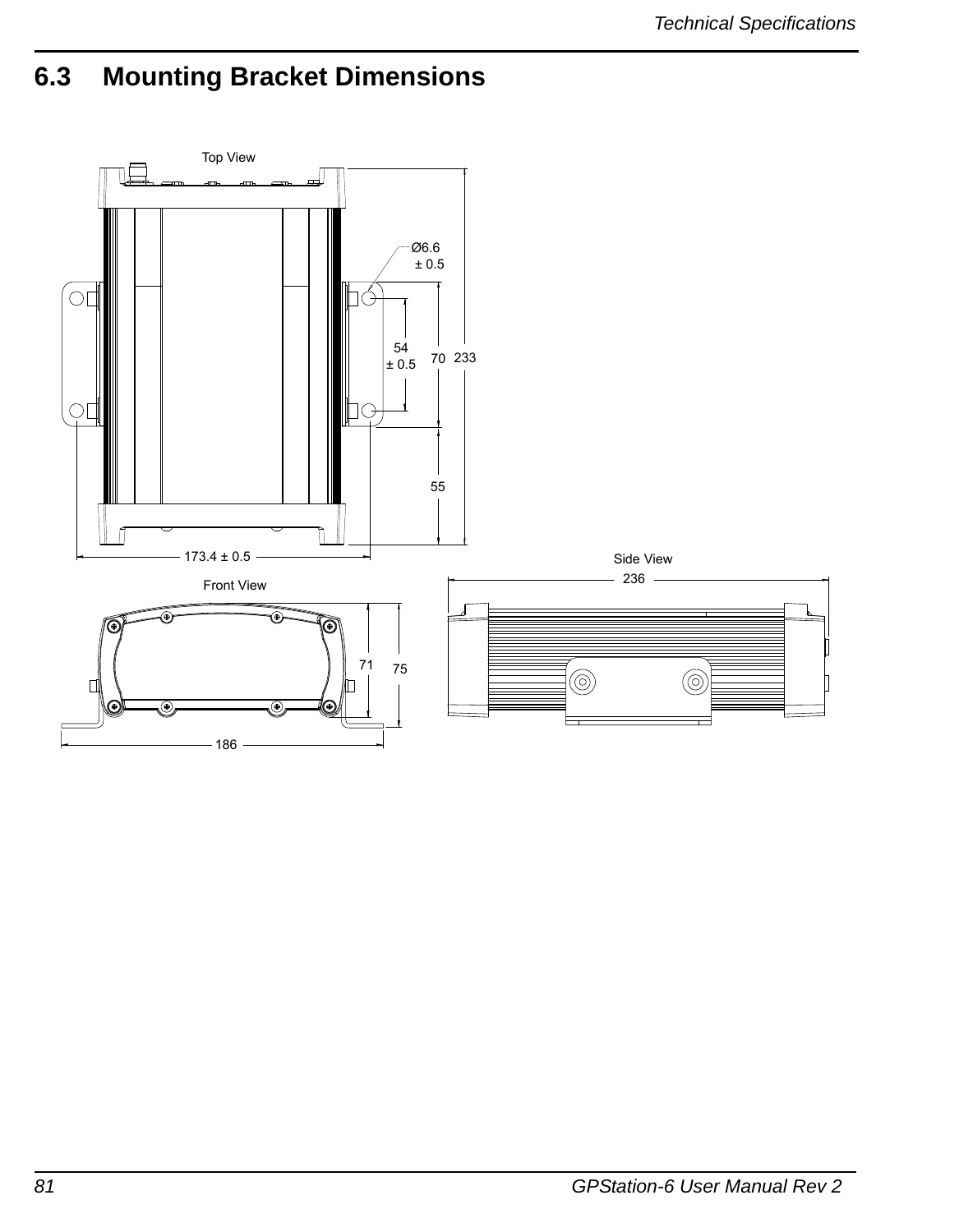## 6.3 Mounting Bracket Dimensions

Top View

Ø6.6 ± 0.5

54 ± 0.5

70

233

55

173.4 ± 0.5

Front View

71

75

186

Side View

236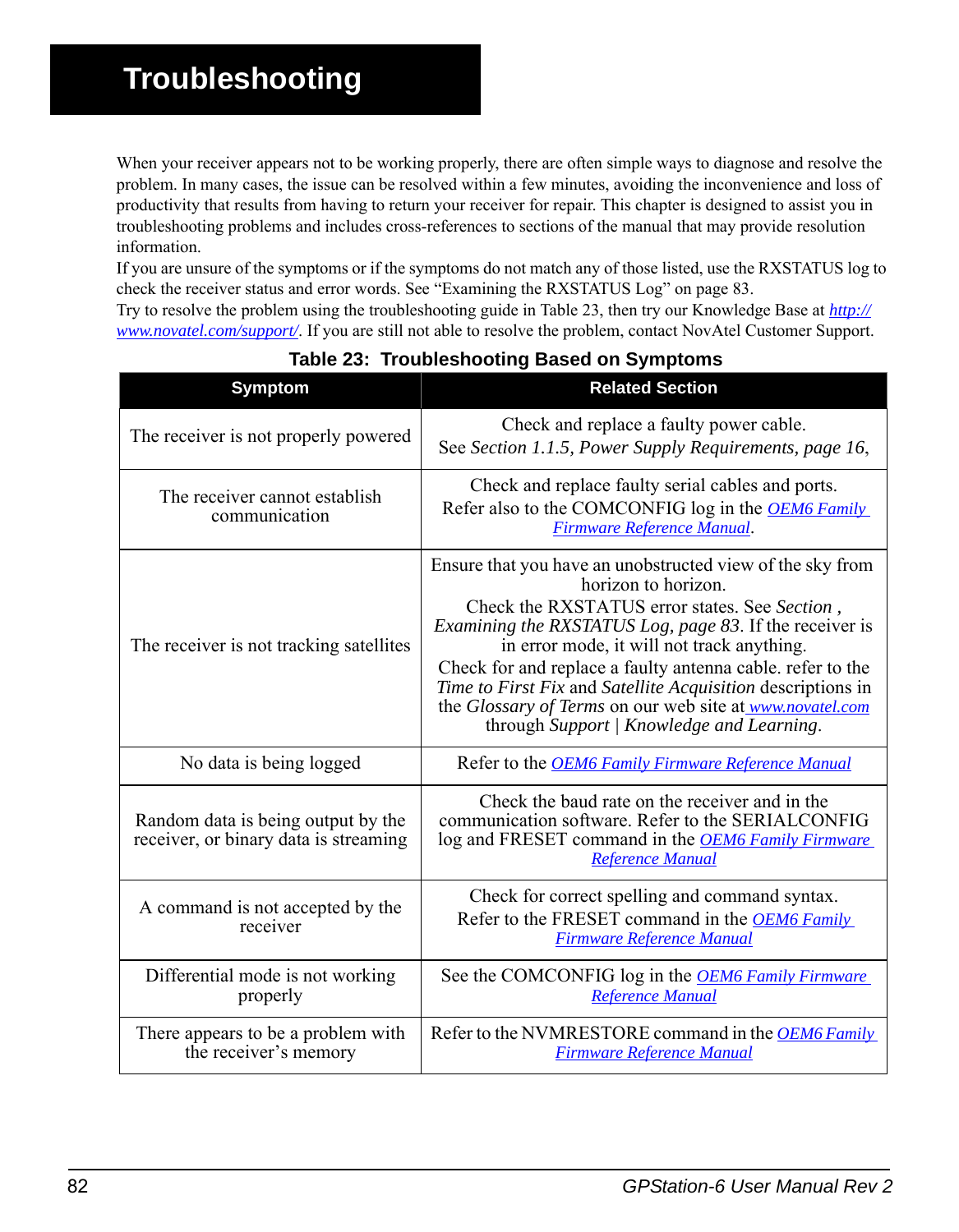# Troubleshooting

When your receiver appears not to be working properly, there are often simple ways to diagnose and resolve the problem. In many cases, the issue can be resolved within a few minutes, avoiding the inconvenience and loss of productivity that results from having to return your receiver for repair. This chapter is designed to assist you in troubleshooting problems and includes cross-references to sections of the manual that may provide resolution information.

If you are unsure of the symptoms or if the symptoms do not match any of those listed, use the RXSTATUS log to check the receiver status and error words. See "Examining the RXSTATUS Log" on page 83.

Try to resolve the problem using the troubleshooting guide in Table 23, then try our Knowledge Base at [http://www.novatel.com/support/](http://www.novatel.com/support/). If you are still not able to resolve the problem, contact NovAtel Customer Support.

**Table 23: Troubleshooting Based on Symptoms**

| Symptom | Related Section |
|---|---|
| The receiver is not properly powered | Check and replace a faulty power cable. See *Section 1.1.5, Power Supply Requirements, page 16*, |
| The receiver cannot establish communication | Check and replace faulty serial cables and ports. Refer also to the COMCONFIG log in the *OEM6 Family Firmware Reference Manual*. |
| The receiver is not tracking satellites | Ensure that you have an unobstructed view of the sky from horizon to horizon. Check the RXSTATUS error states. See *Section , Examining the RXSTATUS Log, page 83*. If the receiver is in error mode, it will not track anything. Check for and replace a faulty antenna cable. refer to the *Time to First Fix* and *Satellite Acquisition* descriptions in the *Glossary of Terms* on our web site at www.novatel.com through *Support* \| *Knowledge and Learning*. |
| No data is being logged | Refer to the *OEM6 Family Firmware Reference Manual* |
| Random data is being output by the receiver, or binary data is streaming | Check the baud rate on the receiver and in the communication software. Refer to the SERIALCONFIG log and FRESET command in the *OEM6 Family Firmware Reference Manual* |
| A command is not accepted by the receiver | Check for correct spelling and command syntax. Refer to the FRESET command in the *OEM6 Family Firmware Reference Manual* |
| Differential mode is not working properly | See the COMCONFIG log in the *OEM6 Family Firmware Reference Manual* |
| There appears to be a problem with the receiver's memory | Refer to the NVMRESTORE command in the *OEM6 Family Firmware Reference Manual* |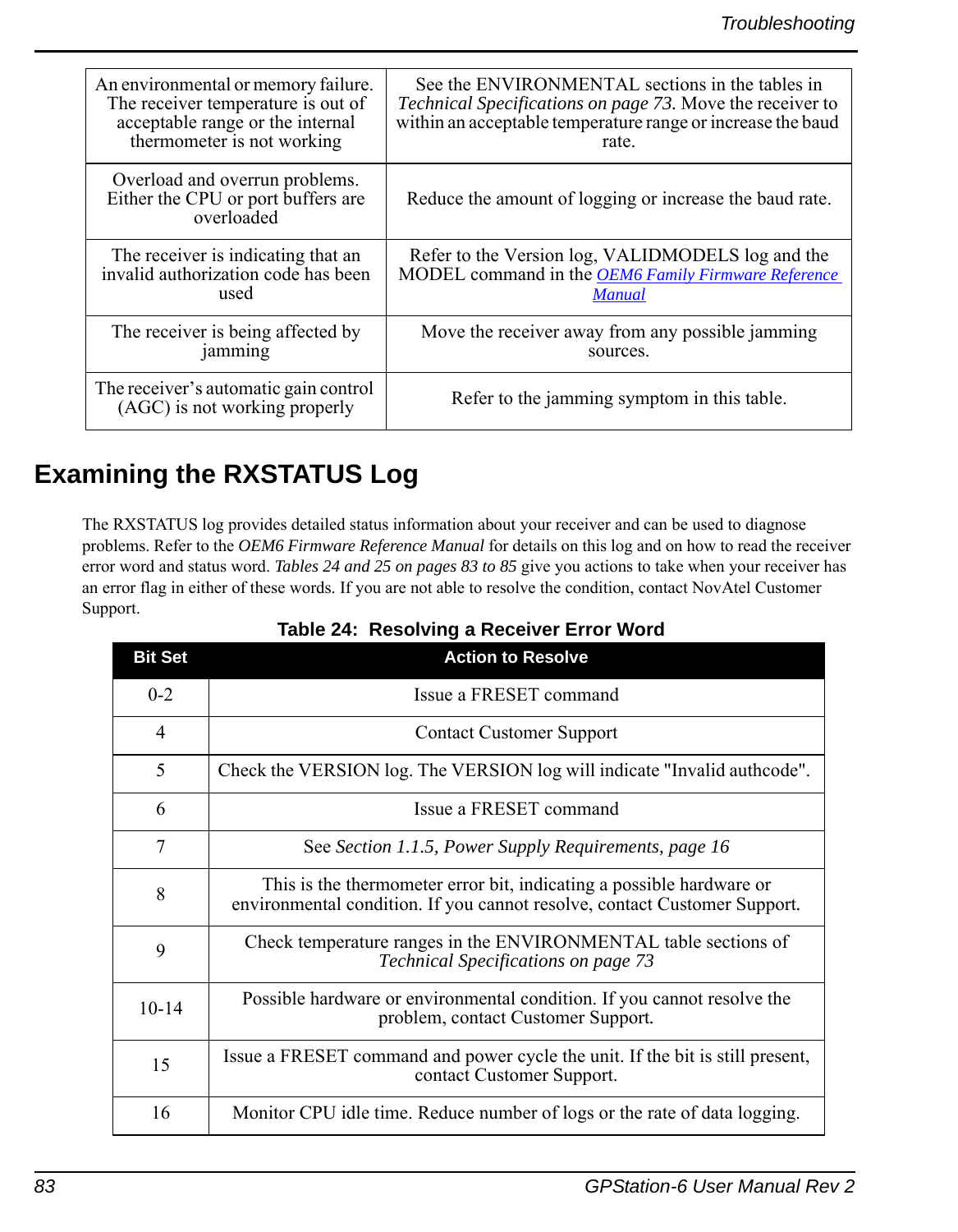| | |
|---|---|
| An environmental or memory failure. The receiver temperature is out of acceptable range or the internal thermometer is not working | See the ENVIRONMENTAL sections in the tables in *Technical Specifications on page 73*. Move the receiver to within an acceptable temperature range or increase the baud rate. |
| Overload and overrun problems. Either the CPU or port buffers are overloaded | Reduce the amount of logging or increase the baud rate. |
| The receiver is indicating that an invalid authorization code has been used | Refer to the Version log, VALIDMODELS log and the MODEL command in the *OEM6 Family Firmware Reference Manual* |
| The receiver is being affected by jamming | Move the receiver away from any possible jamming sources. |
| The receiver's automatic gain control (AGC) is not working properly | Refer to the jamming symptom in this table. |

## Examining the RXSTATUS Log

The RXSTATUS log provides detailed status information about your receiver and can be used to diagnose problems. Refer to the *OEM6 Firmware Reference Manual* for details on this log and on how to read the receiver error word and status word. *Tables 24 and 25 on pages 83 to 85* give you actions to take when your receiver has an error flag in either of these words. If you are not able to resolve the condition, contact NovAtel Customer Support.

**Table 24: Resolving a Receiver Error Word**

| Bit Set | Action to Resolve |
|---|---|
| 0-2 | Issue a FRESET command |
| 4 | Contact Customer Support |
| 5 | Check the VERSION log. The VERSION log will indicate "Invalid authcode". |
| 6 | Issue a FRESET command |
| 7 | See *Section 1.1.5, Power Supply Requirements, page 16* |
| 8 | This is the thermometer error bit, indicating a possible hardware or environmental condition. If you cannot resolve, contact Customer Support. |
| 9 | Check temperature ranges in the ENVIRONMENTAL table sections of *Technical Specifications on page 73* |
| 10-14 | Possible hardware or environmental condition. If you cannot resolve the problem, contact Customer Support. |
| 15 | Issue a FRESET command and power cycle the unit. If the bit is still present, contact Customer Support. |
| 16 | Monitor CPU idle time. Reduce number of logs or the rate of data logging. |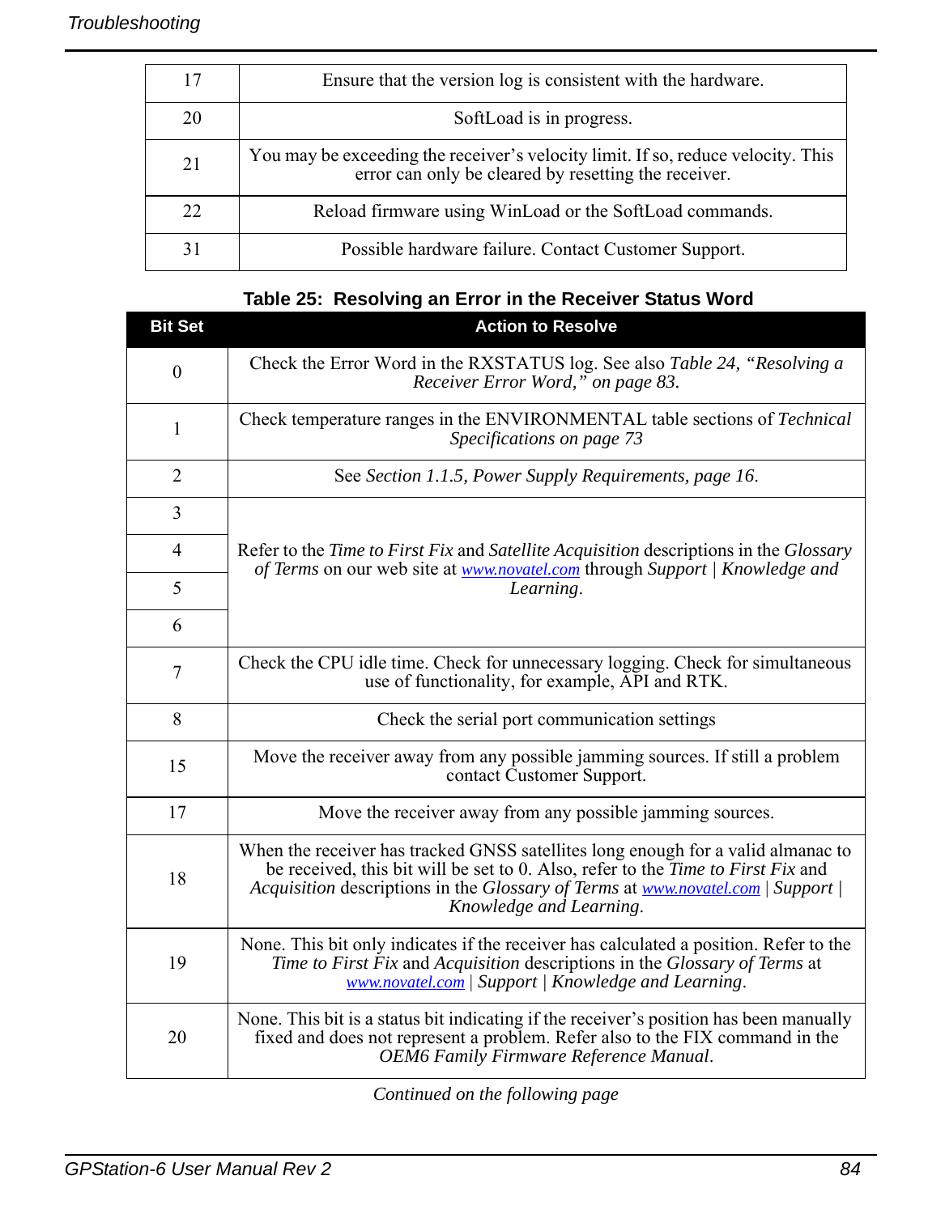| | |
|---|---|
| 17 | Ensure that the version log is consistent with the hardware. |
| 20 | SoftLoad is in progress. |
| 21 | You may be exceeding the receiver's velocity limit. If so, reduce velocity. This error can only be cleared by resetting the receiver. |
| 22 | Reload firmware using WinLoad or the SoftLoad commands. |
| 31 | Possible hardware failure. Contact Customer Support. |

**Table 25: Resolving an Error in the Receiver Status Word**

| Bit Set | Action to Resolve |
|---|---|
| 0 | Check the Error Word in the RXSTATUS log. See also *Table 24, "Resolving a Receiver Error Word," on page 83.* |
| 1 | Check temperature ranges in the ENVIRONMENTAL table sections of *Technical Specifications on page 73* |
| 2 | See *Section 1.1.5, Power Supply Requirements, page 16*. |
| 3 | Refer to the *Time to First Fix* and *Satellite Acquisition* descriptions in the *Glossary of Terms* on our web site at www.novatel.com through *Support* \| *Knowledge and Learning*. |
| 4 | |
| 5 | |
| 6 | |
| 7 | Check the CPU idle time. Check for unnecessary logging. Check for simultaneous use of functionality, for example, API and RTK. |
| 8 | Check the serial port communication settings |
| 15 | Move the receiver away from any possible jamming sources. If still a problem contact Customer Support. |
| 17 | Move the receiver away from any possible jamming sources. |
| 18 | When the receiver has tracked GNSS satellites long enough for a valid almanac to be received, this bit will be set to 0. Also, refer to the *Time to First Fix* and *Acquisition* descriptions in the *Glossary of Terms* at www.novatel.com \| *Support* \| *Knowledge and Learning*. |
| 19 | None. This bit only indicates if the receiver has calculated a position. Refer to the *Time to First Fix* and *Acquisition* descriptions in the *Glossary of Terms* at www.novatel.com \| *Support* \| *Knowledge and Learning*. |
| 20 | None. This bit is a status bit indicating if the receiver's position has been manually fixed and does not represent a problem. Refer also to the FIX command in the *OEM6 Family Firmware Reference Manual*. |

*Continued on the following page*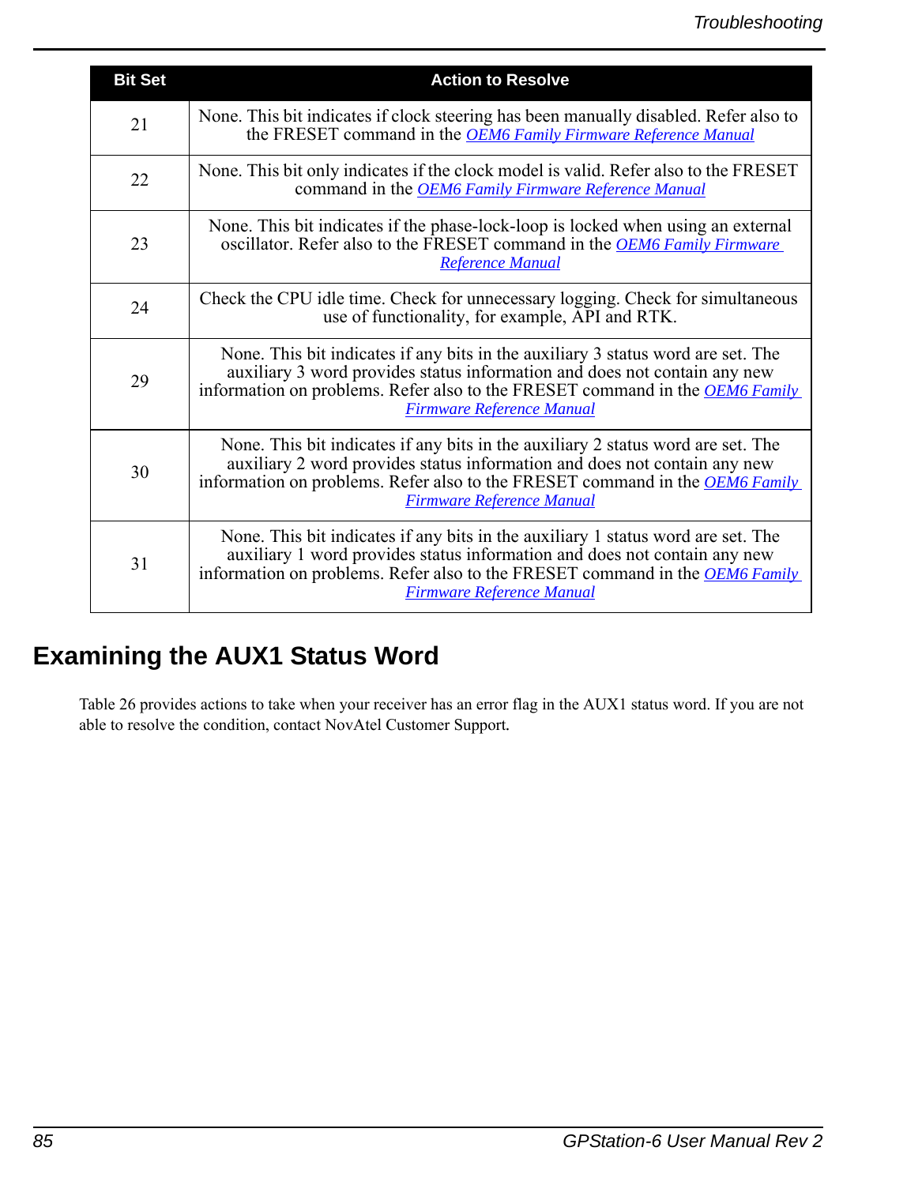| Bit Set | Action to Resolve |
|---|---|
| 21 | None. This bit indicates if clock steering has been manually disabled. Refer also to the FRESET command in the *OEM6 Family Firmware Reference Manual* |
| 22 | None. This bit only indicates if the clock model is valid. Refer also to the FRESET command in the *OEM6 Family Firmware Reference Manual* |
| 23 | None. This bit indicates if the phase-lock-loop is locked when using an external oscillator. Refer also to the FRESET command in the *OEM6 Family Firmware Reference Manual* |
| 24 | Check the CPU idle time. Check for unnecessary logging. Check for simultaneous use of functionality, for example, API and RTK. |
| 29 | None. This bit indicates if any bits in the auxiliary 3 status word are set. The auxiliary 3 word provides status information and does not contain any new information on problems. Refer also to the FRESET command in the *OEM6 Family Firmware Reference Manual* |
| 30 | None. This bit indicates if any bits in the auxiliary 2 status word are set. The auxiliary 2 word provides status information and does not contain any new information on problems. Refer also to the FRESET command in the *OEM6 Family Firmware Reference Manual* |
| 31 | None. This bit indicates if any bits in the auxiliary 1 status word are set. The auxiliary 1 word provides status information and does not contain any new information on problems. Refer also to the FRESET command in the *OEM6 Family Firmware Reference Manual* |

## Examining the AUX1 Status Word

Table 26 provides actions to take when your receiver has an error flag in the AUX1 status word. If you are not able to resolve the condition, contact NovAtel Customer Support.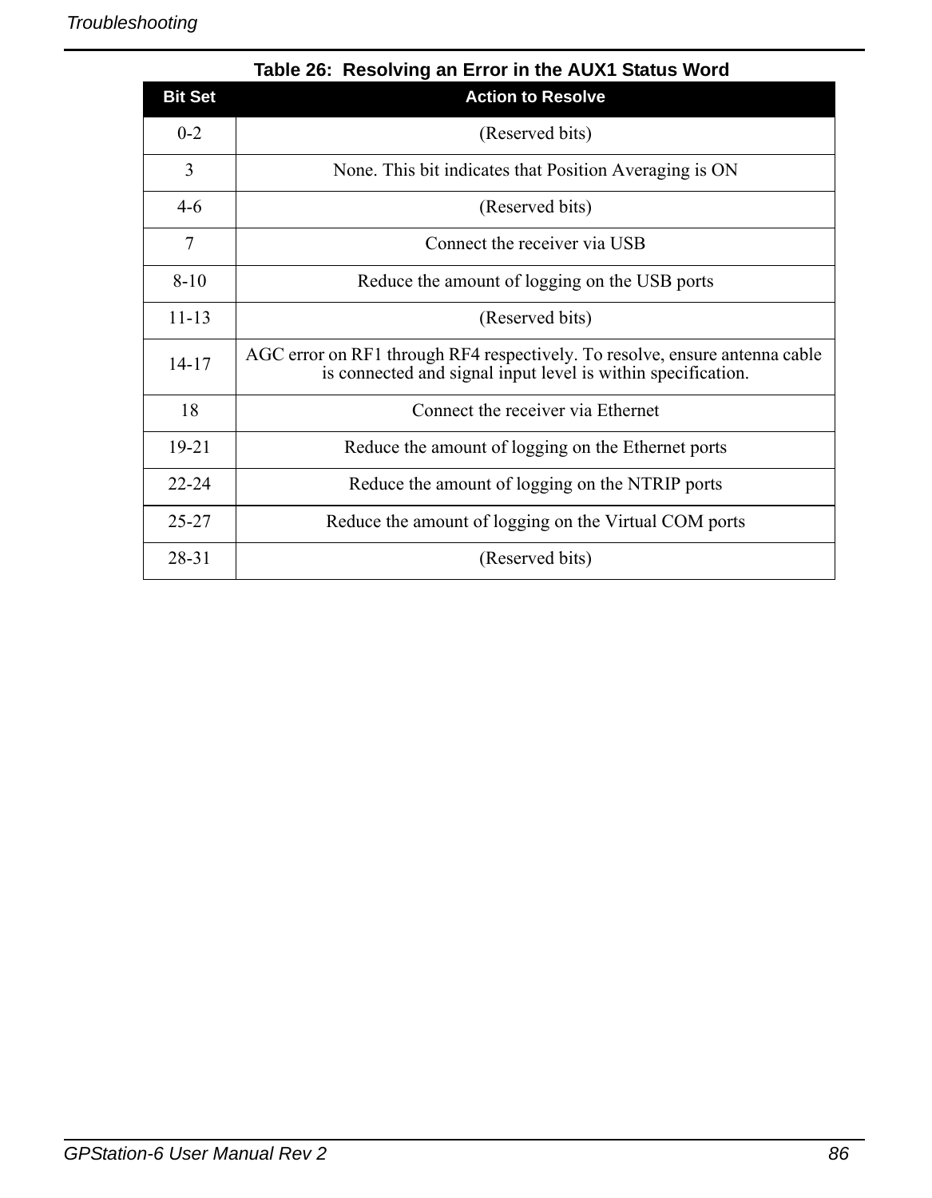**Table 26: Resolving an Error in the AUX1 Status Word**

| Bit Set | Action to Resolve |
| --- | --- |
| 0-2 | (Reserved bits) |
| 3 | None. This bit indicates that Position Averaging is ON |
| 4-6 | (Reserved bits) |
| 7 | Connect the receiver via USB |
| 8-10 | Reduce the amount of logging on the USB ports |
| 11-13 | (Reserved bits) |
| 14-17 | AGC error on RF1 through RF4 respectively. To resolve, ensure antenna cable is connected and signal input level is within specification. |
| 18 | Connect the receiver via Ethernet |
| 19-21 | Reduce the amount of logging on the Ethernet ports |
| 22-24 | Reduce the amount of logging on the NTRIP ports |
| 25-27 | Reduce the amount of logging on the Virtual COM ports |
| 28-31 | (Reserved bits) |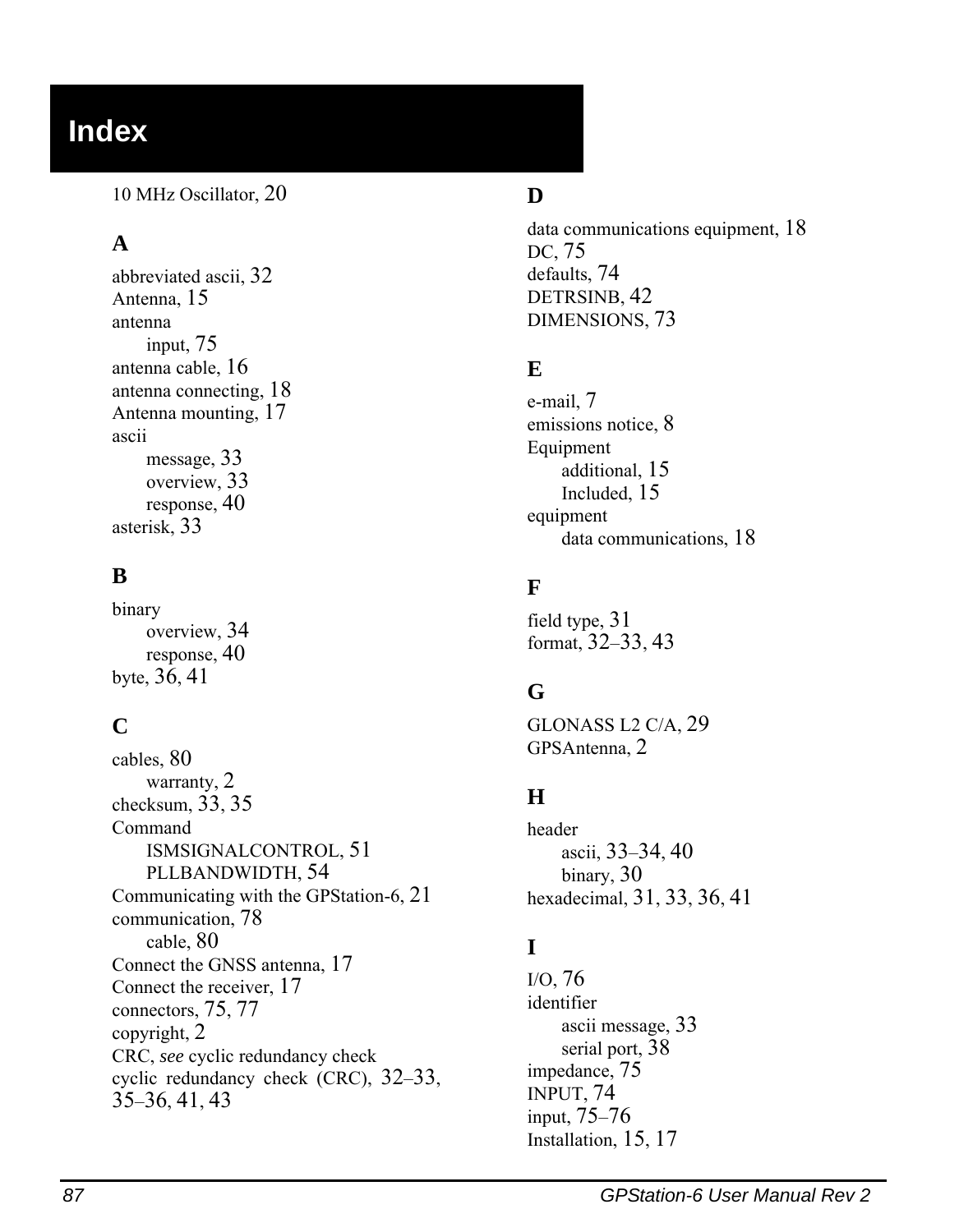# Index

10 MHz Oscillator, 20

## A

abbreviated ascii, 32
Antenna, 15
antenna
  input, 75
antenna cable, 16
antenna connecting, 18
Antenna mounting, 17
ascii
  message, 33
  overview, 33
  response, 40
asterisk, 33

## B

binary
  overview, 34
  response, 40
byte, 36, 41

## C

cables, 80
  warranty, 2
checksum, 33, 35
Command
  ISMSIGNALCONTROL, 51
  PLLBANDWIDTH, 54
Communicating with the GPStation-6, 21
communication, 78
  cable, 80
Connect the GNSS antenna, 17
Connect the receiver, 17
connectors, 75, 77
copyright, 2
CRC, *see* cyclic redundancy check
cyclic redundancy check (CRC), 32–33, 35–36, 41, 43

## D

data communications equipment, 18
DC, 75
defaults, 74
DETRSINB, 42
DIMENSIONS, 73

## E

e-mail, 7
emissions notice, 8
Equipment
  additional, 15
  Included, 15
equipment
  data communications, 18

## F

field type, 31
format, 32–33, 43

## G

GLONASS L2 C/A, 29
GPSAntenna, 2

## H

header
  ascii, 33–34, 40
  binary, 30
hexadecimal, 31, 33, 36, 41

## I

I/O, 76
identifier
  ascii message, 33
  serial port, 38
impedance, 75
INPUT, 74
input, 75–76
Installation, 15, 17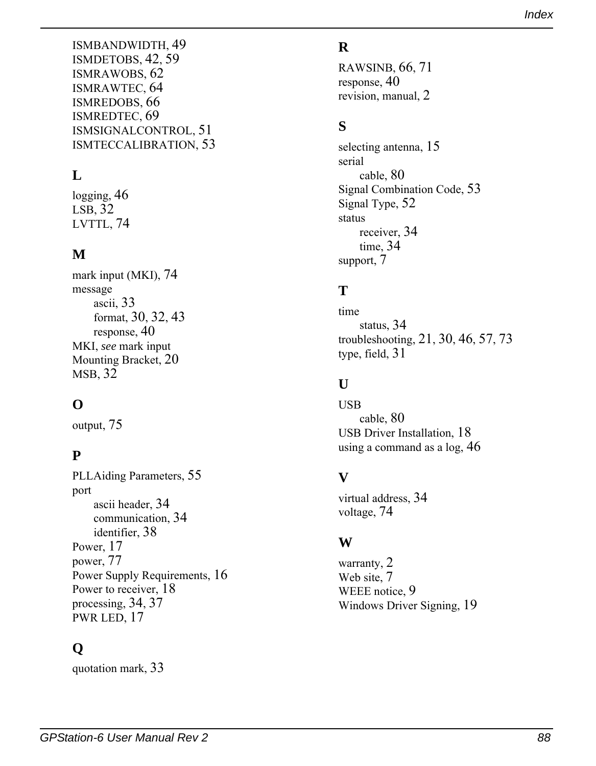ISMBANDWIDTH, 49
ISMDETOBS, 42, 59
ISMRAWOBS, 62
ISMRAWTEC, 64
ISMREDOBS, 66
ISMREDTEC, 69
ISMSIGNALCONTROL, 51
ISMTECCALIBRATION, 53

## L

logging, 46
LSB, 32
LVTTL, 74

## M

mark input (MKI), 74
message
- ascii, 33
- format, 30, 32, 43
- response, 40

MKI, *see* mark input
Mounting Bracket, 20
MSB, 32

## O

output, 75

## P

PLLAiding Parameters, 55
port
- ascii header, 34
- communication, 34
- identifier, 38

Power, 17
power, 77
Power Supply Requirements, 16
Power to receiver, 18
processing, 34, 37
PWR LED, 17

## Q

quotation mark, 33

## R

RAWSINB, 66, 71
response, 40
revision, manual, 2

## S

selecting antenna, 15
serial
- cable, 80

Signal Combination Code, 53
Signal Type, 52
status
- receiver, 34
- time, 34

support, 7

## T

time
- status, 34

troubleshooting, 21, 30, 46, 57, 73
type, field, 31

## U

USB
- cable, 80

USB Driver Installation, 18
using a command as a log, 46

## V

virtual address, 34
voltage, 74

## W

warranty, 2
Web site, 7
WEEE notice, 9
Windows Driver Signing, 19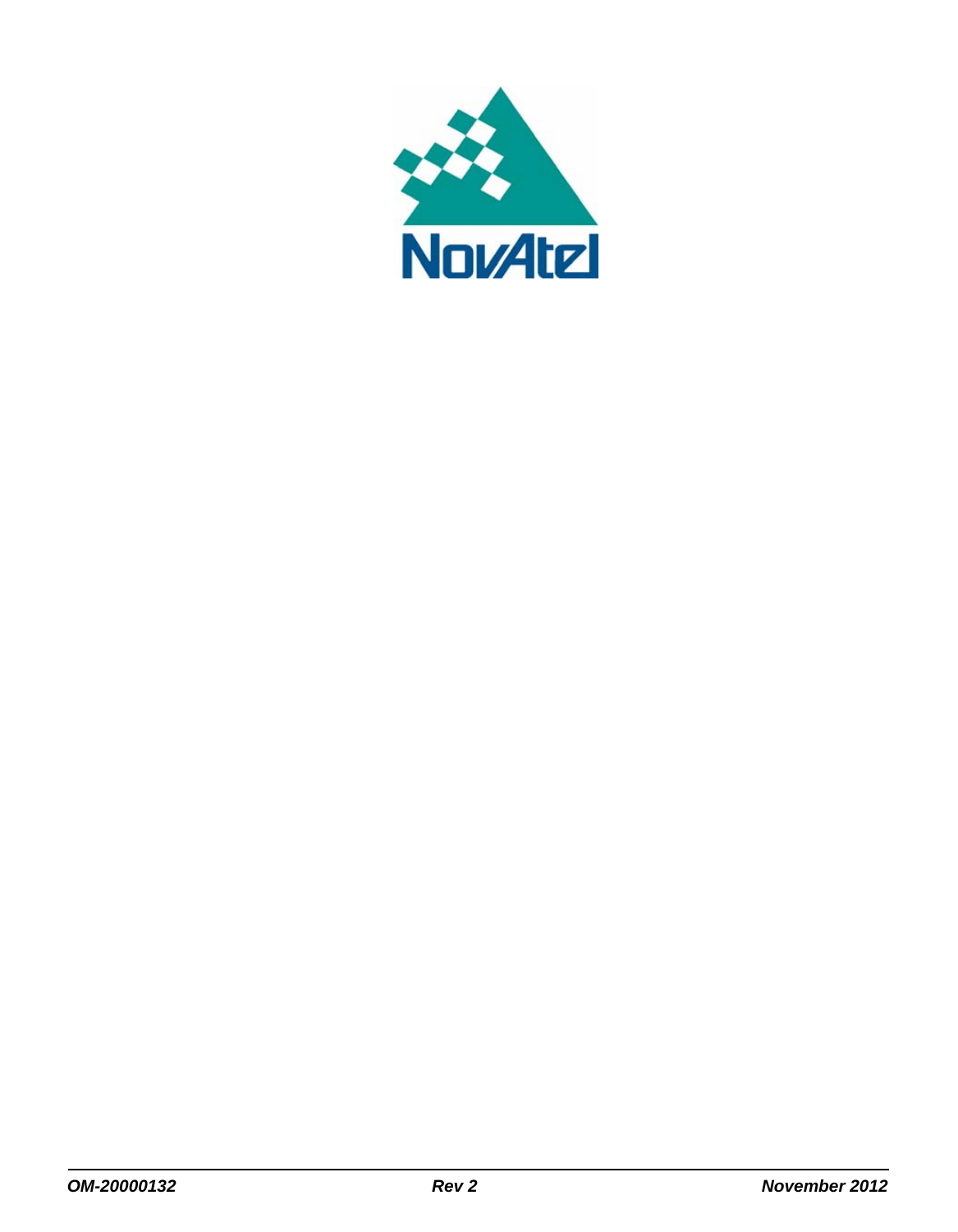NovAtel

OM-20000132 Rev 2 November 2012